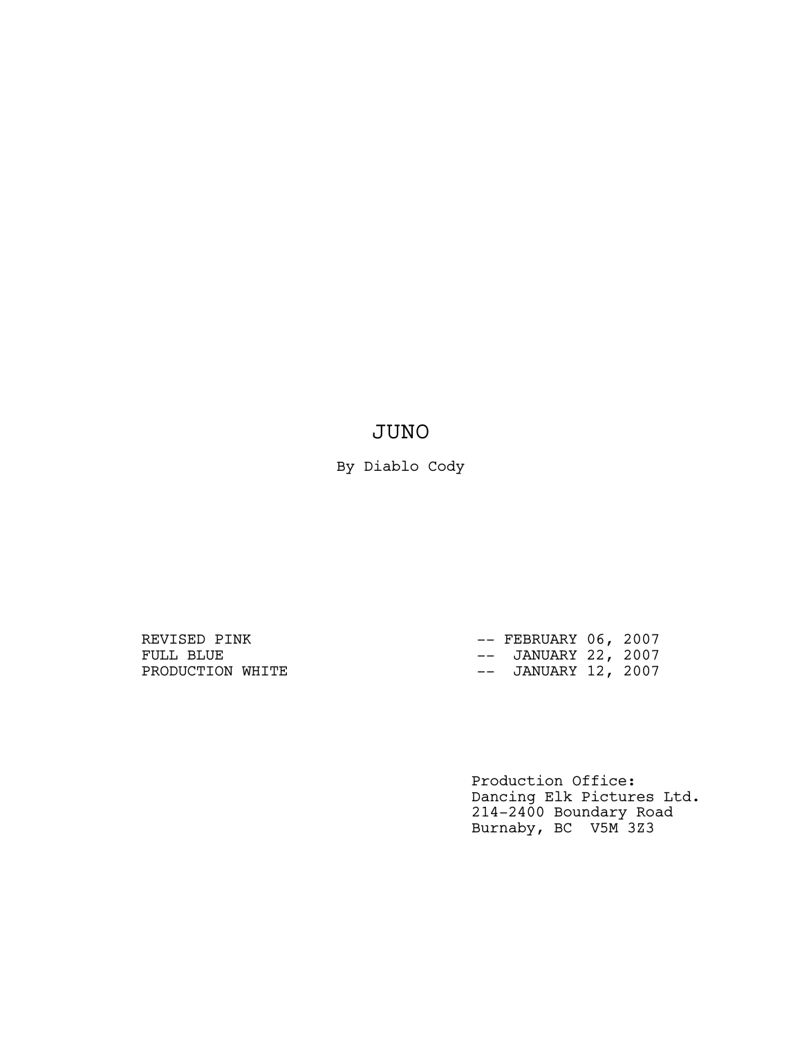# JUNO

By Diablo Cody

REVISED PINK -- FEBRUARY 06, 2007
FULL BLUE -- JANUARY 22, 2007
PRODUCTION WHITE -- JANUARY 12, 2007

Production Office:
Dancing Elk Pictures Ltd.
214-2400 Boundary Road
Burnaby, BC V5M 3Z3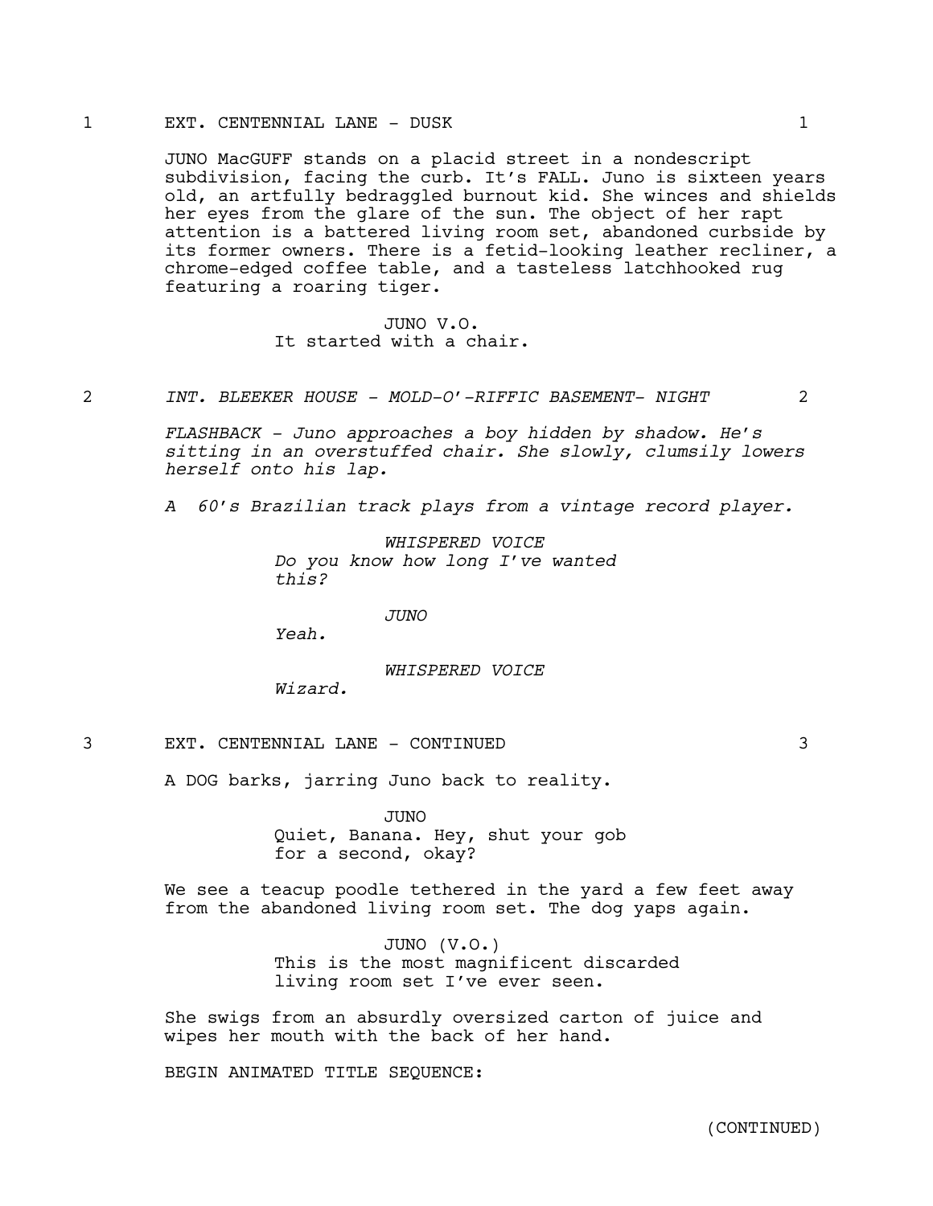1 EXT. CENTENNIAL LANE - DUSK 1

JUNO MacGUFF stands on a placid street in a nondescript subdivision, facing the curb. It's FALL. Juno is sixteen years old, an artfully bedraggled burnout kid. She winces and shields her eyes from the glare of the sun. The object of her rapt attention is a battered living room set, abandoned curbside by its former owners. There is a fetid-looking leather recliner, a chrome-edged coffee table, and a tasteless latchhooked rug featuring a roaring tiger.

JUNO V.O.
It started with a chair.

2 *INT. BLEEKER HOUSE - MOLD-O'-RIFFIC BASEMENT- NIGHT* 2

*FLASHBACK - Juno approaches a boy hidden by shadow. He's sitting in an overstuffed chair. She slowly, clumsily lowers herself onto his lap.*

*A 60's Brazilian track plays from a vintage record player.*

*WHISPERED VOICE*
*Do you know how long I've wanted this?*

*JUNO*
*Yeah.*

*WHISPERED VOICE*
*Wizard.*

3 EXT. CENTENNIAL LANE - CONTINUED 3

A DOG barks, jarring Juno back to reality.

JUNO
Quiet, Banana. Hey, shut your gob for a second, okay?

We see a teacup poodle tethered in the yard a few feet away from the abandoned living room set. The dog yaps again.

JUNO (V.O.)
This is the most magnificent discarded living room set I've ever seen.

She swigs from an absurdly oversized carton of juice and wipes her mouth with the back of her hand.

BEGIN ANIMATED TITLE SEQUENCE:

(CONTINUED)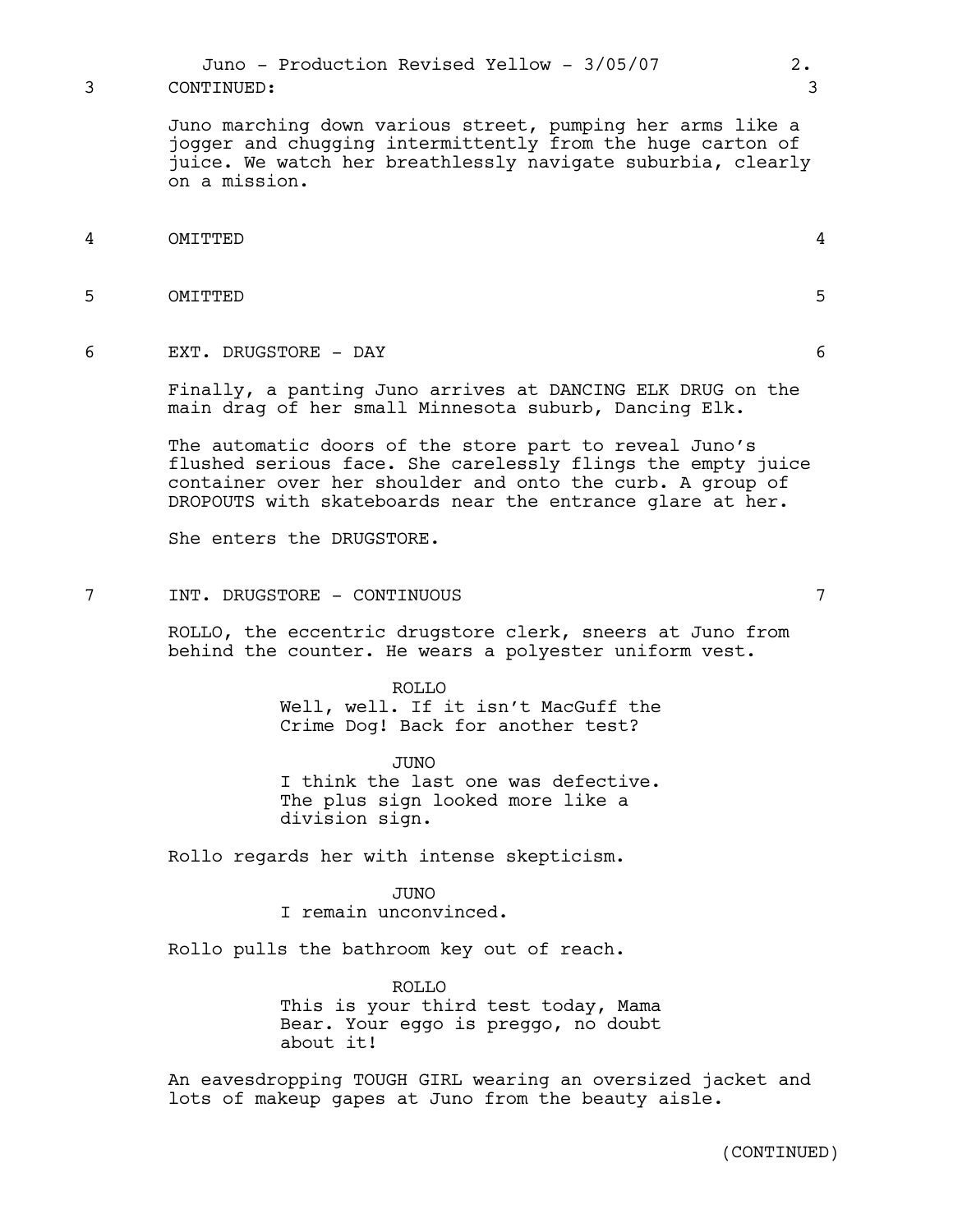3 CONTINUED: 3

Juno marching down various street, pumping her arms like a jogger and chugging intermittently from the huge carton of juice. We watch her breathlessly navigate suburbia, clearly on a mission.

4 OMITTED 4

5 OMITTED 5

6 EXT. DRUGSTORE - DAY 6

Finally, a panting Juno arrives at DANCING ELK DRUG on the main drag of her small Minnesota suburb, Dancing Elk.

The automatic doors of the store part to reveal Juno's flushed serious face. She carelessly flings the empty juice container over her shoulder and onto the curb. A group of DROPOUTS with skateboards near the entrance glare at her.

She enters the DRUGSTORE.

7 INT. DRUGSTORE - CONTINUOUS 7

ROLLO, the eccentric drugstore clerk, sneers at Juno from behind the counter. He wears a polyester uniform vest.

ROLLO
Well, well. If it isn't MacGuff the Crime Dog! Back for another test?

JUNO
I think the last one was defective. The plus sign looked more like a division sign.

Rollo regards her with intense skepticism.

JUNO
I remain unconvinced.

Rollo pulls the bathroom key out of reach.

ROLLO
This is your third test today, Mama Bear. Your eggo is preggo, no doubt about it!

An eavesdropping TOUGH GIRL wearing an oversized jacket and lots of makeup gapes at Juno from the beauty aisle.

(CONTINUED)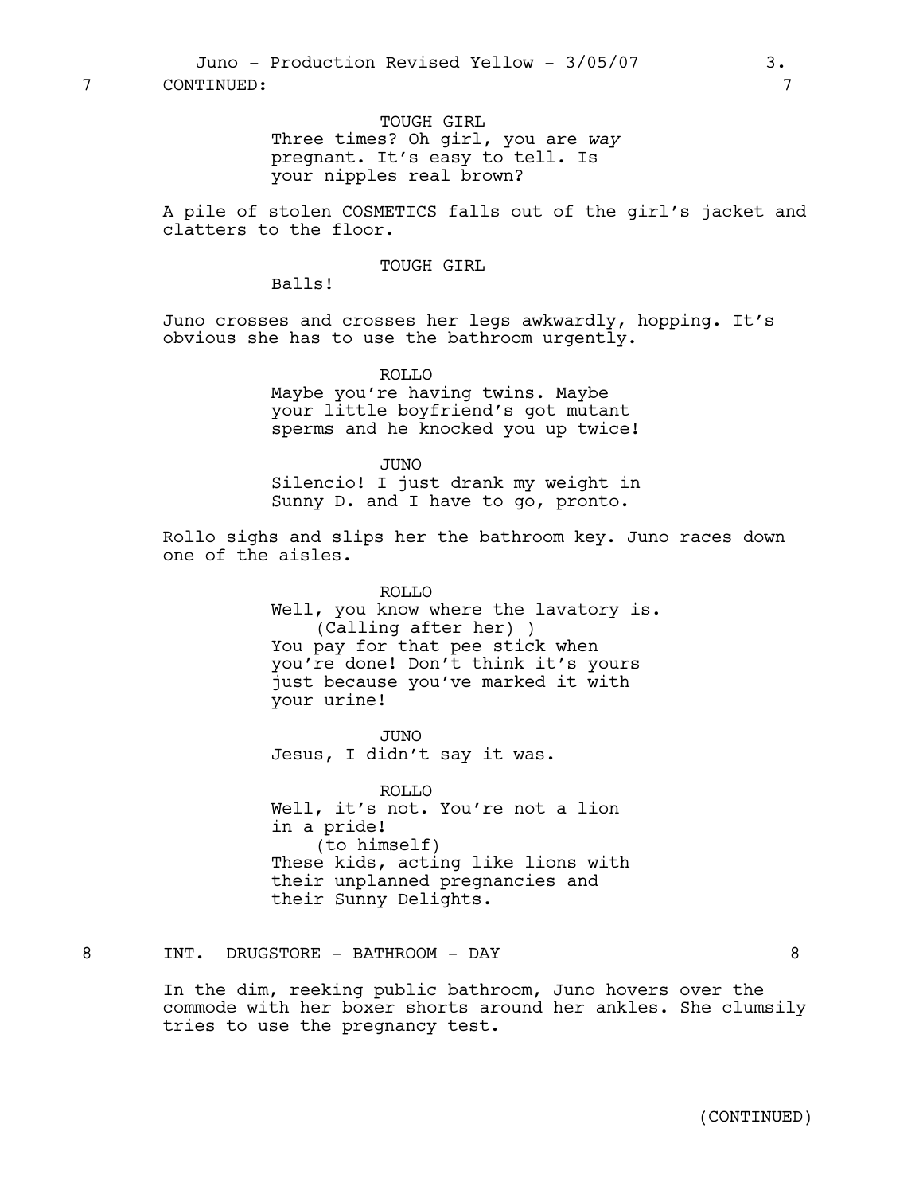7 CONTINUED: 7

TOUGH GIRL
Three times? Oh girl, you are *way* pregnant. It's easy to tell. Is your nipples real brown?

A pile of stolen COSMETICS falls out of the girl's jacket and clatters to the floor.

TOUGH GIRL
Balls!

Juno crosses and crosses her legs awkwardly, hopping. It's obvious she has to use the bathroom urgently.

ROLLO
Maybe you're having twins. Maybe your little boyfriend's got mutant sperms and he knocked you up twice!

JUNO
Silencio! I just drank my weight in Sunny D. and I have to go, pronto.

Rollo sighs and slips her the bathroom key. Juno races down one of the aisles.

ROLLO
Well, you know where the lavatory is.
(Calling after her) )
You pay for that pee stick when you're done! Don't think it's yours just because you've marked it with your urine!

JUNO
Jesus, I didn't say it was.

ROLLO
Well, it's not. You're not a lion in a pride!
(to himself)
These kids, acting like lions with their unplanned pregnancies and their Sunny Delights.

8 INT. DRUGSTORE - BATHROOM - DAY 8

In the dim, reeking public bathroom, Juno hovers over the commode with her boxer shorts around her ankles. She clumsily tries to use the pregnancy test.

(CONTINUED)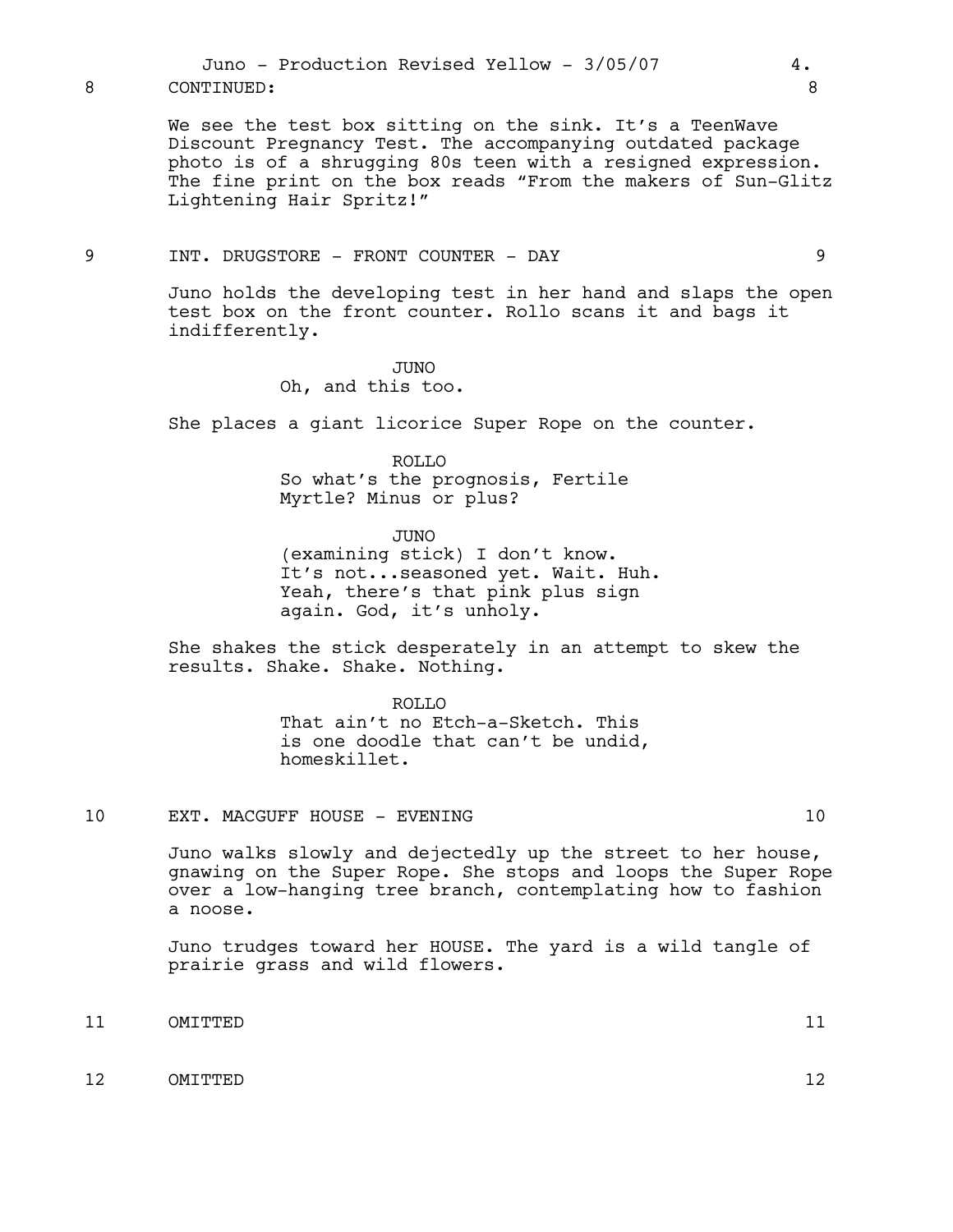8 CONTINUED: 8

We see the test box sitting on the sink. It's a TeenWave Discount Pregnancy Test. The accompanying outdated package photo is of a shrugging 80s teen with a resigned expression. The fine print on the box reads "From the makers of Sun-Glitz Lightening Hair Spritz!"

## 9 INT. DRUGSTORE - FRONT COUNTER - DAY 9

Juno holds the developing test in her hand and slaps the open test box on the front counter. Rollo scans it and bags it indifferently.

JUNO
Oh, and this too.

She places a giant licorice Super Rope on the counter.

ROLLO
So what's the prognosis, Fertile Myrtle? Minus or plus?

JUNO
(examining stick) I don't know. It's not...seasoned yet. Wait. Huh. Yeah, there's that pink plus sign again. God, it's unholy.

She shakes the stick desperately in an attempt to skew the results. Shake. Shake. Nothing.

ROLLO
That ain't no Etch-a-Sketch. This is one doodle that can't be undid, homeskillet.

## 10 EXT. MACGUFF HOUSE - EVENING 10

Juno walks slowly and dejectedly up the street to her house, gnawing on the Super Rope. She stops and loops the Super Rope over a low-hanging tree branch, contemplating how to fashion a noose.

Juno trudges toward her HOUSE. The yard is a wild tangle of prairie grass and wild flowers.

## 11 OMITTED 11

## 12 OMITTED 12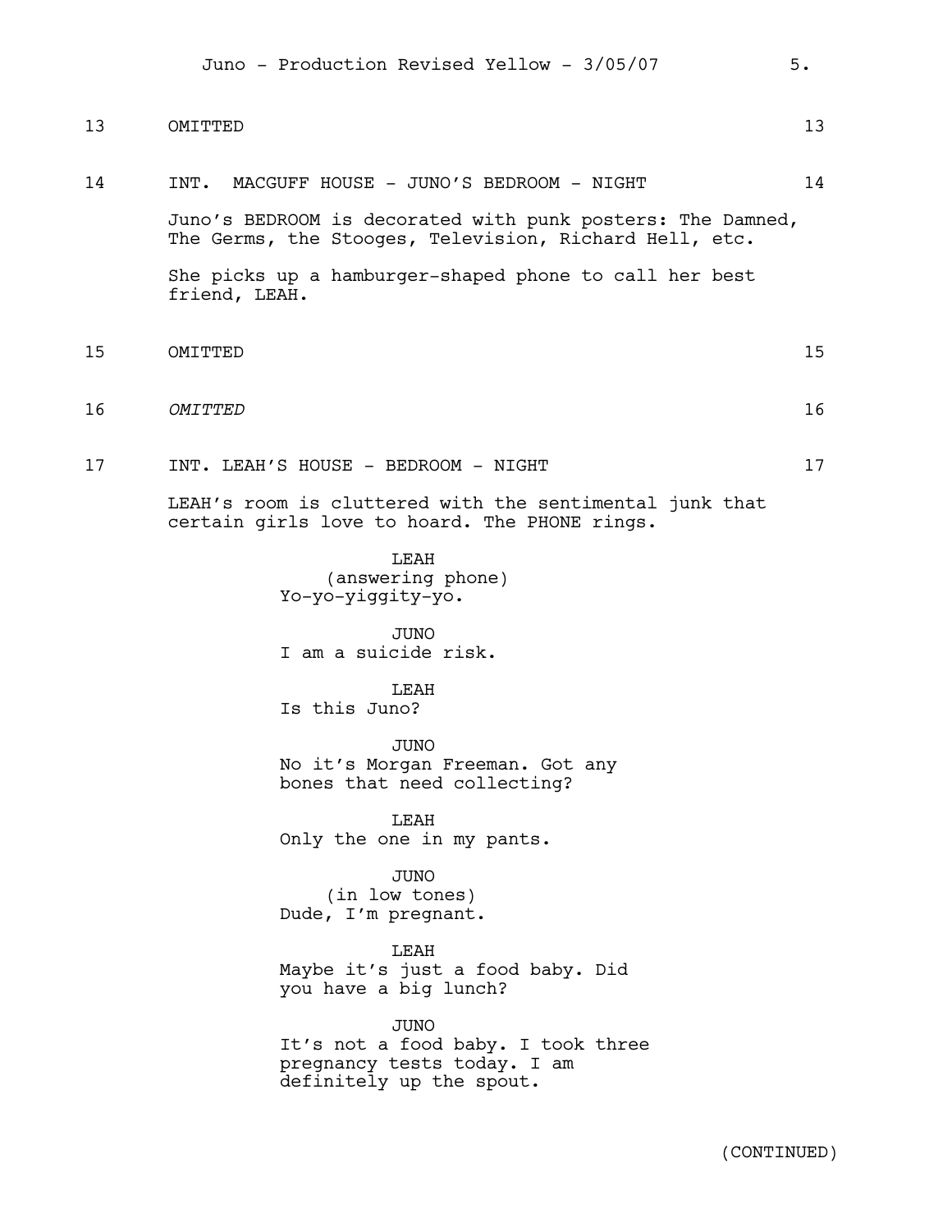13 OMITTED 13

14 INT. MACGUFF HOUSE - JUNO'S BEDROOM - NIGHT 14

Juno's BEDROOM is decorated with punk posters: The Damned, The Germs, the Stooges, Television, Richard Hell, etc.

She picks up a hamburger-shaped phone to call her best friend, LEAH.

15 OMITTED 15

16 *OMITTED* 16

17 INT. LEAH'S HOUSE - BEDROOM - NIGHT 17

LEAH's room is cluttered with the sentimental junk that certain girls love to hoard. The PHONE rings.

LEAH
(answering phone)
Yo-yo-yiggity-yo.

JUNO
I am a suicide risk.

LEAH
Is this Juno?

JUNO
No it's Morgan Freeman. Got any bones that need collecting?

LEAH
Only the one in my pants.

JUNO
(in low tones)
Dude, I'm pregnant.

LEAH
Maybe it's just a food baby. Did you have a big lunch?

JUNO
It's not a food baby. I took three pregnancy tests today. I am definitely up the spout.

(CONTINUED)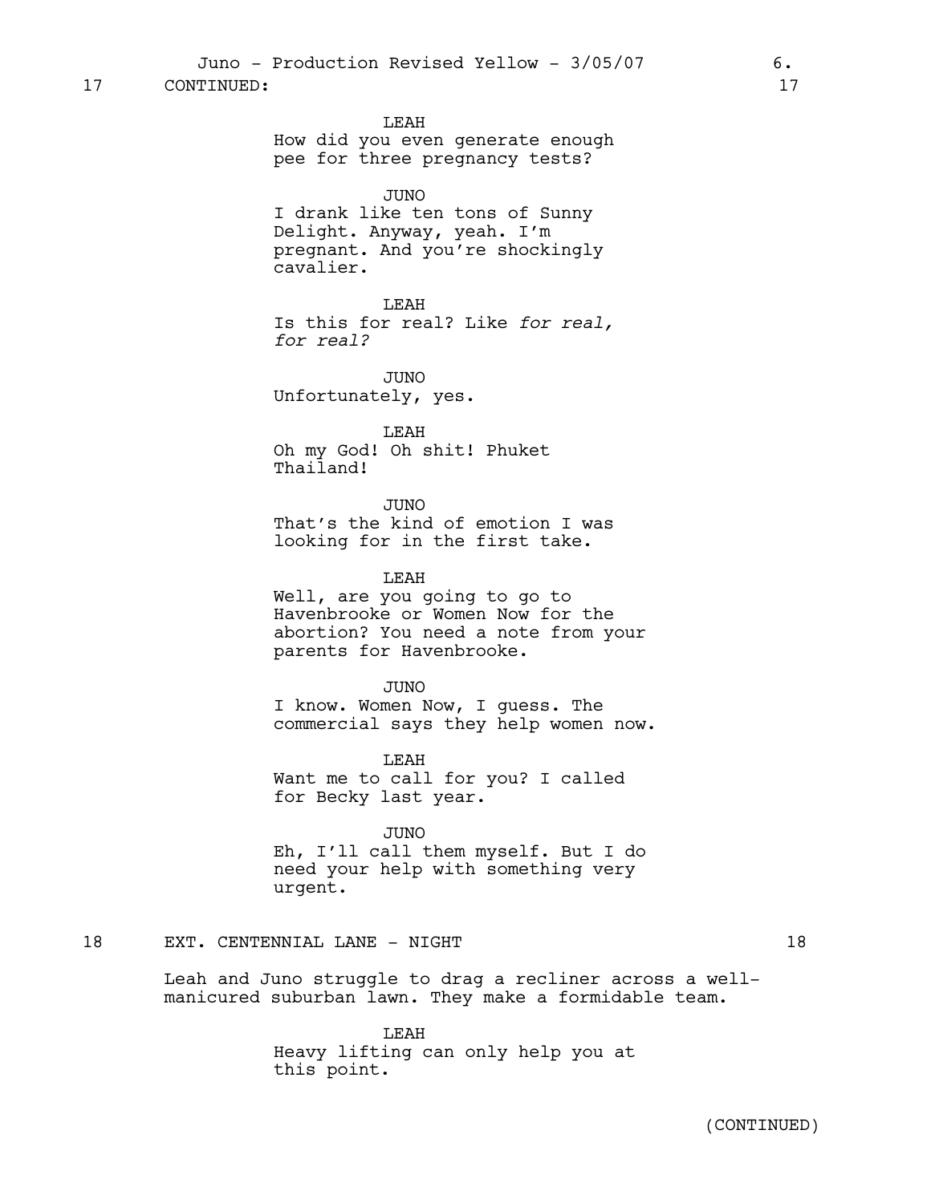17 CONTINUED: 17

LEAH
How did you even generate enough pee for three pregnancy tests?

JUNO
I drank like ten tons of Sunny Delight. Anyway, yeah. I'm pregnant. And you're shockingly cavalier.

LEAH
Is this for real? Like *for real, for real?*

JUNO
Unfortunately, yes.

LEAH
Oh my God! Oh shit! Phuket Thailand!

JUNO
That's the kind of emotion I was looking for in the first take.

LEAH
Well, are you going to go to Havenbrooke or Women Now for the abortion? You need a note from your parents for Havenbrooke.

JUNO
I know. Women Now, I guess. The commercial says they help women now.

LEAH
Want me to call for you? I called for Becky last year.

JUNO
Eh, I'll call them myself. But I do need your help with something very urgent.

18 EXT. CENTENNIAL LANE - NIGHT 18

Leah and Juno struggle to drag a recliner across a well-manicured suburban lawn. They make a formidable team.

LEAH
Heavy lifting can only help you at this point.

(CONTINUED)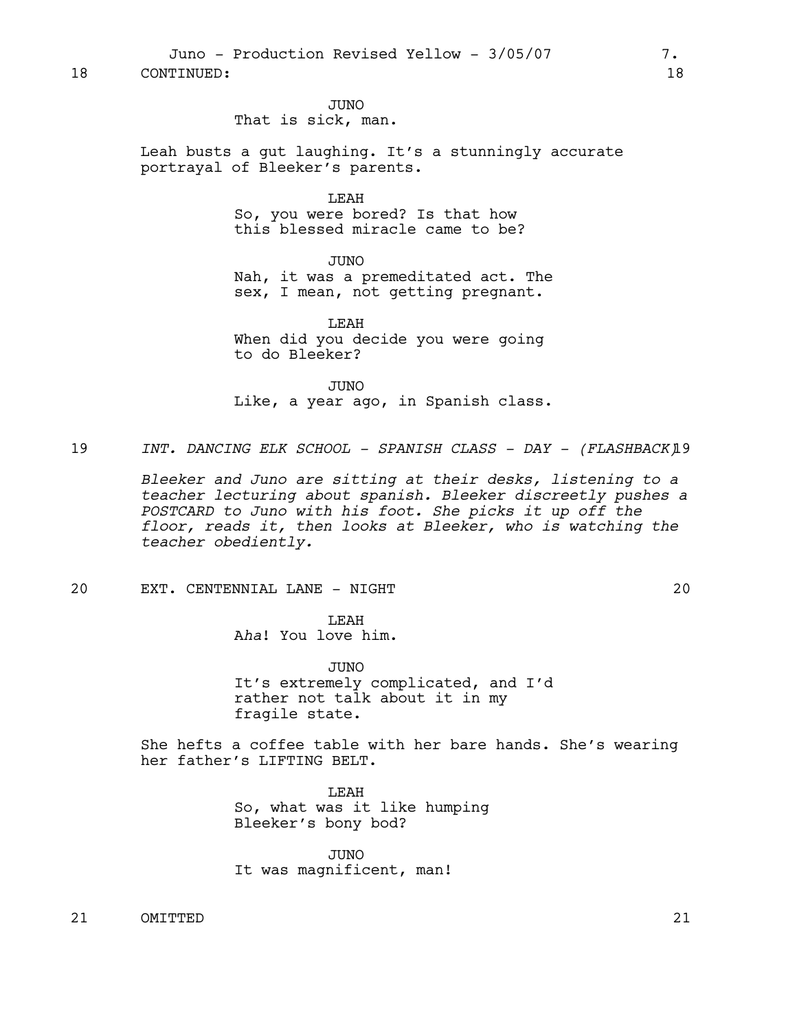18 CONTINUED: 18

JUNO
That is sick, man.

Leah busts a gut laughing. It's a stunningly accurate portrayal of Bleeker's parents.

LEAH
So, you were bored? Is that how this blessed miracle came to be?

JUNO
Nah, it was a premeditated act. The sex, I mean, not getting pregnant.

LEAH
When did you decide you were going to do Bleeker?

JUNO
Like, a year ago, in Spanish class.

19 *INT. DANCING ELK SCHOOL - SPANISH CLASS - DAY - (FLASHBACK)* 19

*Bleeker and Juno are sitting at their desks, listening to a teacher lecturing about spanish. Bleeker discreetly pushes a POSTCARD to Juno with his foot. She picks it up off the floor, reads it, then looks at Bleeker, who is watching the teacher obediently.*

20 EXT. CENTENNIAL LANE - NIGHT 20

LEAH
A*ha*! You love him.

JUNO
It's extremely complicated, and I'd rather not talk about it in my fragile state.

She hefts a coffee table with her bare hands. She's wearing her father's LIFTING BELT.

LEAH
So, what was it like humping Bleeker's bony bod?

JUNO
It was magnificent, man!

21 OMITTED 21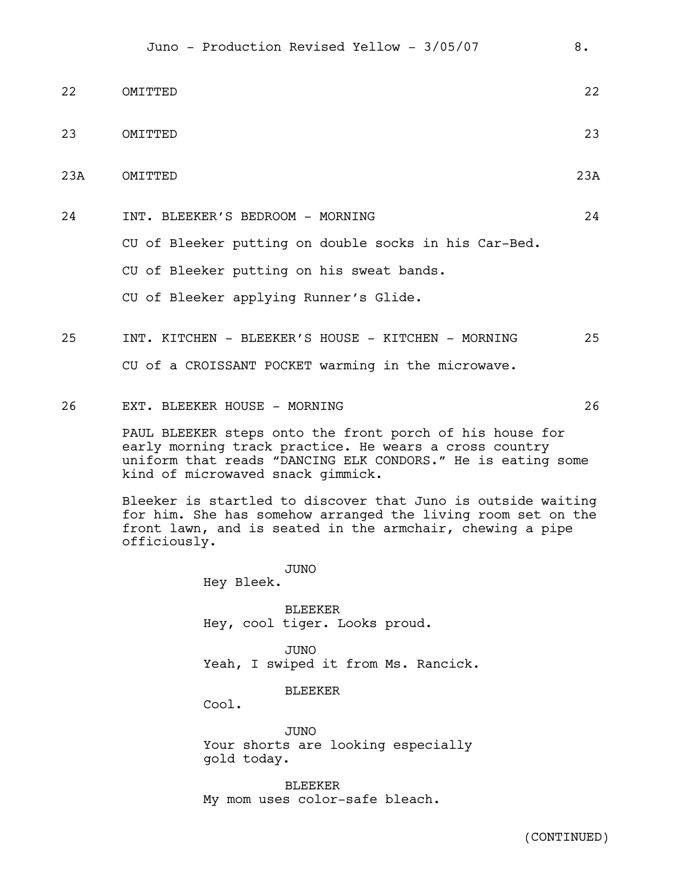22 OMITTED 22

23 OMITTED 23

23A OMITTED 23A

24 INT. BLEEKER'S BEDROOM - MORNING 24

CU of Bleeker putting on double socks in his Car-Bed.

CU of Bleeker putting on his sweat bands.

CU of Bleeker applying Runner's Glide.

25 INT. KITCHEN - BLEEKER'S HOUSE - KITCHEN - MORNING 25

CU of a CROISSANT POCKET warming in the microwave.

26 EXT. BLEEKER HOUSE - MORNING 26

PAUL BLEEKER steps onto the front porch of his house for early morning track practice. He wears a cross country uniform that reads "DANCING ELK CONDORS." He is eating some kind of microwaved snack gimmick.

Bleeker is startled to discover that Juno is outside waiting for him. She has somehow arranged the living room set on the front lawn, and is seated in the armchair, chewing a pipe officiously.

JUNO
Hey Bleek.

BLEEKER
Hey, cool tiger. Looks proud.

JUNO
Yeah, I swiped it from Ms. Rancick.

BLEEKER
Cool.

JUNO
Your shorts are looking especially gold today.

BLEEKER
My mom uses color-safe bleach.

(CONTINUED)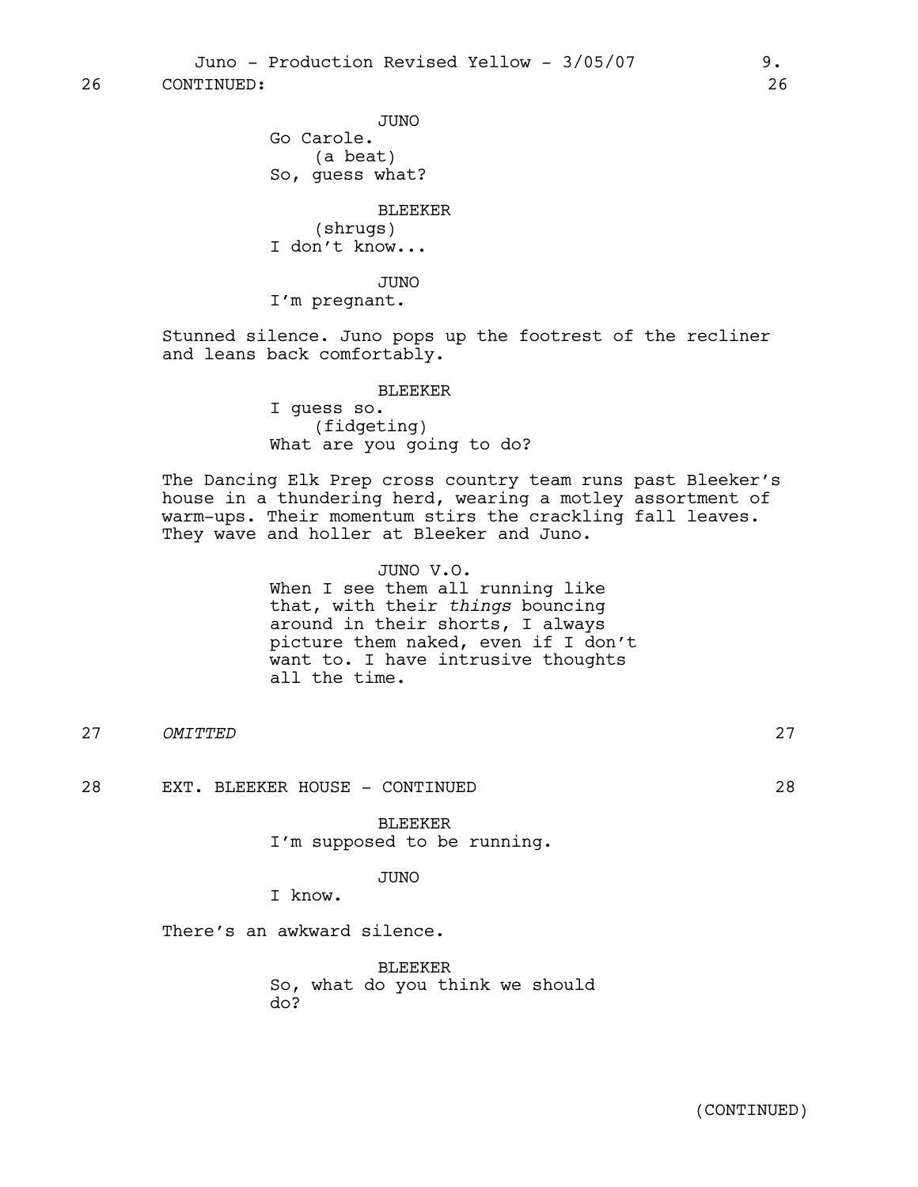26 CONTINUED: 26

JUNO
Go Carole.
(a beat)
So, guess what?

BLEEKER
(shrugs)
I don't know...

JUNO
I'm pregnant.

Stunned silence. Juno pops up the footrest of the recliner and leans back comfortably.

BLEEKER
I guess so.
(fidgeting)
What are you going to do?

The Dancing Elk Prep cross country team runs past Bleeker's house in a thundering herd, wearing a motley assortment of warm-ups. Their momentum stirs the crackling fall leaves. They wave and holler at Bleeker and Juno.

JUNO V.O.
When I see them all running like that, with their *things* bouncing around in their shorts, I always picture them naked, even if I don't want to. I have intrusive thoughts all the time.

27 *OMITTED* 27

28 EXT. BLEEKER HOUSE - CONTINUED 28

BLEEKER
I'm supposed to be running.

JUNO
I know.

There's an awkward silence.

BLEEKER
So, what do you think we should do?

(CONTINUED)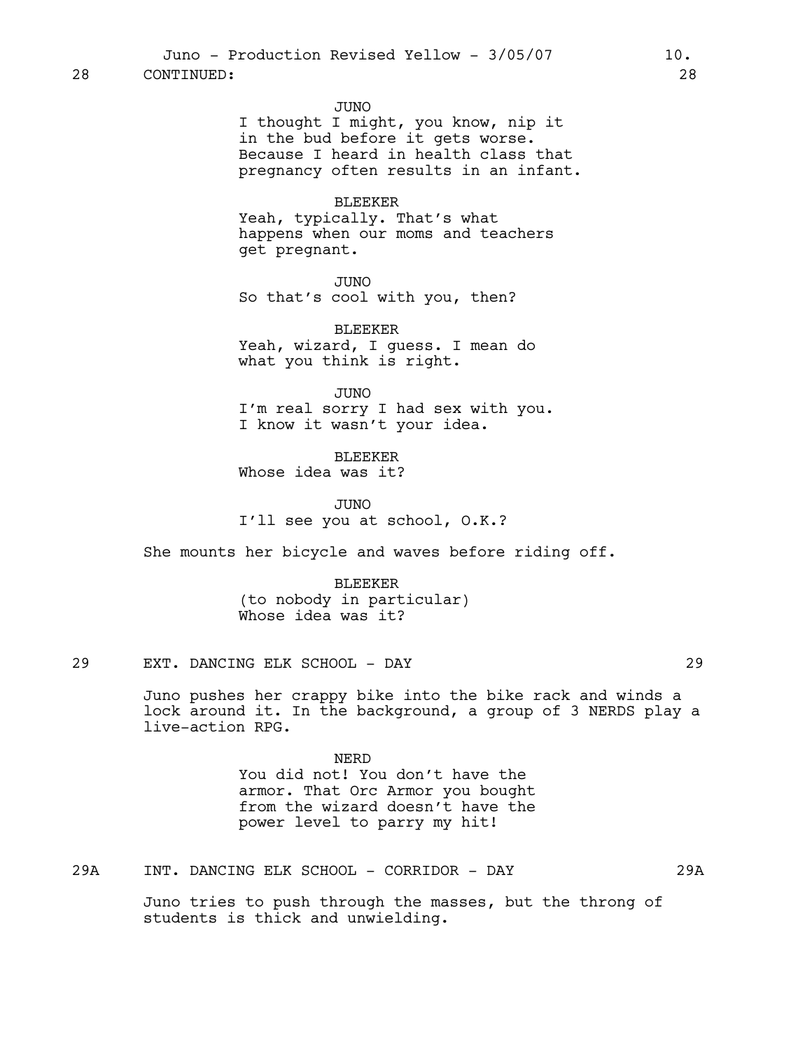28 CONTINUED: 28

JUNO
I thought I might, you know, nip it in the bud before it gets worse. Because I heard in health class that pregnancy often results in an infant.

BLEEKER
Yeah, typically. That's what happens when our moms and teachers get pregnant.

JUNO
So that's cool with you, then?

BLEEKER
Yeah, wizard, I guess. I mean do what you think is right.

JUNO
I'm real sorry I had sex with you. I know it wasn't your idea.

BLEEKER
Whose idea was it?

JUNO
I'll see you at school, O.K.?

She mounts her bicycle and waves before riding off.

BLEEKER
(to nobody in particular)
Whose idea was it?

29 EXT. DANCING ELK SCHOOL - DAY 29

Juno pushes her crappy bike into the bike rack and winds a lock around it. In the background, a group of 3 NERDS play a live-action RPG.

NERD
You did not! You don't have the armor. That Orc Armor you bought from the wizard doesn't have the power level to parry my hit!

29A INT. DANCING ELK SCHOOL - CORRIDOR - DAY 29A

Juno tries to push through the masses, but the throng of students is thick and unwielding.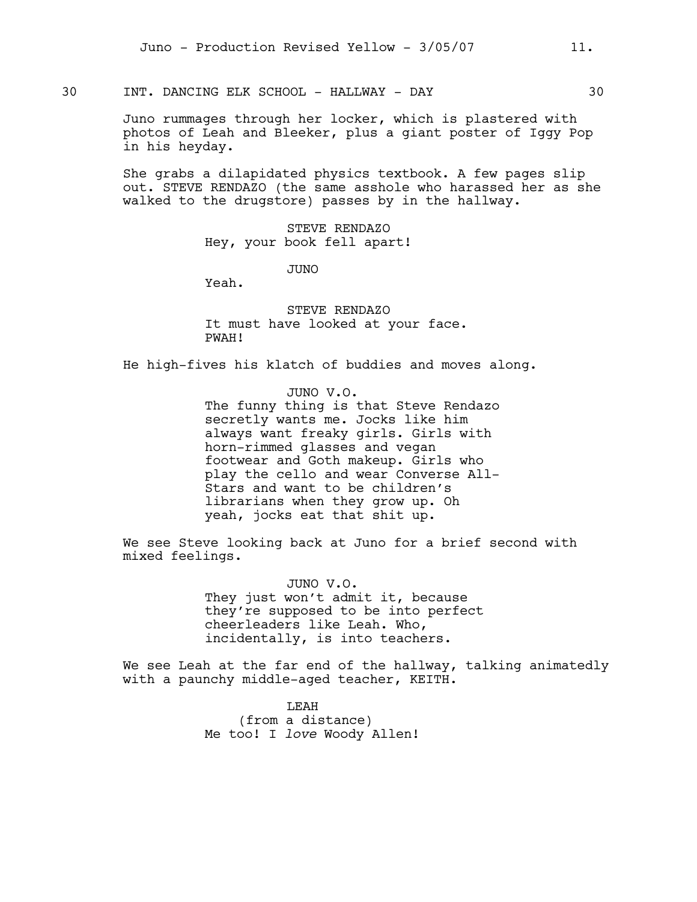30 INT. DANCING ELK SCHOOL - HALLWAY - DAY 30

Juno rummages through her locker, which is plastered with photos of Leah and Bleeker, plus a giant poster of Iggy Pop in his heyday.

She grabs a dilapidated physics textbook. A few pages slip out. STEVE RENDAZO (the same asshole who harassed her as she walked to the drugstore) passes by in the hallway.

STEVE RENDAZO
Hey, your book fell apart!

JUNO
Yeah.

STEVE RENDAZO
It must have looked at your face.
PWAH!

He high-fives his klatch of buddies and moves along.

JUNO V.O.
The funny thing is that Steve Rendazo secretly wants me. Jocks like him always want freaky girls. Girls with horn-rimmed glasses and vegan footwear and Goth makeup. Girls who play the cello and wear Converse All-Stars and want to be children's librarians when they grow up. Oh yeah, jocks eat that shit up.

We see Steve looking back at Juno for a brief second with mixed feelings.

JUNO V.O.
They just won't admit it, because they're supposed to be into perfect cheerleaders like Leah. Who, incidentally, is into teachers.

We see Leah at the far end of the hallway, talking animatedly with a paunchy middle-aged teacher, KEITH.

LEAH
(from a distance)
Me too! I *love* Woody Allen!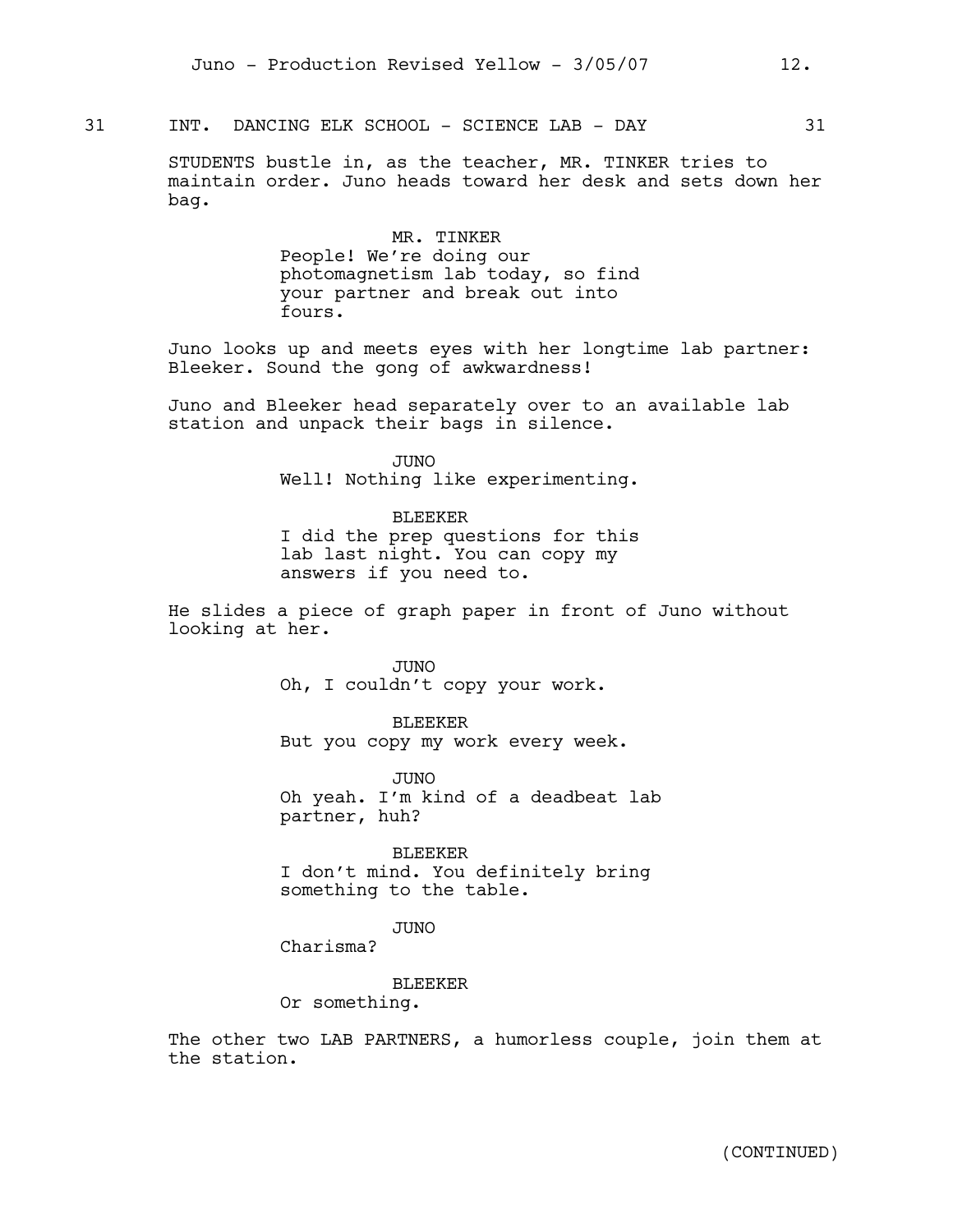31 INT. DANCING ELK SCHOOL - SCIENCE LAB - DAY 31

STUDENTS bustle in, as the teacher, MR. TINKER tries to maintain order. Juno heads toward her desk and sets down her bag.

MR. TINKER
People! We're doing our photomagnetism lab today, so find your partner and break out into fours.

Juno looks up and meets eyes with her longtime lab partner: Bleeker. Sound the gong of awkwardness!

Juno and Bleeker head separately over to an available lab station and unpack their bags in silence.

JUNO
Well! Nothing like experimenting.

BLEEKER
I did the prep questions for this lab last night. You can copy my answers if you need to.

He slides a piece of graph paper in front of Juno without looking at her.

JUNO
Oh, I couldn't copy your work.

BLEEKER
But you copy my work every week.

JUNO
Oh yeah. I'm kind of a deadbeat lab partner, huh?

BLEEKER
I don't mind. You definitely bring something to the table.

JUNO
Charisma?

BLEEKER
Or something.

The other two LAB PARTNERS, a humorless couple, join them at the station.

(CONTINUED)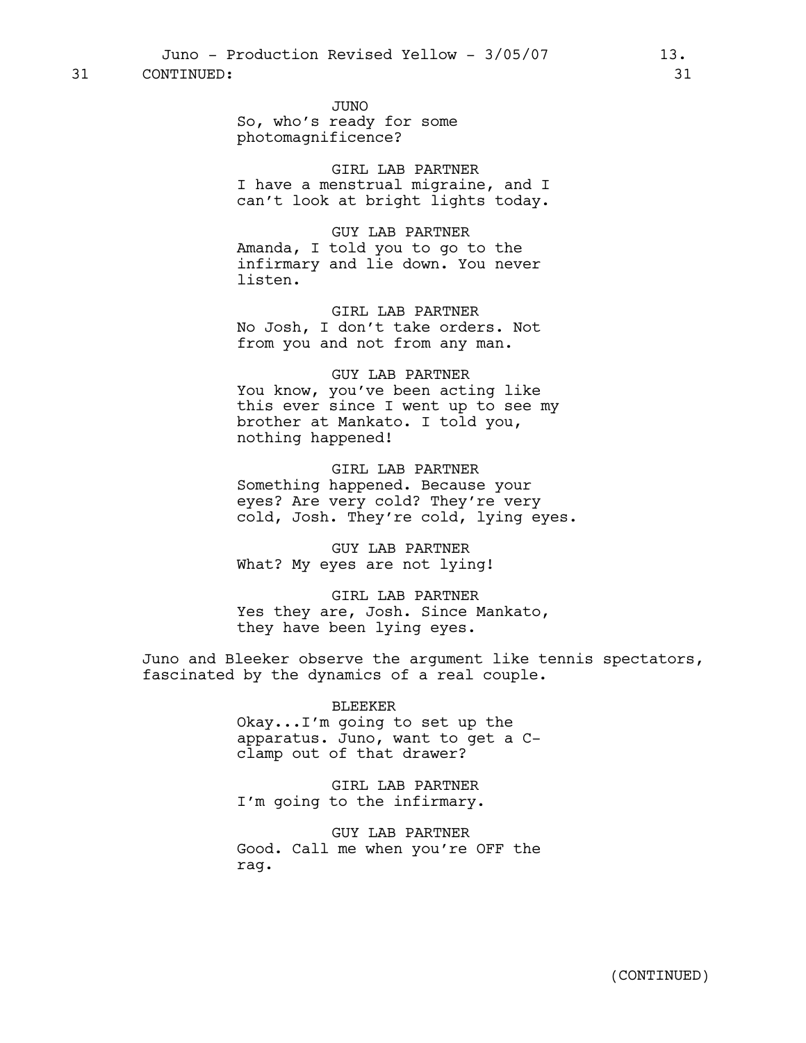31 CONTINUED: 31

JUNO
So, who's ready for some photomagnificence?

GIRL LAB PARTNER
I have a menstrual migraine, and I can't look at bright lights today.

GUY LAB PARTNER
Amanda, I told you to go to the infirmary and lie down. You never listen.

GIRL LAB PARTNER
No Josh, I don't take orders. Not from you and not from any man.

GUY LAB PARTNER
You know, you've been acting like this ever since I went up to see my brother at Mankato. I told you, nothing happened!

GIRL LAB PARTNER
Something happened. Because your eyes? Are very cold? They're very cold, Josh. They're cold, lying eyes.

GUY LAB PARTNER
What? My eyes are not lying!

GIRL LAB PARTNER
Yes they are, Josh. Since Mankato, they have been lying eyes.

Juno and Bleeker observe the argument like tennis spectators, fascinated by the dynamics of a real couple.

BLEEKER
Okay...I'm going to set up the apparatus. Juno, want to get a C-clamp out of that drawer?

GIRL LAB PARTNER
I'm going to the infirmary.

GUY LAB PARTNER
Good. Call me when you're OFF the rag.

(CONTINUED)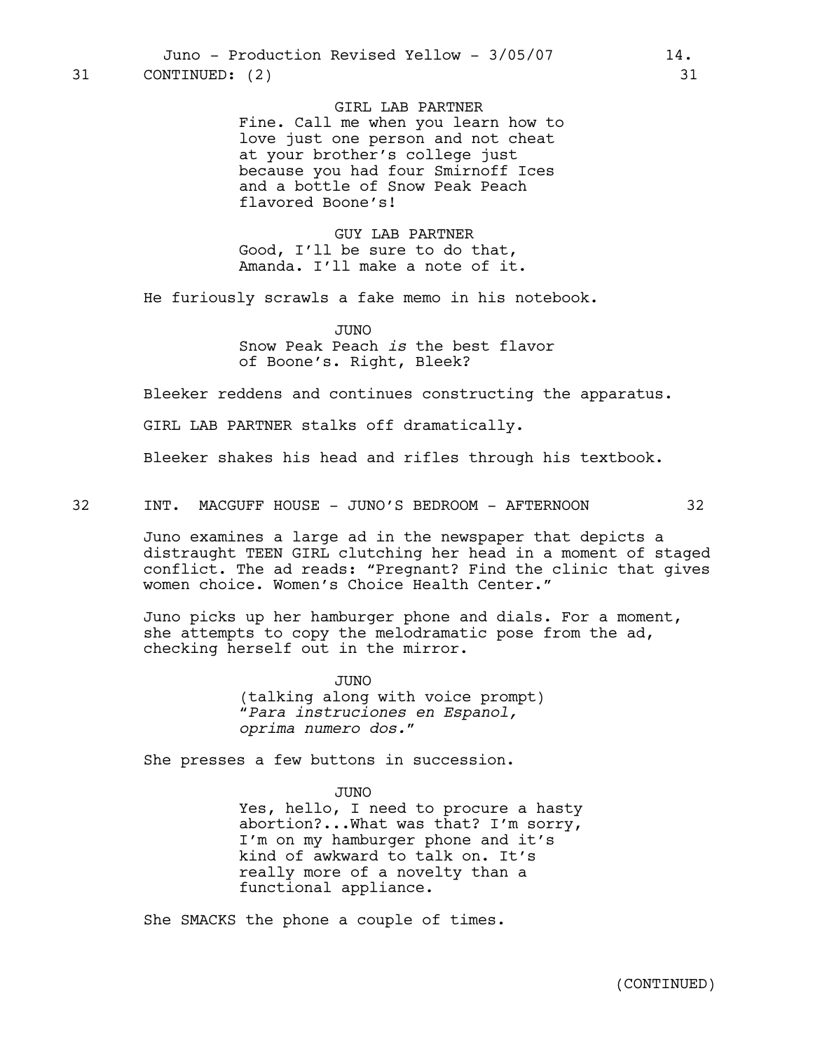31 CONTINUED: (2) 31

GIRL LAB PARTNER
Fine. Call me when you learn how to love just one person and not cheat at your brother's college just because you had four Smirnoff Ices and a bottle of Snow Peak Peach flavored Boone's!

GUY LAB PARTNER
Good, I'll be sure to do that, Amanda. I'll make a note of it.

He furiously scrawls a fake memo in his notebook.

JUNO
Snow Peak Peach *is* the best flavor of Boone's. Right, Bleek?

Bleeker reddens and continues constructing the apparatus.

GIRL LAB PARTNER stalks off dramatically.

Bleeker shakes his head and rifles through his textbook.

32 INT. MACGUFF HOUSE - JUNO'S BEDROOM - AFTERNOON 32

Juno examines a large ad in the newspaper that depicts a distraught TEEN GIRL clutching her head in a moment of staged conflict. The ad reads: "Pregnant? Find the clinic that gives women choice. Women's Choice Health Center."

Juno picks up her hamburger phone and dials. For a moment, she attempts to copy the melodramatic pose from the ad, checking herself out in the mirror.

JUNO
(talking along with voice prompt)
"*Para instruciones en Espanol, oprima numero dos.*"

She presses a few buttons in succession.

JUNO
Yes, hello, I need to procure a hasty abortion?...What was that? I'm sorry, I'm on my hamburger phone and it's kind of awkward to talk on. It's really more of a novelty than a functional appliance.

She SMACKS the phone a couple of times.

(CONTINUED)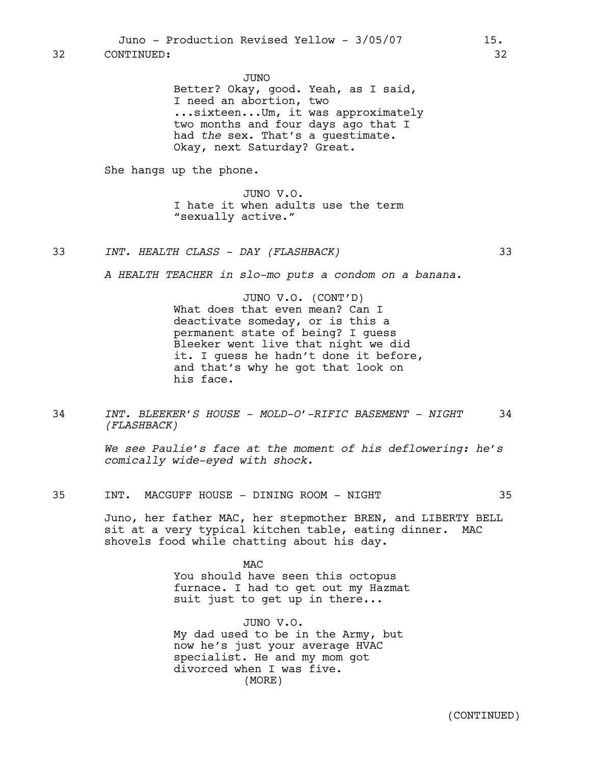32 CONTINUED: 32

JUNO
Better? Okay, good. Yeah, as I said, I need an abortion, two ...sixteen...Um, it was approximately two months and four days ago that I had *the* sex. That's a guestimate. Okay, next Saturday? Great.

She hangs up the phone.

JUNO V.O.
I hate it when adults use the term "sexually active."

33 *INT. HEALTH CLASS - DAY (FLASHBACK)* 33

*A HEALTH TEACHER in slo-mo puts a condom on a banana.*

JUNO V.O. (CONT'D)
What does that even mean? Can I deactivate someday, or is this a permanent state of being? I guess Bleeker went live that night we did it. I guess he hadn't done it before, and that's why he got that look on his face.

34 *INT. BLEEKER'S HOUSE - MOLD-O'-RIFIC BASEMENT - NIGHT (FLASHBACK)* 34

*We see Paulie's face at the moment of his deflowering: he's comically wide-eyed with shock.*

35 INT. MACGUFF HOUSE - DINING ROOM - NIGHT 35

Juno, her father MAC, her stepmother BREN, and LIBERTY BELL sit at a very typical kitchen table, eating dinner. MAC shovels food while chatting about his day.

MAC
You should have seen this octopus furnace. I had to get out my Hazmat suit just to get up in there...

JUNO V.O.
My dad used to be in the Army, but now he's just your average HVAC specialist. He and my mom got divorced when I was five.
(MORE)

(CONTINUED)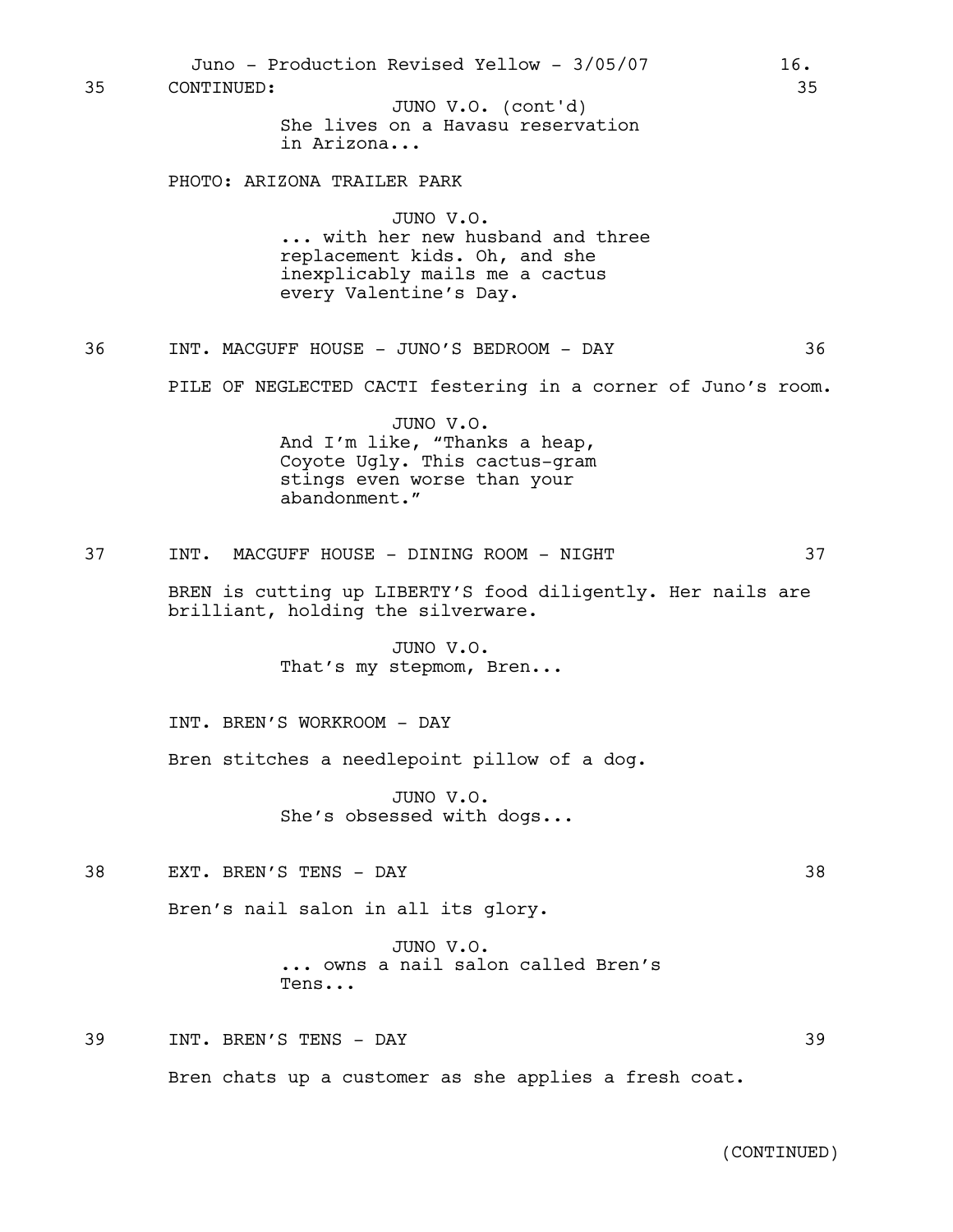35 CONTINUED: 35

JUNO V.O. (cont'd)
She lives on a Havasu reservation in Arizona...

PHOTO: ARIZONA TRAILER PARK

JUNO V.O.
... with her new husband and three replacement kids. Oh, and she inexplicably mails me a cactus every Valentine's Day.

36 INT. MACGUFF HOUSE - JUNO'S BEDROOM - DAY 36

PILE OF NEGLECTED CACTI festering in a corner of Juno's room.

JUNO V.O.
And I'm like, "Thanks a heap, Coyote Ugly. This cactus-gram stings even worse than your abandonment."

37 INT. MACGUFF HOUSE - DINING ROOM - NIGHT 37

BREN is cutting up LIBERTY'S food diligently. Her nails are brilliant, holding the silverware.

JUNO V.O.
That's my stepmom, Bren...

INT. BREN'S WORKROOM - DAY

Bren stitches a needlepoint pillow of a dog.

JUNO V.O.
She's obsessed with dogs...

38 EXT. BREN'S TENS - DAY 38

Bren's nail salon in all its glory.

JUNO V.O.
... owns a nail salon called Bren's Tens...

39 INT. BREN'S TENS - DAY 39

Bren chats up a customer as she applies a fresh coat.

(CONTINUED)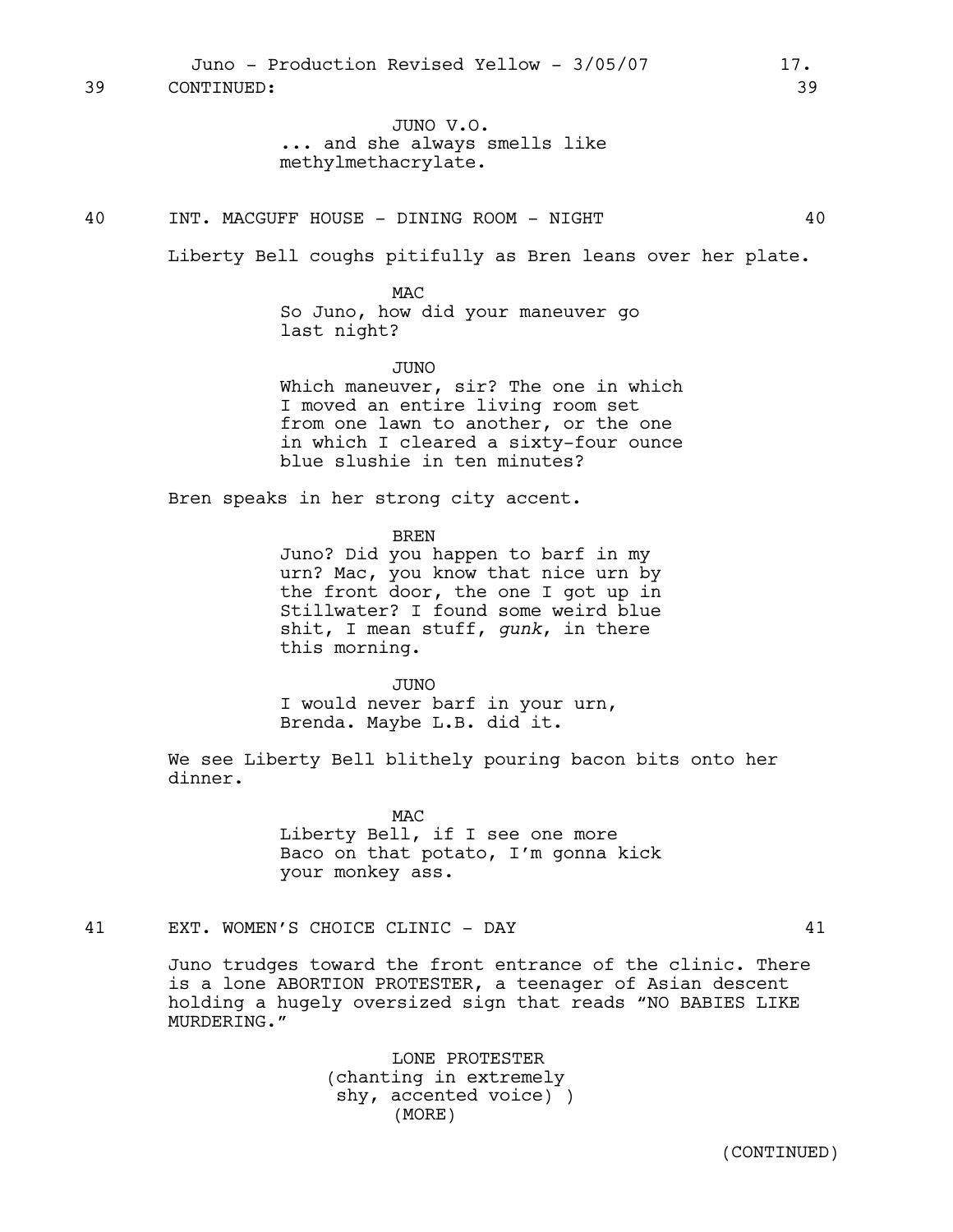39 CONTINUED: 39

JUNO V.O.
... and she always smells like methylmethacrylate.

40 INT. MACGUFF HOUSE - DINING ROOM - NIGHT 40

Liberty Bell coughs pitifully as Bren leans over her plate.

MAC
So Juno, how did your maneuver go last night?

JUNO
Which maneuver, sir? The one in which I moved an entire living room set from one lawn to another, or the one in which I cleared a sixty-four ounce blue slushie in ten minutes?

Bren speaks in her strong city accent.

BREN
Juno? Did you happen to barf in my urn? Mac, you know that nice urn by the front door, the one I got up in Stillwater? I found some weird blue shit, I mean stuff, *gunk*, in there this morning.

JUNO
I would never barf in your urn, Brenda. Maybe L.B. did it.

We see Liberty Bell blithely pouring bacon bits onto her dinner.

MAC
Liberty Bell, if I see one more Baco on that potato, I'm gonna kick your monkey ass.

41 EXT. WOMEN'S CHOICE CLINIC - DAY 41

Juno trudges toward the front entrance of the clinic. There is a lone ABORTION PROTESTER, a teenager of Asian descent holding a hugely oversized sign that reads "NO BABIES LIKE MURDERING."

LONE PROTESTER
(chanting in extremely shy, accented voice) )
(MORE)

(CONTINUED)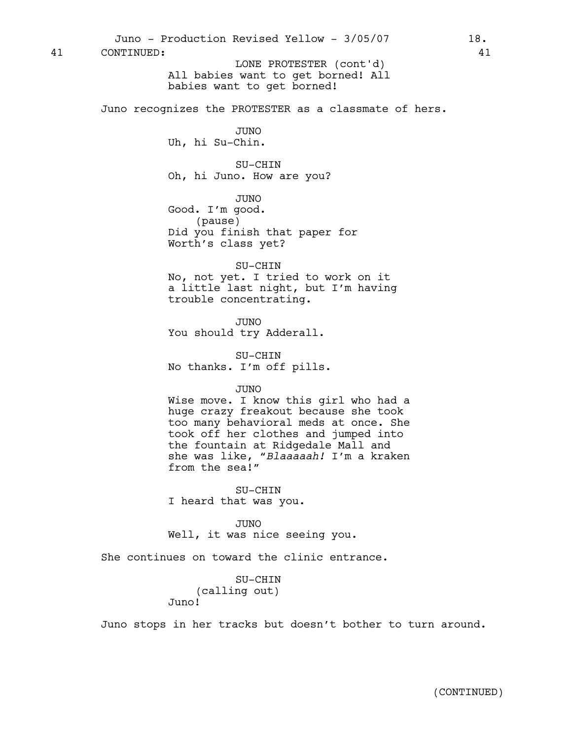41 CONTINUED: 41

LONE PROTESTER (cont'd)
All babies want to get borned! All babies want to get borned!

Juno recognizes the PROTESTER as a classmate of hers.

JUNO
Uh, hi Su-Chin.

SU-CHIN
Oh, hi Juno. How are you?

JUNO
Good. I'm good.
(pause)
Did you finish that paper for Worth's class yet?

SU-CHIN
No, not yet. I tried to work on it a little last night, but I'm having trouble concentrating.

JUNO
You should try Adderall.

SU-CHIN
No thanks. I'm off pills.

JUNO
Wise move. I know this girl who had a huge crazy freakout because she took too many behavioral meds at once. She took off her clothes and jumped into the fountain at Ridgedale Mall and she was like, "*Blaaaaah!* I'm a kraken from the sea!"

SU-CHIN
I heard that was you.

JUNO
Well, it was nice seeing you.

She continues on toward the clinic entrance.

SU-CHIN
(calling out)
Juno!

Juno stops in her tracks but doesn't bother to turn around.

(CONTINUED)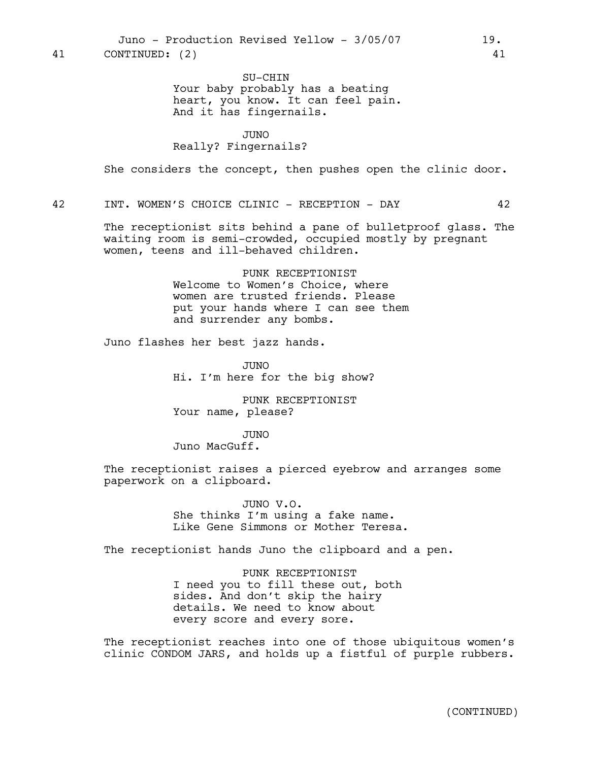41 CONTINUED: (2) 41

SU-CHIN
Your baby probably has a beating heart, you know. It can feel pain. And it has fingernails.

JUNO
Really? Fingernails?

She considers the concept, then pushes open the clinic door.

42 INT. WOMEN'S CHOICE CLINIC - RECEPTION - DAY 42

The receptionist sits behind a pane of bulletproof glass. The waiting room is semi-crowded, occupied mostly by pregnant women, teens and ill-behaved children.

PUNK RECEPTIONIST
Welcome to Women's Choice, where women are trusted friends. Please put your hands where I can see them and surrender any bombs.

Juno flashes her best jazz hands.

JUNO
Hi. I'm here for the big show?

PUNK RECEPTIONIST
Your name, please?

JUNO
Juno MacGuff.

The receptionist raises a pierced eyebrow and arranges some paperwork on a clipboard.

JUNO V.O.
She thinks I'm using a fake name. Like Gene Simmons or Mother Teresa.

The receptionist hands Juno the clipboard and a pen.

PUNK RECEPTIONIST
I need you to fill these out, both sides. And don't skip the hairy details. We need to know about every score and every sore.

The receptionist reaches into one of those ubiquitous women's clinic CONDOM JARS, and holds up a fistful of purple rubbers.

(CONTINUED)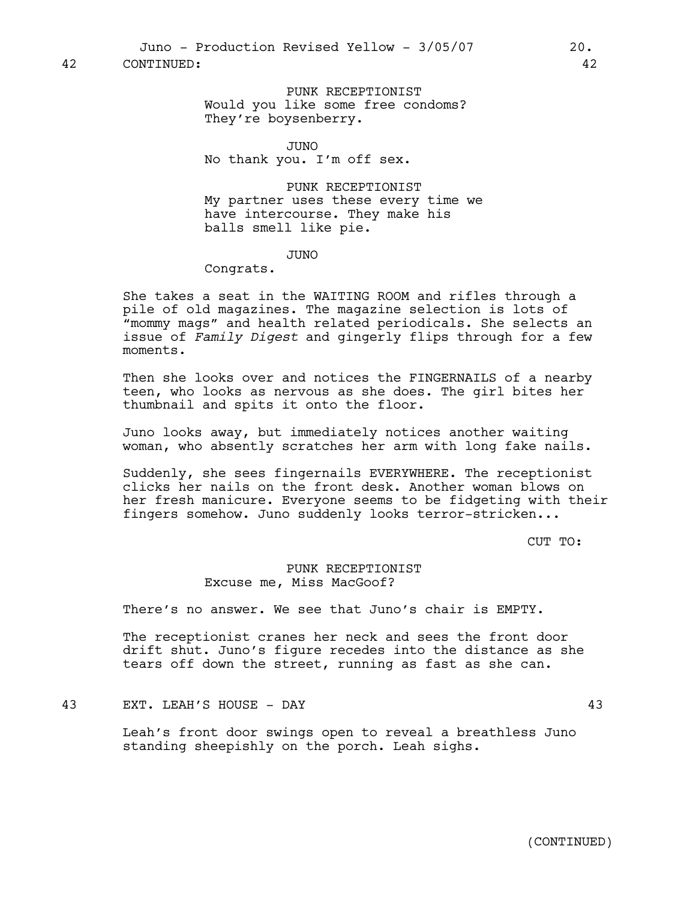42 CONTINUED: 42

PUNK RECEPTIONIST
Would you like some free condoms? They're boysenberry.

JUNO
No thank you. I'm off sex.

PUNK RECEPTIONIST
My partner uses these every time we have intercourse. They make his balls smell like pie.

JUNO
Congrats.

She takes a seat in the WAITING ROOM and rifles through a pile of old magazines. The magazine selection is lots of "mommy mags" and health related periodicals. She selects an issue of *Family Digest* and gingerly flips through for a few moments.

Then she looks over and notices the FINGERNAILS of a nearby teen, who looks as nervous as she does. The girl bites her thumbnail and spits it onto the floor.

Juno looks away, but immediately notices another waiting woman, who absently scratches her arm with long fake nails.

Suddenly, she sees fingernails EVERYWHERE. The receptionist clicks her nails on the front desk. Another woman blows on her fresh manicure. Everyone seems to be fidgeting with their fingers somehow. Juno suddenly looks terror-stricken...

CUT TO:

PUNK RECEPTIONIST
Excuse me, Miss MacGoof?

There's no answer. We see that Juno's chair is EMPTY.

The receptionist cranes her neck and sees the front door drift shut. Juno's figure recedes into the distance as she tears off down the street, running as fast as she can.

43 EXT. LEAH'S HOUSE - DAY 43

Leah's front door swings open to reveal a breathless Juno standing sheepishly on the porch. Leah sighs.

(CONTINUED)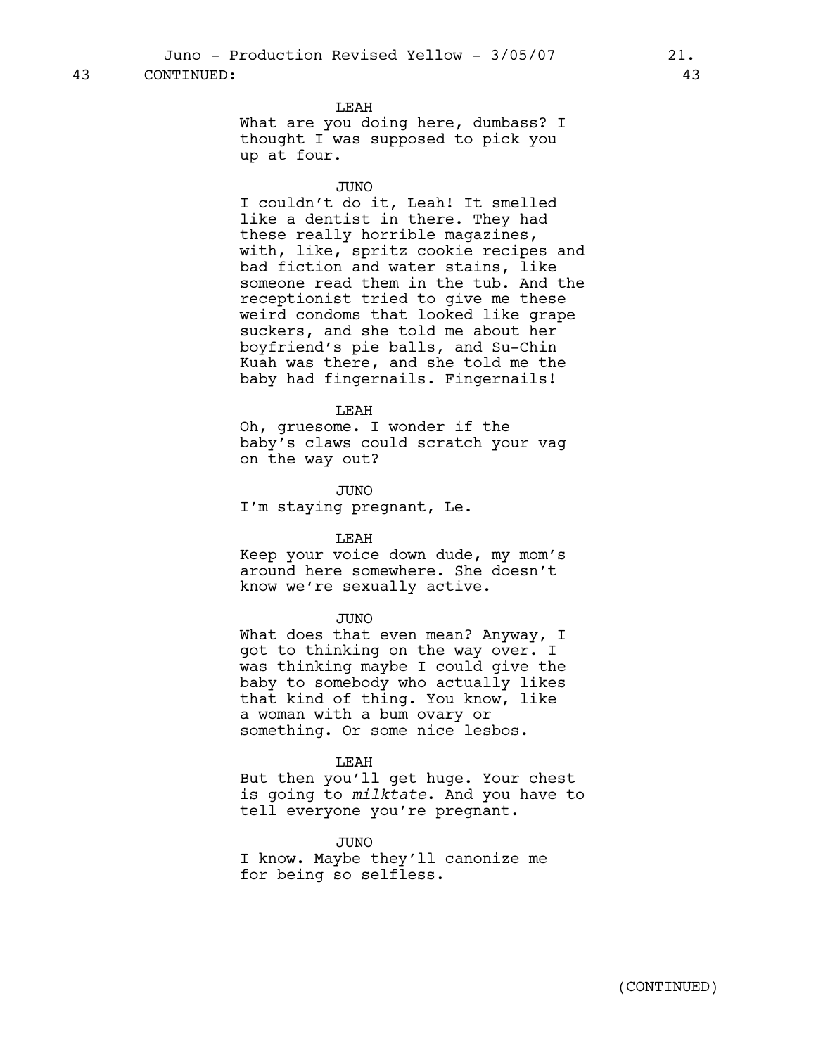43 CONTINUED: 43

LEAH
What are you doing here, dumbass? I thought I was supposed to pick you up at four.

JUNO
I couldn't do it, Leah! It smelled like a dentist in there. They had these really horrible magazines, with, like, spritz cookie recipes and bad fiction and water stains, like someone read them in the tub. And the receptionist tried to give me these weird condoms that looked like grape suckers, and she told me about her boyfriend's pie balls, and Su-Chin Kuah was there, and she told me the baby had fingernails. Fingernails!

LEAH
Oh, gruesome. I wonder if the baby's claws could scratch your vag on the way out?

JUNO
I'm staying pregnant, Le.

LEAH
Keep your voice down dude, my mom's around here somewhere. She doesn't know we're sexually active.

JUNO
What does that even mean? Anyway, I got to thinking on the way over. I was thinking maybe I could give the baby to somebody who actually likes that kind of thing. You know, like a woman with a bum ovary or something. Or some nice lesbos.

LEAH
But then you'll get huge. Your chest is going to *milktate*. And you have to tell everyone you're pregnant.

JUNO
I know. Maybe they'll canonize me for being so selfless.

(CONTINUED)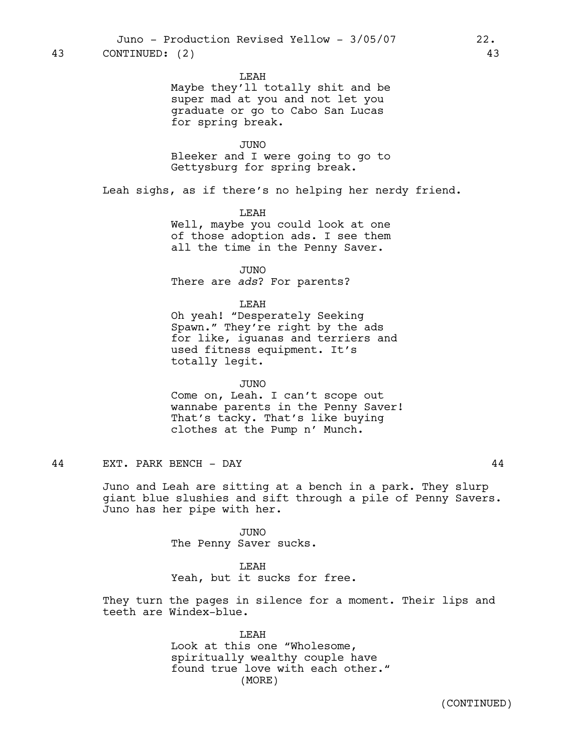43 CONTINUED: (2) 43

LEAH
Maybe they'll totally shit and be super mad at you and not let you graduate or go to Cabo San Lucas for spring break.

JUNO
Bleeker and I were going to go to Gettysburg for spring break.

Leah sighs, as if there's no helping her nerdy friend.

LEAH
Well, maybe you could look at one of those adoption ads. I see them all the time in the Penny Saver.

JUNO
There are *ads*? For parents?

LEAH
Oh yeah! "Desperately Seeking Spawn." They're right by the ads for like, iguanas and terriers and used fitness equipment. It's totally legit.

JUNO
Come on, Leah. I can't scope out wannabe parents in the Penny Saver! That's tacky. That's like buying clothes at the Pump n' Munch.

44 EXT. PARK BENCH - DAY 44

Juno and Leah are sitting at a bench in a park. They slurp giant blue slushies and sift through a pile of Penny Savers. Juno has her pipe with her.

JUNO
The Penny Saver sucks.

LEAH
Yeah, but it sucks for free.

They turn the pages in silence for a moment. Their lips and teeth are Windex-blue.

LEAH
Look at this one "Wholesome, spiritually wealthy couple have found true love with each other."
(MORE)

(CONTINUED)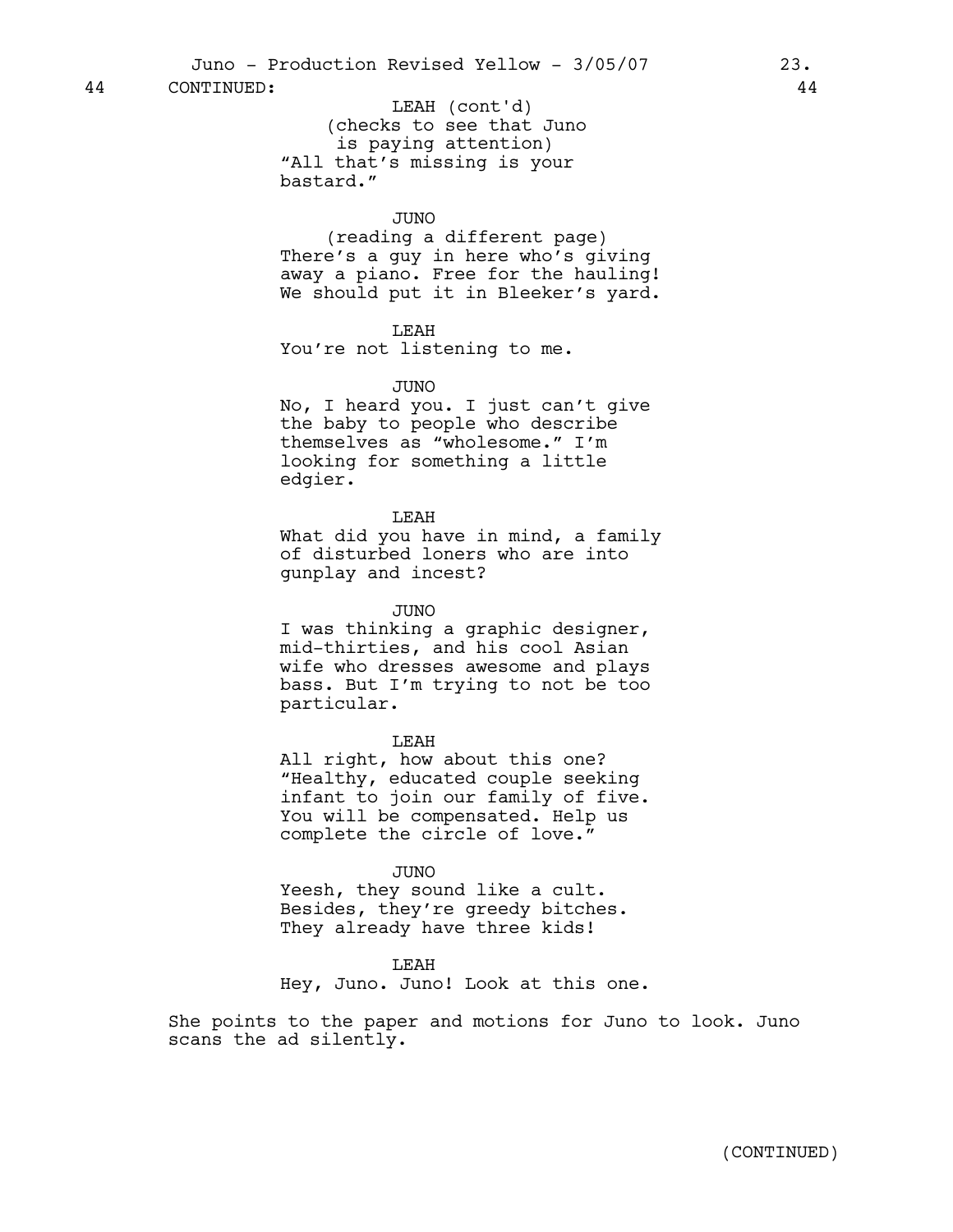44 CONTINUED: 44

LEAH (cont'd)
(checks to see that Juno is paying attention)
"All that's missing is your bastard."

JUNO
(reading a different page)
There's a guy in here who's giving away a piano. Free for the hauling! We should put it in Bleeker's yard.

LEAH
You're not listening to me.

JUNO
No, I heard you. I just can't give the baby to people who describe themselves as "wholesome." I'm looking for something a little edgier.

LEAH
What did you have in mind, a family of disturbed loners who are into gunplay and incest?

JUNO
I was thinking a graphic designer, mid-thirties, and his cool Asian wife who dresses awesome and plays bass. But I'm trying to not be too particular.

LEAH
All right, how about this one? "Healthy, educated couple seeking infant to join our family of five. You will be compensated. Help us complete the circle of love."

JUNO
Yeesh, they sound like a cult. Besides, they're greedy bitches. They already have three kids!

LEAH
Hey, Juno. Juno! Look at this one.

She points to the paper and motions for Juno to look. Juno scans the ad silently.

(CONTINUED)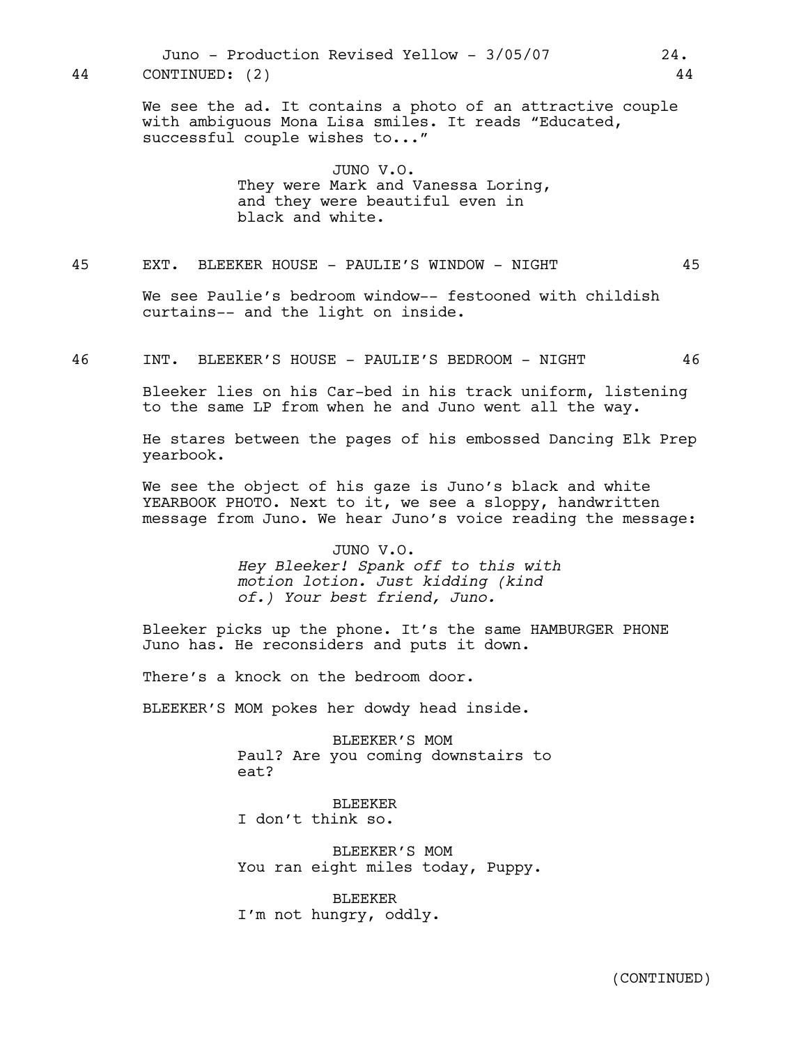44 CONTINUED: (2) 44

We see the ad. It contains a photo of an attractive couple with ambiguous Mona Lisa smiles. It reads "Educated, successful couple wishes to..."

JUNO V.O.
They were Mark and Vanessa Loring, and they were beautiful even in black and white.

## 45 EXT. BLEEKER HOUSE - PAULIE'S WINDOW - NIGHT 45

We see Paulie's bedroom window-- festooned with childish curtains-- and the light on inside.

## 46 INT. BLEEKER'S HOUSE - PAULIE'S BEDROOM - NIGHT 46

Bleeker lies on his Car-bed in his track uniform, listening to the same LP from when he and Juno went all the way.

He stares between the pages of his embossed Dancing Elk Prep yearbook.

We see the object of his gaze is Juno's black and white YEARBOOK PHOTO. Next to it, we see a sloppy, handwritten message from Juno. We hear Juno's voice reading the message:

JUNO V.O.
*Hey Bleeker! Spank off to this with motion lotion. Just kidding (kind of.) Your best friend, Juno.*

Bleeker picks up the phone. It's the same HAMBURGER PHONE Juno has. He reconsiders and puts it down.

There's a knock on the bedroom door.

BLEEKER'S MOM pokes her dowdy head inside.

BLEEKER'S MOM
Paul? Are you coming downstairs to eat?

BLEEKER
I don't think so.

BLEEKER'S MOM
You ran eight miles today, Puppy.

BLEEKER
I'm not hungry, oddly.

(CONTINUED)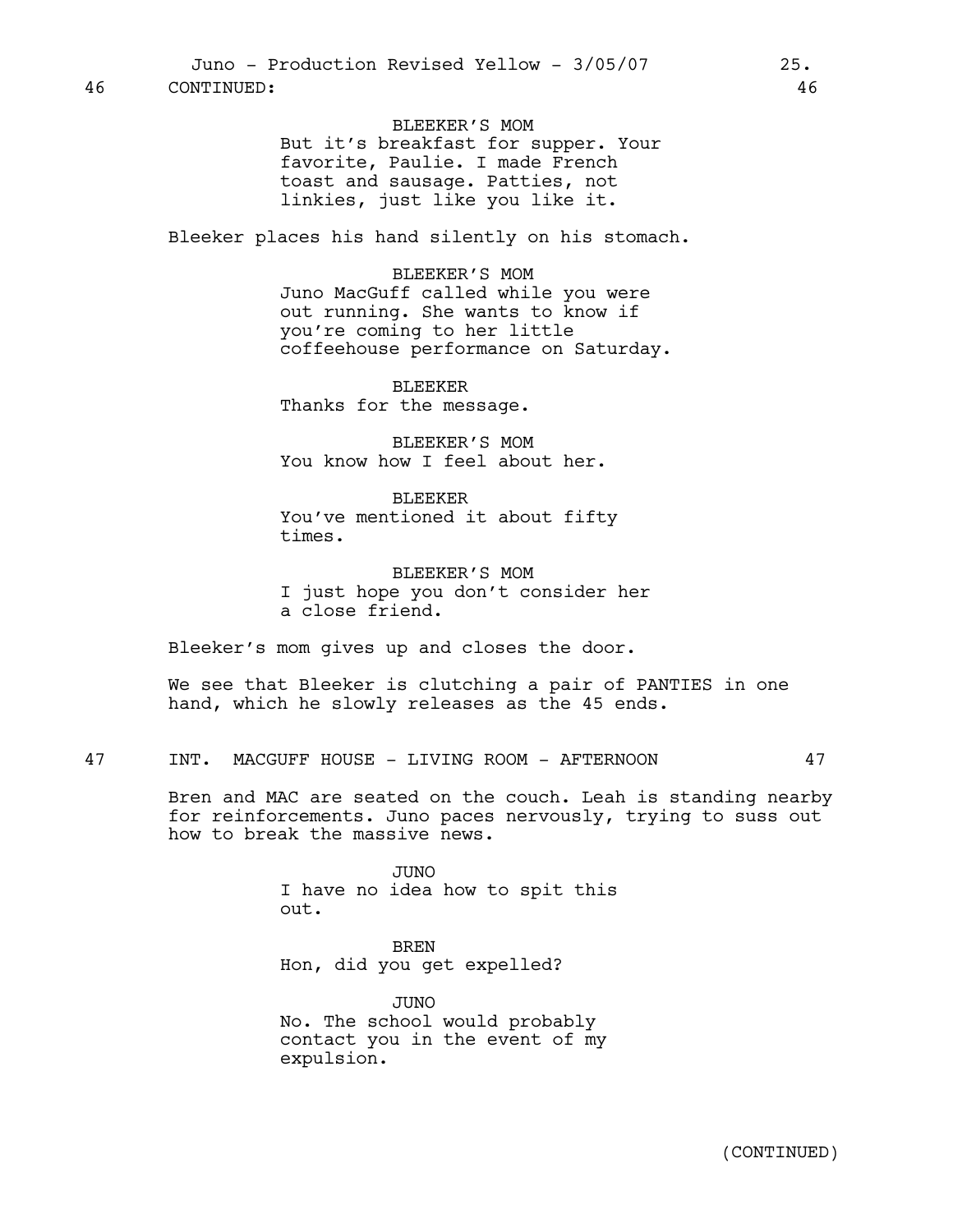46 CONTINUED: 46

BLEEKER'S MOM
But it's breakfast for supper. Your favorite, Paulie. I made French toast and sausage. Patties, not linkies, just like you like it.

Bleeker places his hand silently on his stomach.

BLEEKER'S MOM
Juno MacGuff called while you were out running. She wants to know if you're coming to her little coffeehouse performance on Saturday.

BLEEKER
Thanks for the message.

BLEEKER'S MOM
You know how I feel about her.

BLEEKER
You've mentioned it about fifty times.

BLEEKER'S MOM
I just hope you don't consider her a close friend.

Bleeker's mom gives up and closes the door.

We see that Bleeker is clutching a pair of PANTIES in one hand, which he slowly releases as the 45 ends.

47 INT. MACGUFF HOUSE - LIVING ROOM - AFTERNOON 47

Bren and MAC are seated on the couch. Leah is standing nearby for reinforcements. Juno paces nervously, trying to suss out how to break the massive news.

JUNO
I have no idea how to spit this out.

BREN
Hon, did you get expelled?

JUNO
No. The school would probably contact you in the event of my expulsion.

(CONTINUED)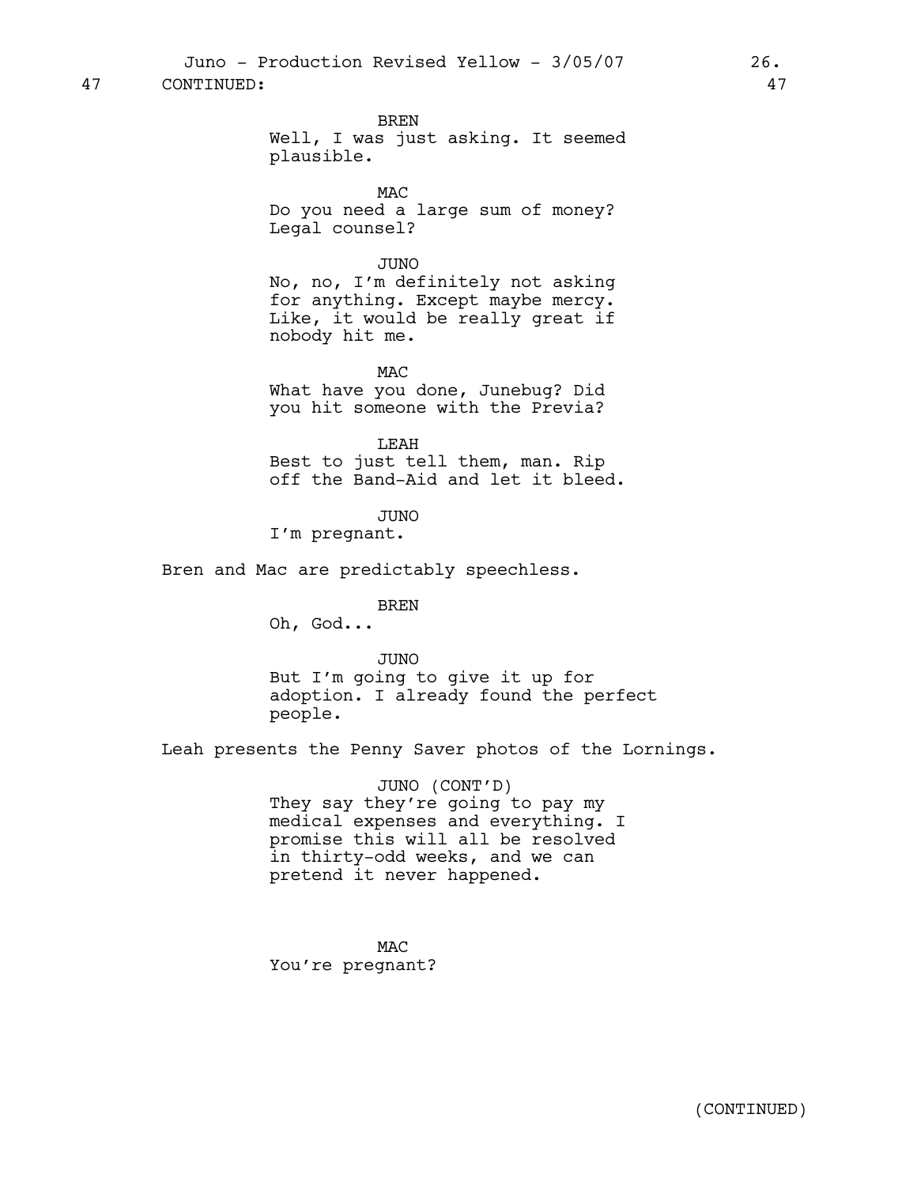47 CONTINUED: 47

BREN
Well, I was just asking. It seemed plausible.

MAC
Do you need a large sum of money? Legal counsel?

JUNO
No, no, I'm definitely not asking for anything. Except maybe mercy. Like, it would be really great if nobody hit me.

MAC
What have you done, Junebug? Did you hit someone with the Previa?

LEAH
Best to just tell them, man. Rip off the Band-Aid and let it bleed.

JUNO
I'm pregnant.

Bren and Mac are predictably speechless.

BREN
Oh, God...

JUNO
But I'm going to give it up for adoption. I already found the perfect people.

Leah presents the Penny Saver photos of the Lornings.

JUNO (CONT'D)
They say they're going to pay my medical expenses and everything. I promise this will all be resolved in thirty-odd weeks, and we can pretend it never happened.

MAC
You're pregnant?

(CONTINUED)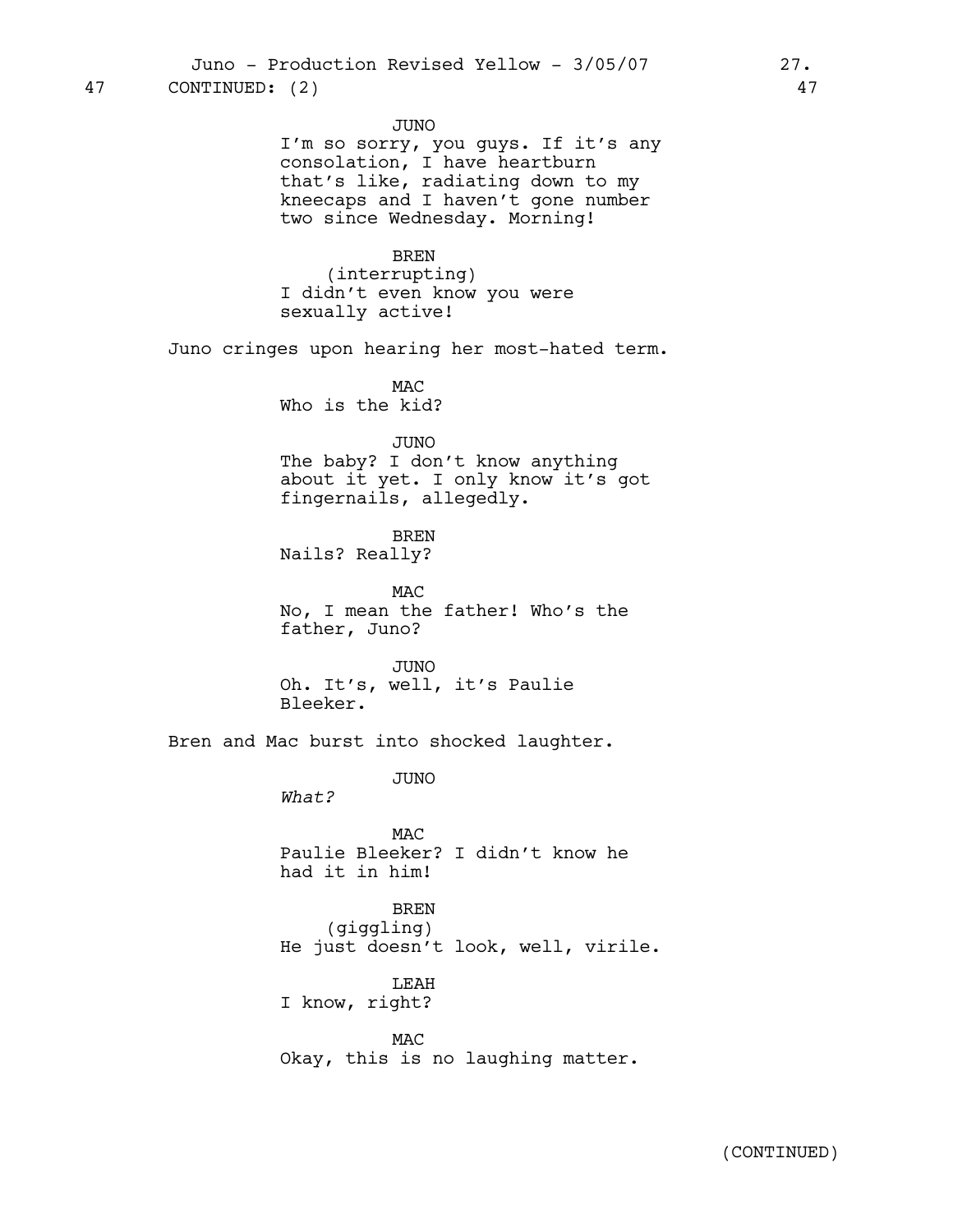47 CONTINUED: (2) 47

JUNO
I'm so sorry, you guys. If it's any consolation, I have heartburn that's like, radiating down to my kneecaps and I haven't gone number two since Wednesday. Morning!

BREN
(interrupting)
I didn't even know you were sexually active!

Juno cringes upon hearing her most-hated term.

MAC
Who is the kid?

JUNO
The baby? I don't know anything about it yet. I only know it's got fingernails, allegedly.

BREN
Nails? Really?

MAC
No, I mean the father! Who's the father, Juno?

JUNO
Oh. It's, well, it's Paulie Bleeker.

Bren and Mac burst into shocked laughter.

JUNO
*What?*

MAC
Paulie Bleeker? I didn't know he had it in him!

BREN
(giggling)
He just doesn't look, well, virile.

LEAH
I know, right?

MAC
Okay, this is no laughing matter.

(CONTINUED)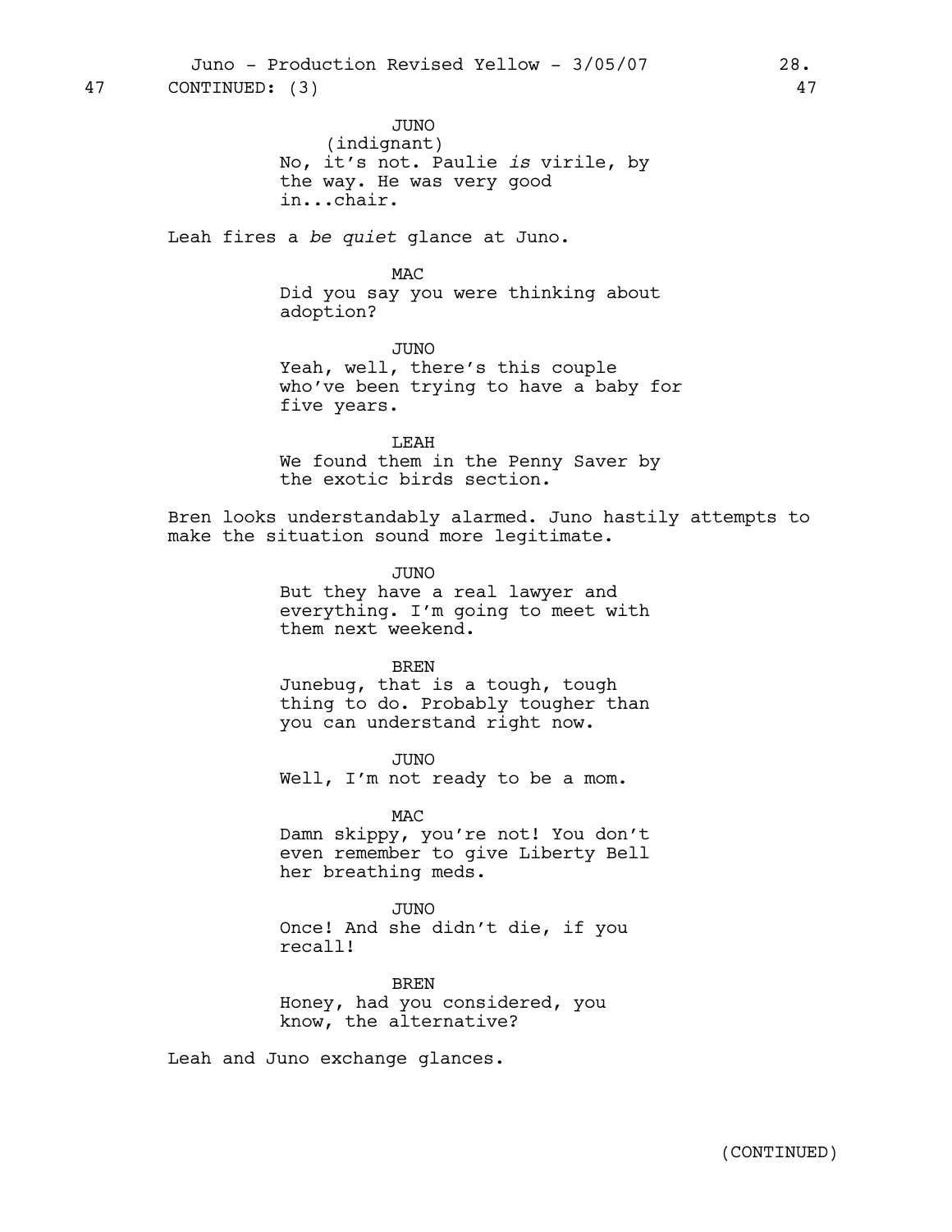47 CONTINUED: (3) 47

JUNO
(indignant)
No, it's not. Paulie *is* virile, by the way. He was very good in...chair.

Leah fires a *be quiet* glance at Juno.

MAC
Did you say you were thinking about adoption?

JUNO
Yeah, well, there's this couple who've been trying to have a baby for five years.

LEAH
We found them in the Penny Saver by the exotic birds section.

Bren looks understandably alarmed. Juno hastily attempts to make the situation sound more legitimate.

JUNO
But they have a real lawyer and everything. I'm going to meet with them next weekend.

BREN
Junebug, that is a tough, tough thing to do. Probably tougher than you can understand right now.

JUNO
Well, I'm not ready to be a mom.

MAC
Damn skippy, you're not! You don't even remember to give Liberty Bell her breathing meds.

JUNO
Once! And she didn't die, if you recall!

BREN
Honey, had you considered, you know, the alternative?

Leah and Juno exchange glances.

(CONTINUED)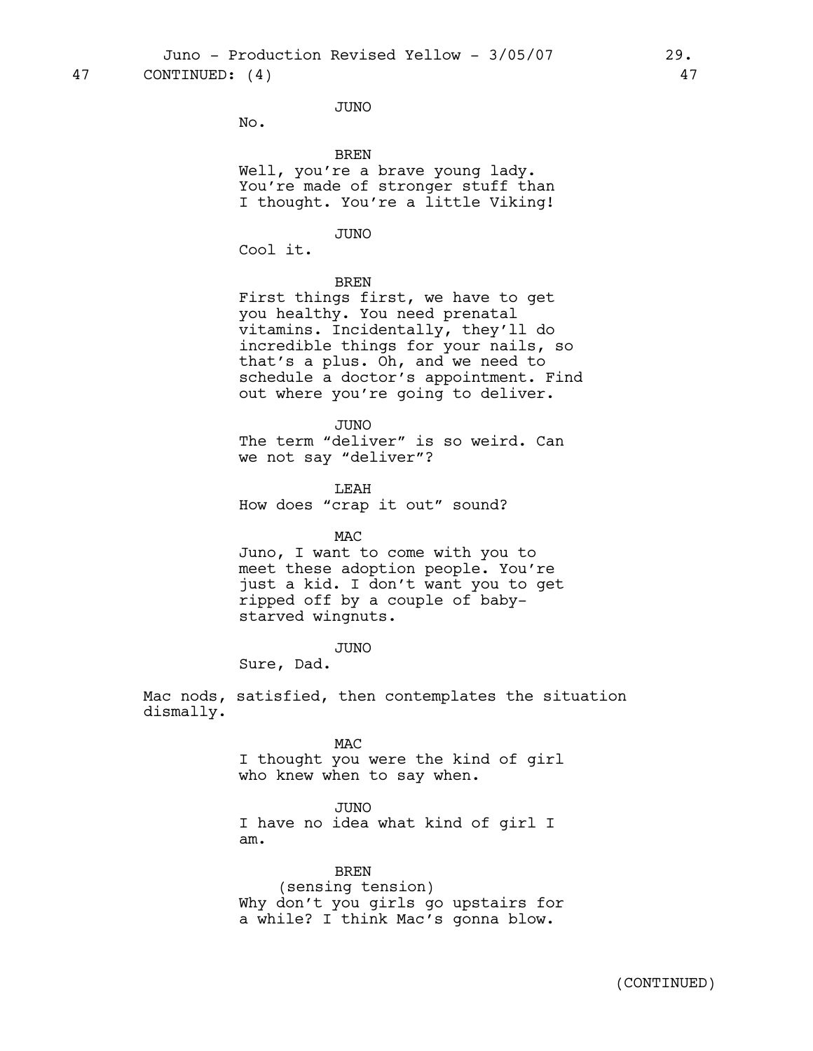47 CONTINUED: (4) 47

JUNO
No.

BREN
Well, you're a brave young lady. You're made of stronger stuff than I thought. You're a little Viking!

JUNO
Cool it.

BREN
First things first, we have to get you healthy. You need prenatal vitamins. Incidentally, they'll do incredible things for your nails, so that's a plus. Oh, and we need to schedule a doctor's appointment. Find out where you're going to deliver.

JUNO
The term "deliver" is so weird. Can we not say "deliver"?

LEAH
How does "crap it out" sound?

MAC
Juno, I want to come with you to meet these adoption people. You're just a kid. I don't want you to get ripped off by a couple of baby-starved wingnuts.

JUNO
Sure, Dad.

Mac nods, satisfied, then contemplates the situation dismally.

MAC
I thought you were the kind of girl who knew when to say when.

JUNO
I have no idea what kind of girl I am.

BREN
(sensing tension)
Why don't you girls go upstairs for a while? I think Mac's gonna blow.

(CONTINUED)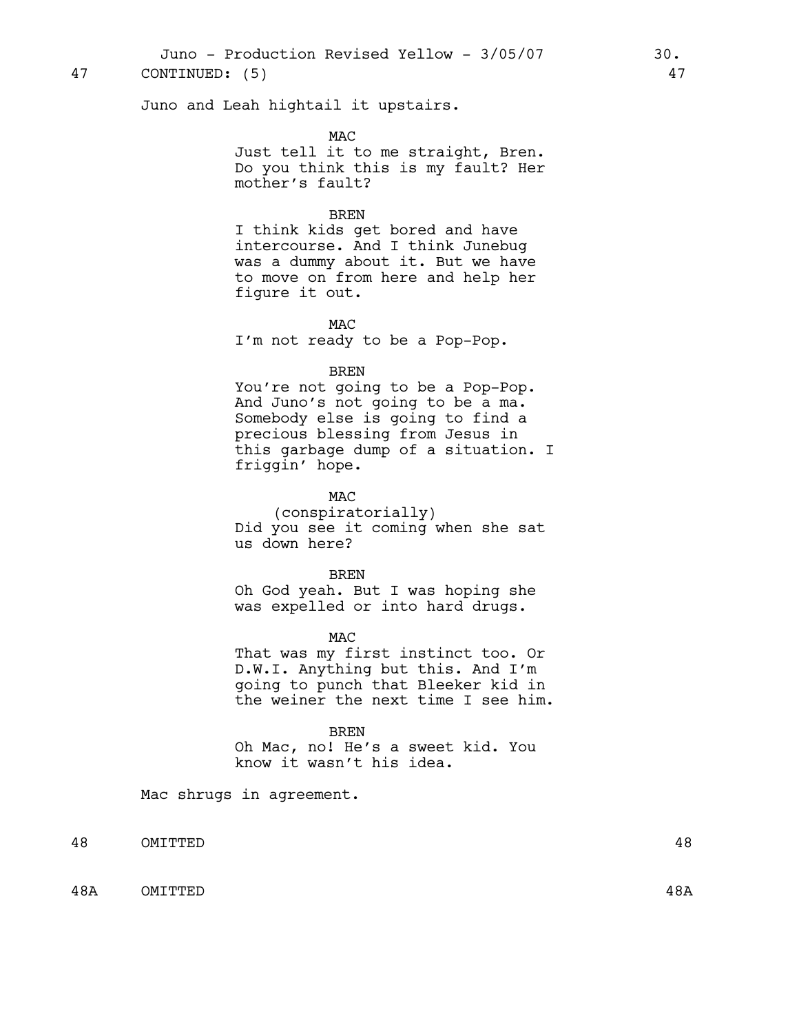47 CONTINUED: (5) 47

Juno and Leah hightail it upstairs.

MAC
Just tell it to me straight, Bren. Do you think this is my fault? Her mother's fault?

BREN
I think kids get bored and have intercourse. And I think Junebug was a dummy about it. But we have to move on from here and help her figure it out.

MAC
I'm not ready to be a Pop-Pop.

BREN
You're not going to be a Pop-Pop. And Juno's not going to be a ma. Somebody else is going to find a precious blessing from Jesus in this garbage dump of a situation. I friggin' hope.

MAC
(conspiratorially)
Did you see it coming when she sat us down here?

BREN
Oh God yeah. But I was hoping she was expelled or into hard drugs.

MAC
That was my first instinct too. Or D.W.I. Anything but this. And I'm going to punch that Bleeker kid in the weiner the next time I see him.

BREN
Oh Mac, no! He's a sweet kid. You know it wasn't his idea.

Mac shrugs in agreement.

48 OMITTED 48

48A OMITTED 48A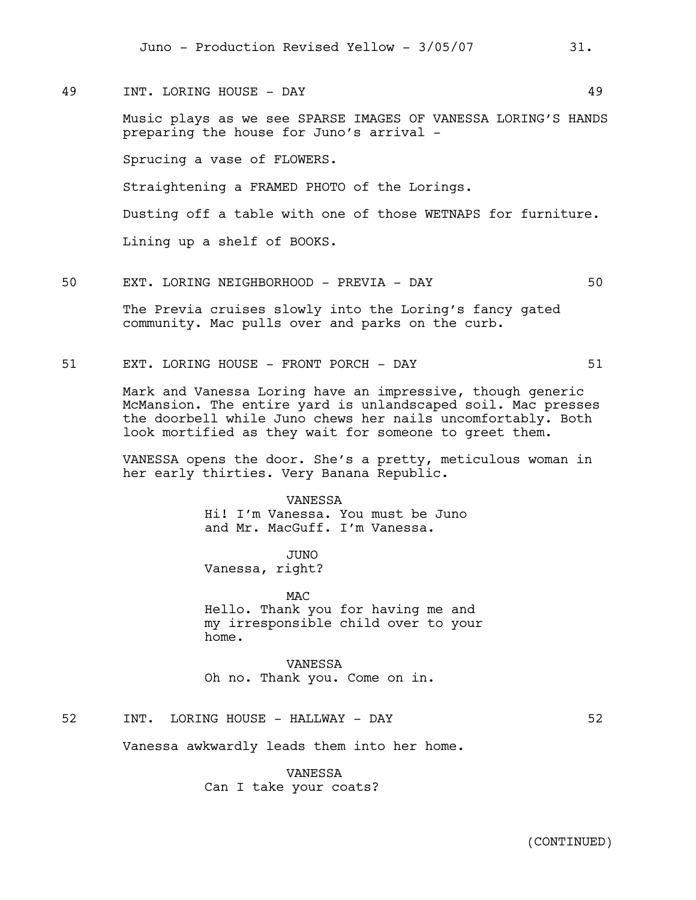49 INT. LORING HOUSE - DAY 49

Music plays as we see SPARSE IMAGES OF VANESSA LORING'S HANDS preparing the house for Juno's arrival -

Sprucing a vase of FLOWERS.

Straightening a FRAMED PHOTO of the Lorings.

Dusting off a table with one of those WETNAPS for furniture.

Lining up a shelf of BOOKS.

50 EXT. LORING NEIGHBORHOOD - PREVIA - DAY 50

The Previa cruises slowly into the Loring's fancy gated community. Mac pulls over and parks on the curb.

51 EXT. LORING HOUSE - FRONT PORCH - DAY 51

Mark and Vanessa Loring have an impressive, though generic McMansion. The entire yard is unlandscaped soil. Mac presses the doorbell while Juno chews her nails uncomfortably. Both look mortified as they wait for someone to greet them.

VANESSA opens the door. She's a pretty, meticulous woman in her early thirties. Very Banana Republic.

VANESSA
Hi! I'm Vanessa. You must be Juno and Mr. MacGuff. I'm Vanessa.

JUNO
Vanessa, right?

MAC
Hello. Thank you for having me and my irresponsible child over to your home.

VANESSA
Oh no. Thank you. Come on in.

52 INT. LORING HOUSE - HALLWAY - DAY 52

Vanessa awkwardly leads them into her home.

VANESSA
Can I take your coats?

(CONTINUED)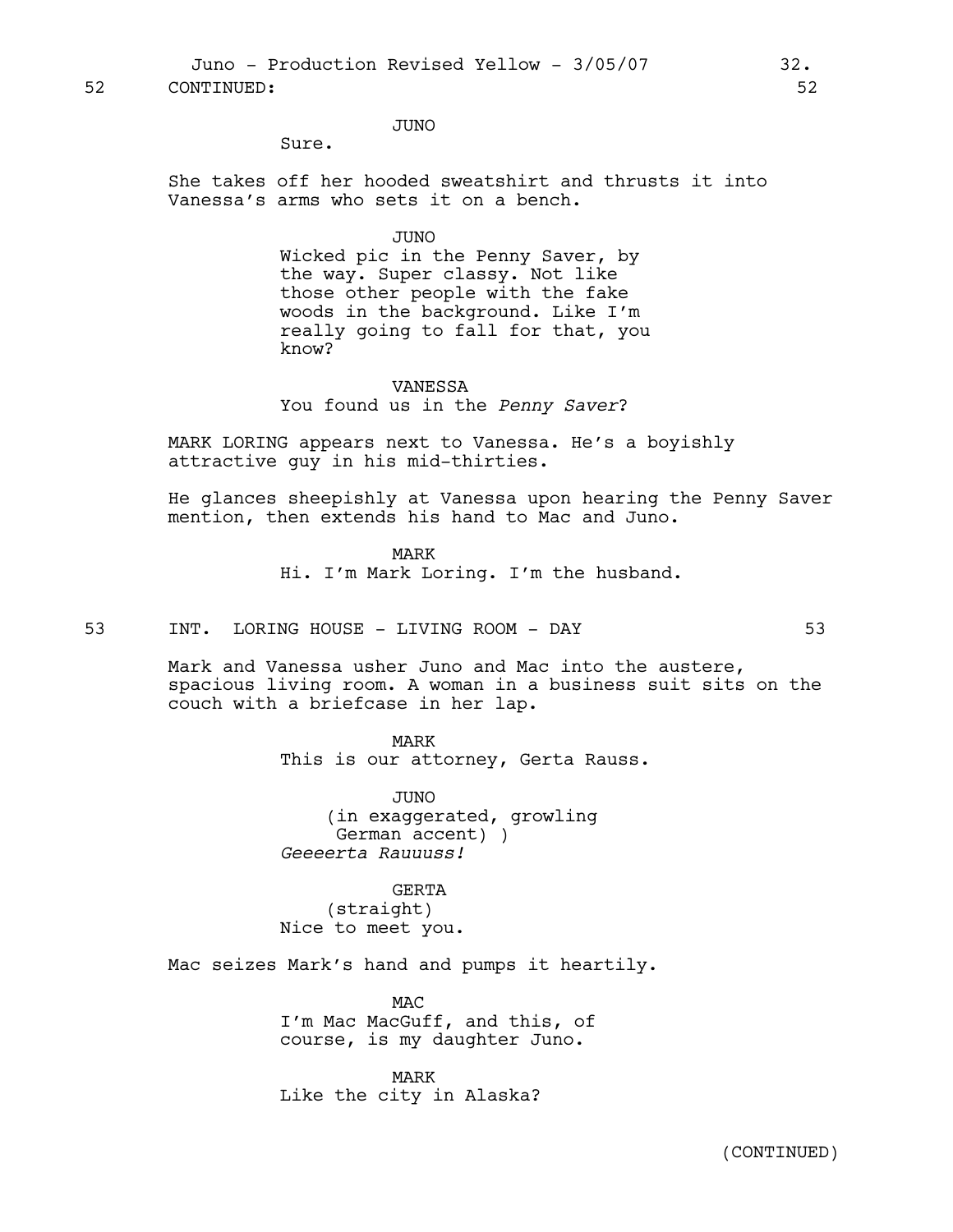52 CONTINUED: 52

JUNO
Sure.

She takes off her hooded sweatshirt and thrusts it into Vanessa's arms who sets it on a bench.

JUNO
Wicked pic in the Penny Saver, by the way. Super classy. Not like those other people with the fake woods in the background. Like I'm really going to fall for that, you know?

VANESSA
You found us in the *Penny Saver*?

MARK LORING appears next to Vanessa. He's a boyishly attractive guy in his mid-thirties.

He glances sheepishly at Vanessa upon hearing the Penny Saver mention, then extends his hand to Mac and Juno.

MARK
Hi. I'm Mark Loring. I'm the husband.

53 INT. LORING HOUSE - LIVING ROOM - DAY 53

Mark and Vanessa usher Juno and Mac into the austere, spacious living room. A woman in a business suit sits on the couch with a briefcase in her lap.

MARK
This is our attorney, Gerta Rauss.

JUNO
(in exaggerated, growling German accent) )
*Geeeerta Rauuuss!*

GERTA
(straight)
Nice to meet you.

Mac seizes Mark's hand and pumps it heartily.

MAC
I'm Mac MacGuff, and this, of course, is my daughter Juno.

MARK
Like the city in Alaska?

(CONTINUED)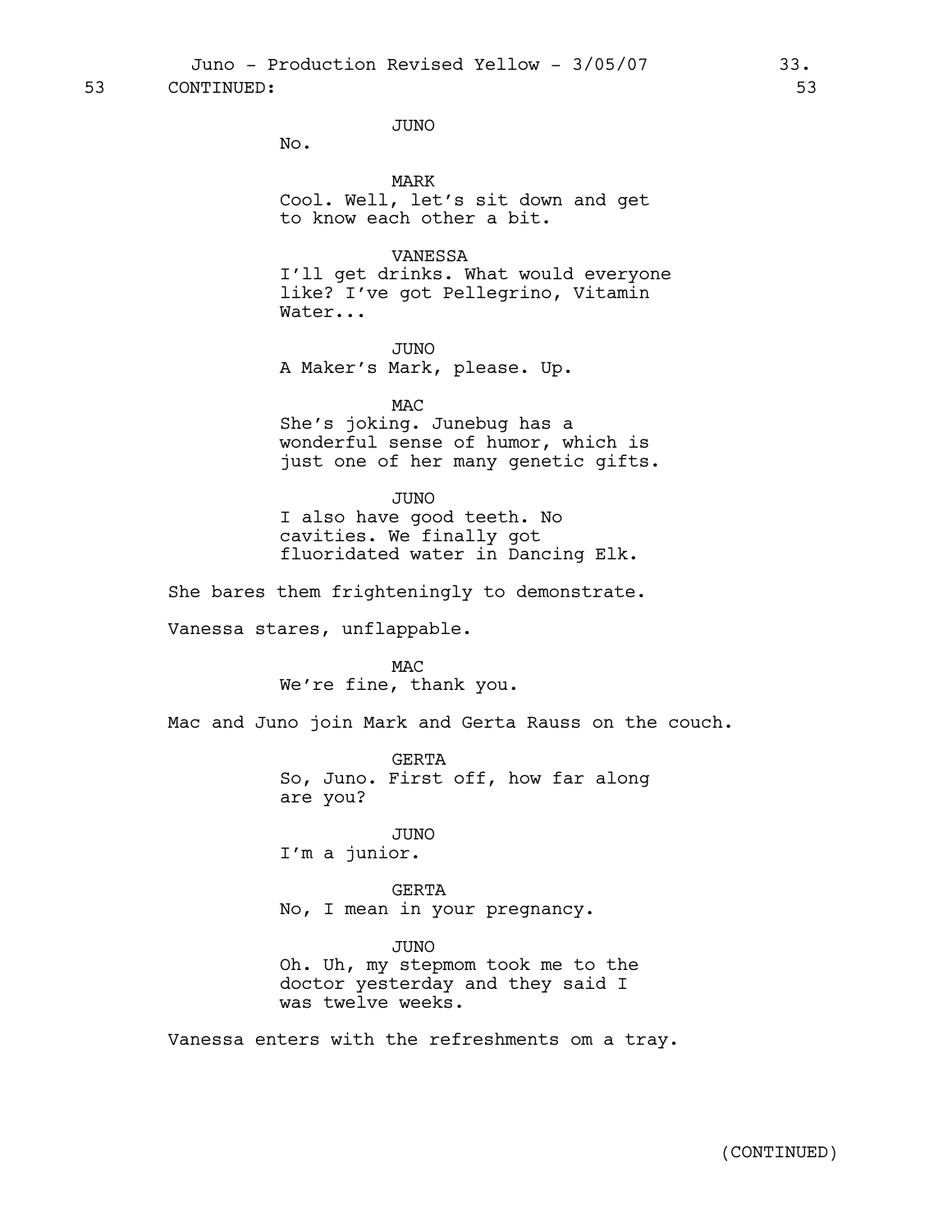53 CONTINUED: 53

JUNO
No.

MARK
Cool. Well, let's sit down and get to know each other a bit.

VANESSA
I'll get drinks. What would everyone like? I've got Pellegrino, Vitamin Water...

JUNO
A Maker's Mark, please. Up.

MAC
She's joking. Junebug has a wonderful sense of humor, which is just one of her many genetic gifts.

JUNO
I also have good teeth. No cavities. We finally got fluoridated water in Dancing Elk.

She bares them frighteningly to demonstrate.

Vanessa stares, unflappable.

MAC
We're fine, thank you.

Mac and Juno join Mark and Gerta Rauss on the couch.

GERTA
So, Juno. First off, how far along are you?

JUNO
I'm a junior.

GERTA
No, I mean in your pregnancy.

JUNO
Oh. Uh, my stepmom took me to the doctor yesterday and they said I was twelve weeks.

Vanessa enters with the refreshments om a tray.

(CONTINUED)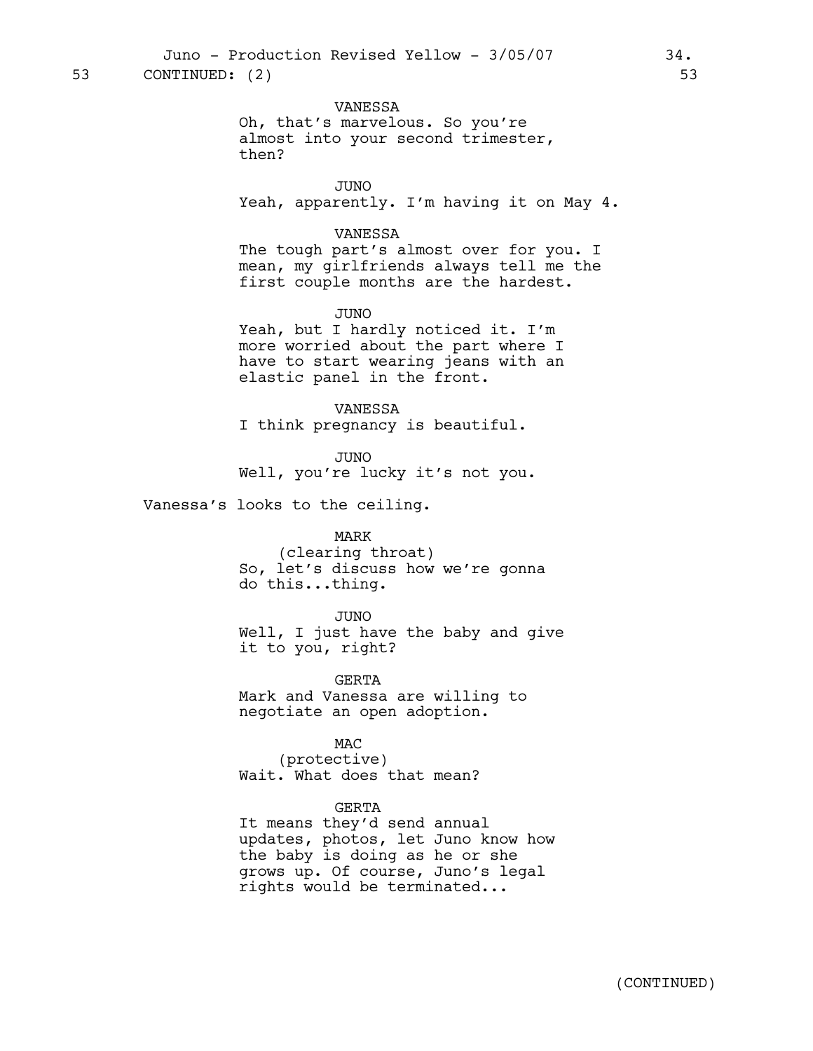53 CONTINUED: (2) 53

VANESSA
Oh, that's marvelous. So you're almost into your second trimester, then?

JUNO
Yeah, apparently. I'm having it on May 4.

VANESSA
The tough part's almost over for you. I mean, my girlfriends always tell me the first couple months are the hardest.

JUNO
Yeah, but I hardly noticed it. I'm more worried about the part where I have to start wearing jeans with an elastic panel in the front.

VANESSA
I think pregnancy is beautiful.

JUNO
Well, you're lucky it's not you.

Vanessa's looks to the ceiling.

MARK
(clearing throat)
So, let's discuss how we're gonna do this...thing.

JUNO
Well, I just have the baby and give it to you, right?

GERTA
Mark and Vanessa are willing to negotiate an open adoption.

MAC
(protective)
Wait. What does that mean?

GERTA
It means they'd send annual updates, photos, let Juno know how the baby is doing as he or she grows up. Of course, Juno's legal rights would be terminated...

(CONTINUED)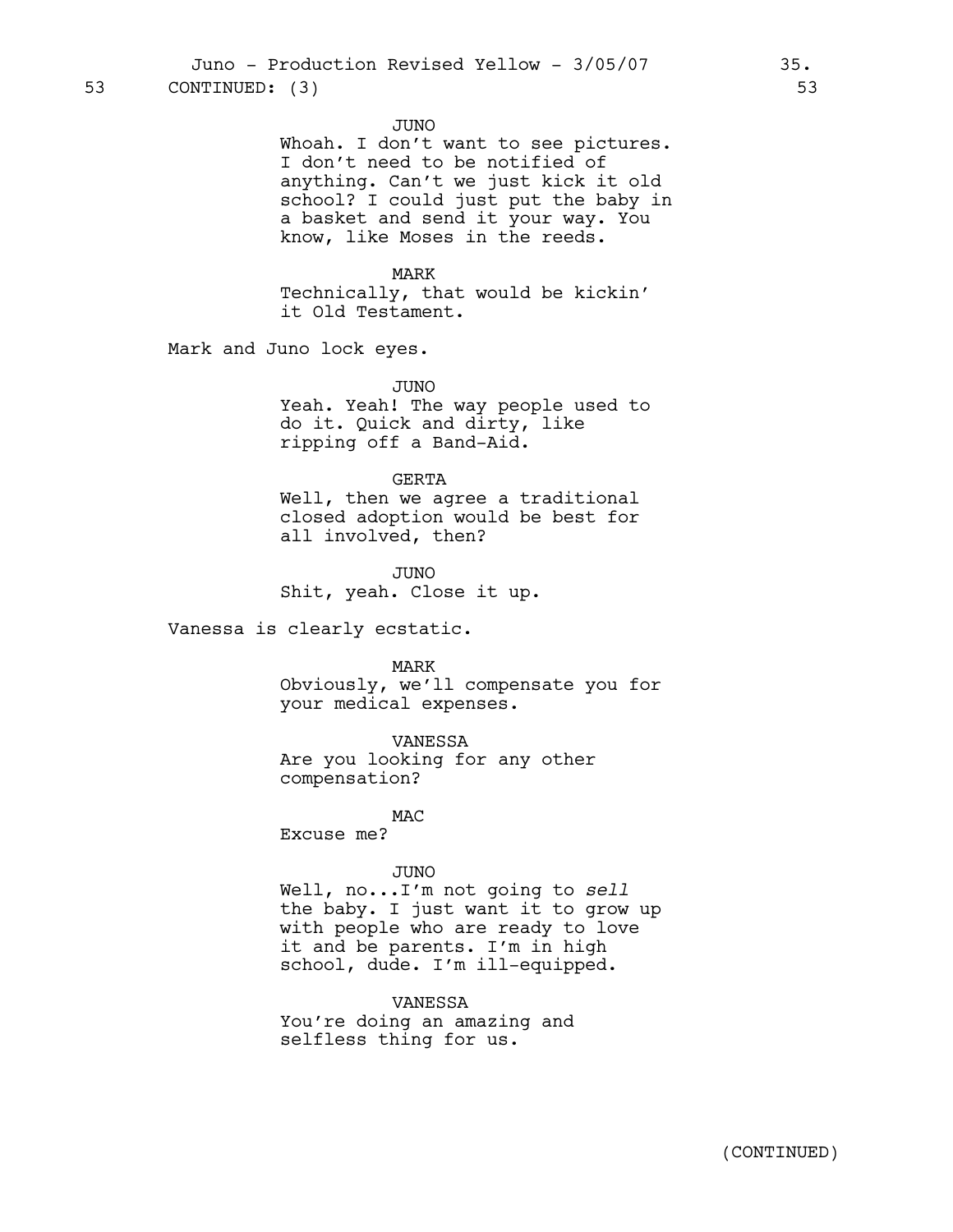53 CONTINUED: (3) 53

JUNO
Whoah. I don't want to see pictures. I don't need to be notified of anything. Can't we just kick it old school? I could just put the baby in a basket and send it your way. You know, like Moses in the reeds.

MARK
Technically, that would be kickin' it Old Testament.

Mark and Juno lock eyes.

JUNO
Yeah. Yeah! The way people used to do it. Quick and dirty, like ripping off a Band-Aid.

GERTA
Well, then we agree a traditional closed adoption would be best for all involved, then?

JUNO
Shit, yeah. Close it up.

Vanessa is clearly ecstatic.

MARK
Obviously, we'll compensate you for your medical expenses.

VANESSA
Are you looking for any other compensation?

MAC
Excuse me?

JUNO
Well, no...I'm not going to *sell* the baby. I just want it to grow up with people who are ready to love it and be parents. I'm in high school, dude. I'm ill-equipped.

VANESSA
You're doing an amazing and selfless thing for us.

(CONTINUED)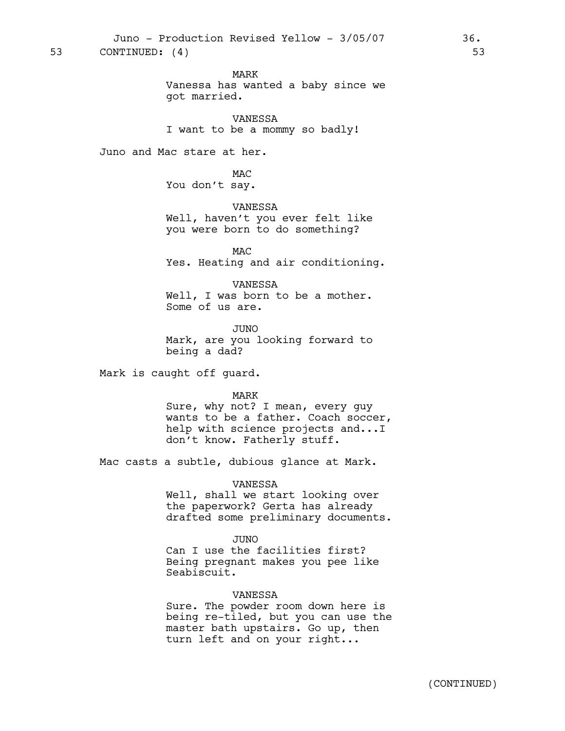53 CONTINUED: (4) 53

MARK
Vanessa has wanted a baby since we got married.

VANESSA
I want to be a mommy so badly!

Juno and Mac stare at her.

MAC
You don't say.

VANESSA
Well, haven't you ever felt like you were born to do something?

MAC
Yes. Heating and air conditioning.

VANESSA
Well, I was born to be a mother. Some of us are.

JUNO
Mark, are you looking forward to being a dad?

Mark is caught off guard.

MARK
Sure, why not? I mean, every guy wants to be a father. Coach soccer, help with science projects and...I don't know. Fatherly stuff.

Mac casts a subtle, dubious glance at Mark.

VANESSA
Well, shall we start looking over the paperwork? Gerta has already drafted some preliminary documents.

JUNO
Can I use the facilities first? Being pregnant makes you pee like Seabiscuit.

VANESSA
Sure. The powder room down here is being re-tiled, but you can use the master bath upstairs. Go up, then turn left and on your right...

(CONTINUED)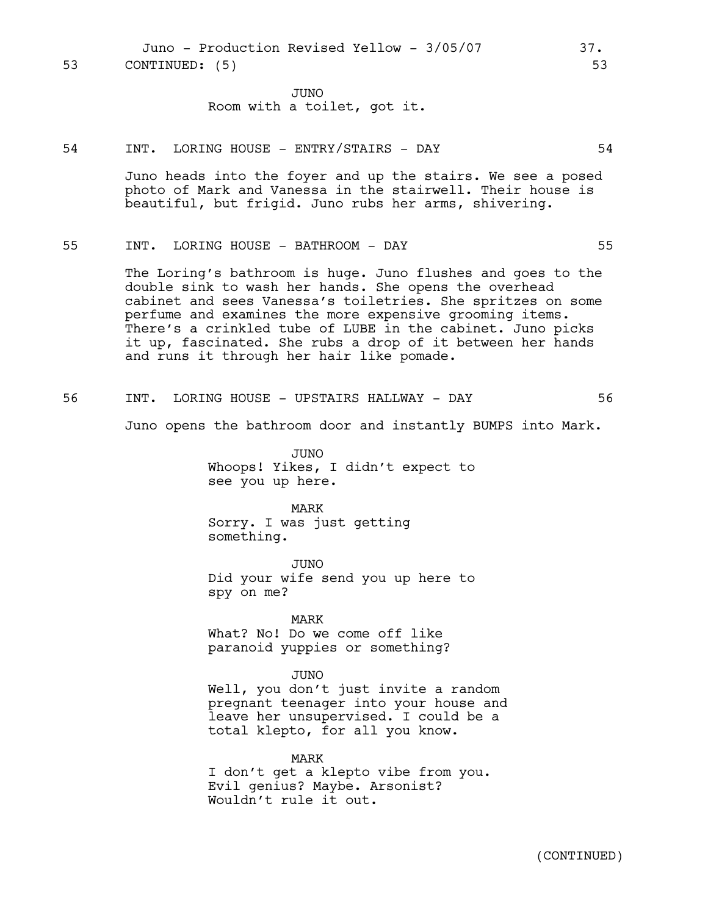53 CONTINUED: (5) 53

JUNO
Room with a toilet, got it.

54 INT. LORING HOUSE - ENTRY/STAIRS - DAY 54

Juno heads into the foyer and up the stairs. We see a posed photo of Mark and Vanessa in the stairwell. Their house is beautiful, but frigid. Juno rubs her arms, shivering.

55 INT. LORING HOUSE - BATHROOM - DAY 55

The Loring's bathroom is huge. Juno flushes and goes to the double sink to wash her hands. She opens the overhead cabinet and sees Vanessa's toiletries. She spritzes on some perfume and examines the more expensive grooming items. There's a crinkled tube of LUBE in the cabinet. Juno picks it up, fascinated. She rubs a drop of it between her hands and runs it through her hair like pomade.

56 INT. LORING HOUSE - UPSTAIRS HALLWAY - DAY 56

Juno opens the bathroom door and instantly BUMPS into Mark.

JUNO
Whoops! Yikes, I didn't expect to see you up here.

MARK
Sorry. I was just getting something.

JUNO
Did your wife send you up here to spy on me?

MARK
What? No! Do we come off like paranoid yuppies or something?

JUNO
Well, you don't just invite a random pregnant teenager into your house and leave her unsupervised. I could be a total klepto, for all you know.

MARK
I don't get a klepto vibe from you. Evil genius? Maybe. Arsonist? Wouldn't rule it out.

(CONTINUED)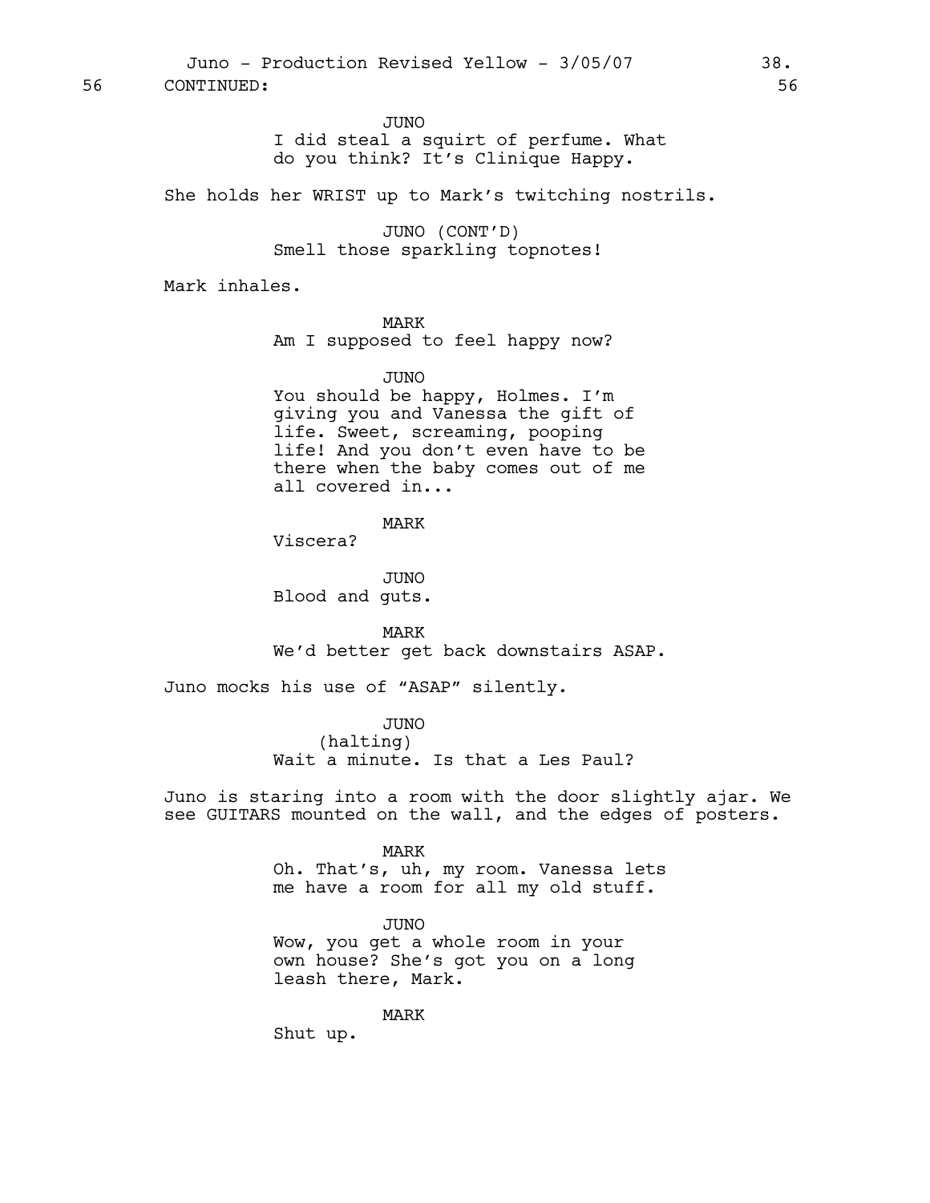56 CONTINUED: 56

JUNO
I did steal a squirt of perfume. What do you think? It's Clinique Happy.

She holds her WRIST up to Mark's twitching nostrils.

JUNO (CONT'D)
Smell those sparkling topnotes!

Mark inhales.

MARK
Am I supposed to feel happy now?

JUNO
You should be happy, Holmes. I'm giving you and Vanessa the gift of life. Sweet, screaming, pooping life! And you don't even have to be there when the baby comes out of me all covered in...

MARK
Viscera?

JUNO
Blood and guts.

MARK
We'd better get back downstairs ASAP.

Juno mocks his use of "ASAP" silently.

JUNO
(halting)
Wait a minute. Is that a Les Paul?

Juno is staring into a room with the door slightly ajar. We see GUITARS mounted on the wall, and the edges of posters.

MARK
Oh. That's, uh, my room. Vanessa lets me have a room for all my old stuff.

JUNO
Wow, you get a whole room in your own house? She's got you on a long leash there, Mark.

MARK
Shut up.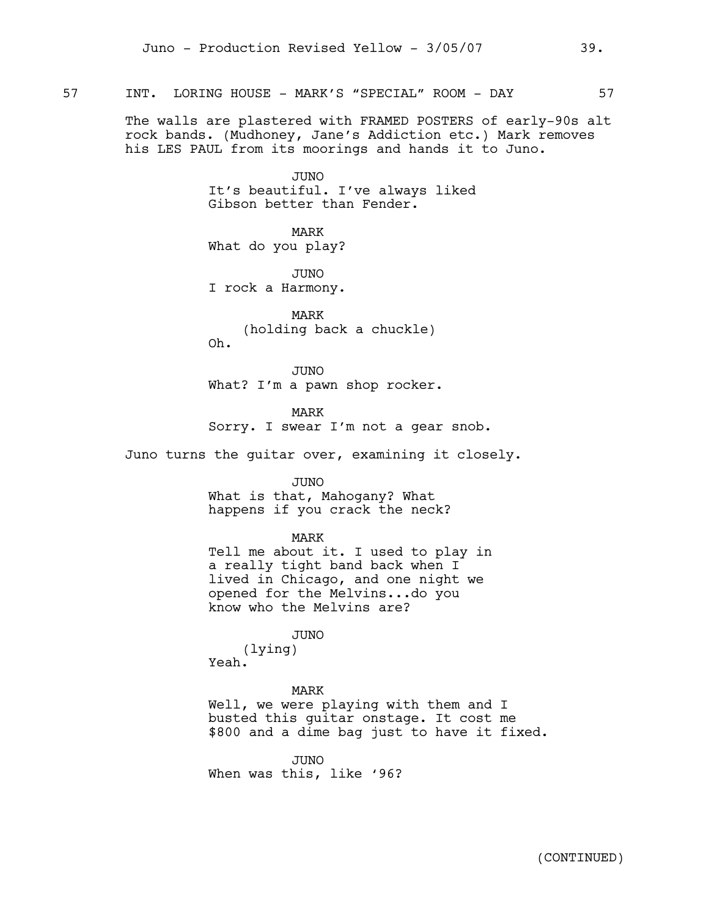57 INT. LORING HOUSE - MARK'S "SPECIAL" ROOM - DAY 57

The walls are plastered with FRAMED POSTERS of early-90s alt rock bands. (Mudhoney, Jane's Addiction etc.) Mark removes his LES PAUL from its moorings and hands it to Juno.

JUNO
It's beautiful. I've always liked Gibson better than Fender.

MARK
What do you play?

JUNO
I rock a Harmony.

MARK
(holding back a chuckle)
Oh.

JUNO
What? I'm a pawn shop rocker.

MARK
Sorry. I swear I'm not a gear snob.

Juno turns the guitar over, examining it closely.

JUNO
What is that, Mahogany? What happens if you crack the neck?

MARK
Tell me about it. I used to play in a really tight band back when I lived in Chicago, and one night we opened for the Melvins...do you know who the Melvins are?

JUNO
(lying)
Yeah.

MARK
Well, we were playing with them and I busted this guitar onstage. It cost me $800 and a dime bag just to have it fixed.

JUNO
When was this, like '96?

(CONTINUED)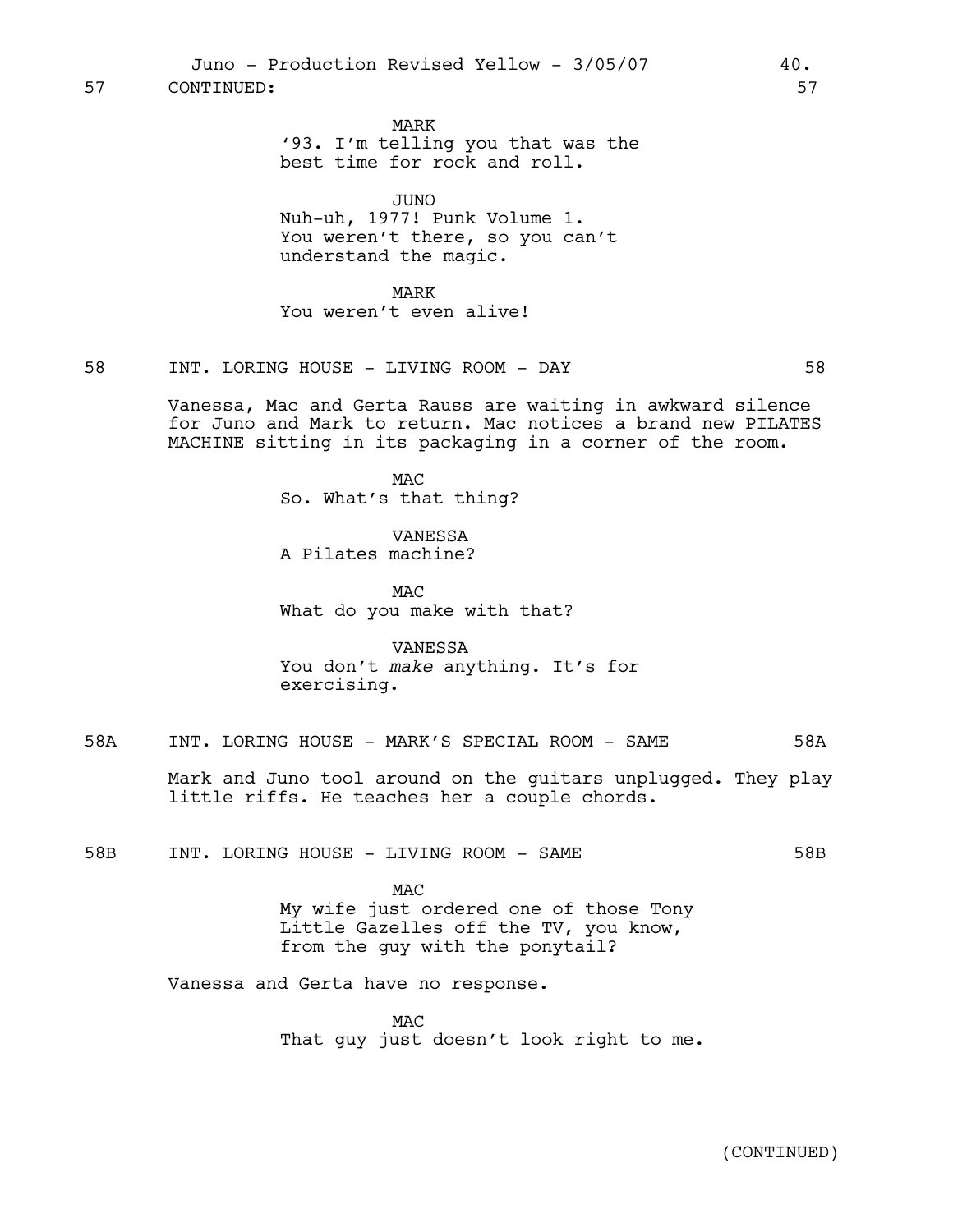57 CONTINUED: 57

MARK
'93. I'm telling you that was the best time for rock and roll.

JUNO
Nuh-uh, 1977! Punk Volume 1. You weren't there, so you can't understand the magic.

MARK
You weren't even alive!

58 INT. LORING HOUSE - LIVING ROOM - DAY 58

Vanessa, Mac and Gerta Rauss are waiting in awkward silence for Juno and Mark to return. Mac notices a brand new PILATES MACHINE sitting in its packaging in a corner of the room.

MAC
So. What's that thing?

VANESSA
A Pilates machine?

MAC
What do you make with that?

VANESSA
You don't *make* anything. It's for exercising.

58A INT. LORING HOUSE - MARK'S SPECIAL ROOM - SAME 58A

Mark and Juno tool around on the guitars unplugged. They play little riffs. He teaches her a couple chords.

58B INT. LORING HOUSE - LIVING ROOM - SAME 58B

MAC
My wife just ordered one of those Tony Little Gazelles off the TV, you know, from the guy with the ponytail?

Vanessa and Gerta have no response.

MAC
That guy just doesn't look right to me.

(CONTINUED)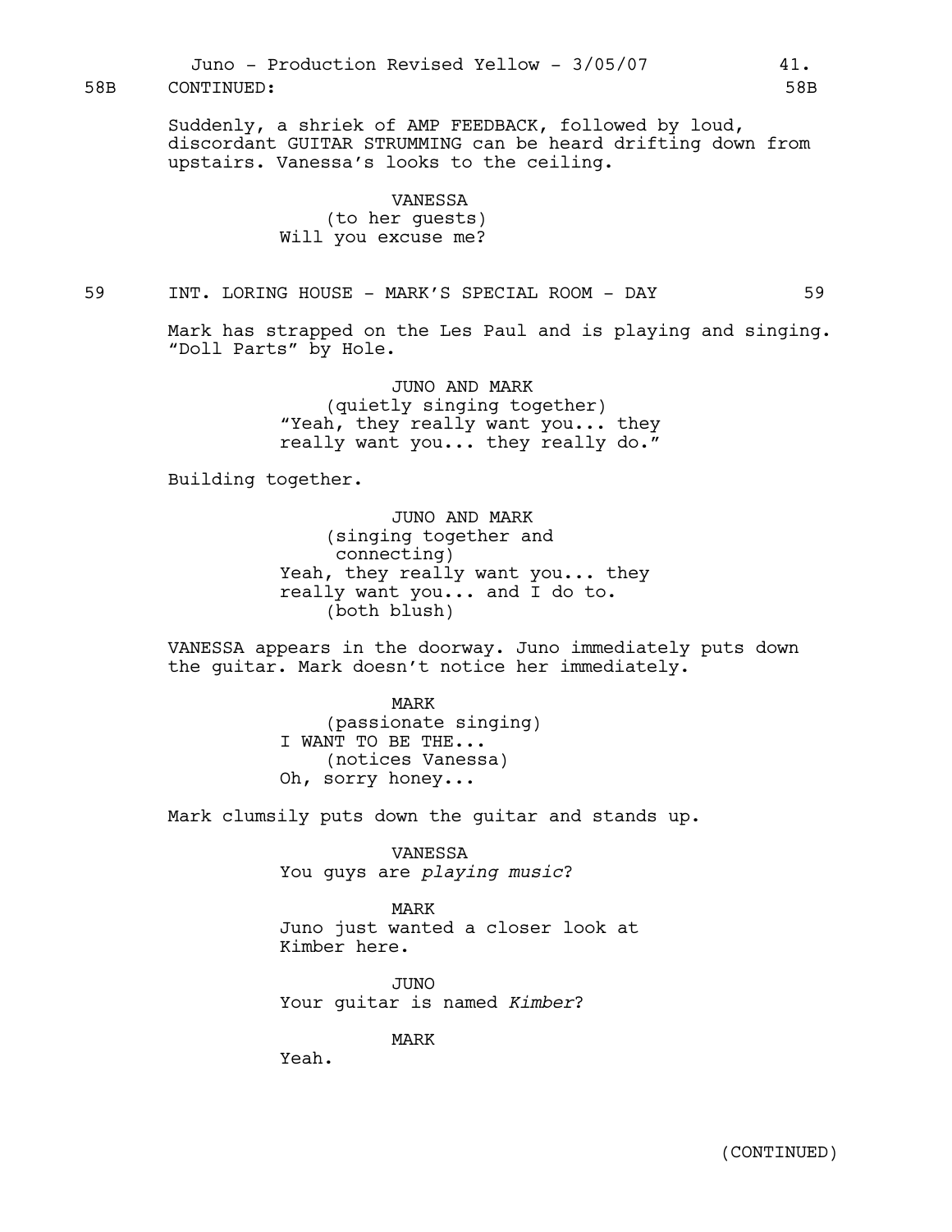58B CONTINUED: 58B

Suddenly, a shriek of AMP FEEDBACK, followed by loud, discordant GUITAR STRUMMING can be heard drifting down from upstairs. Vanessa's looks to the ceiling.

VANESSA
(to her guests)
Will you excuse me?

59 INT. LORING HOUSE - MARK'S SPECIAL ROOM - DAY 59

Mark has strapped on the Les Paul and is playing and singing. "Doll Parts" by Hole.

JUNO AND MARK
(quietly singing together)
"Yeah, they really want you... they really want you... they really do."

Building together.

JUNO AND MARK
(singing together and connecting)
Yeah, they really want you... they really want you... and I do to.
(both blush)

VANESSA appears in the doorway. Juno immediately puts down the guitar. Mark doesn't notice her immediately.

MARK
(passionate singing)
I WANT TO BE THE...
(notices Vanessa)
Oh, sorry honey...

Mark clumsily puts down the guitar and stands up.

VANESSA
You guys are *playing music*?

MARK
Juno just wanted a closer look at Kimber here.

JUNO
Your guitar is named *Kimber*?

MARK
Yeah.

(CONTINUED)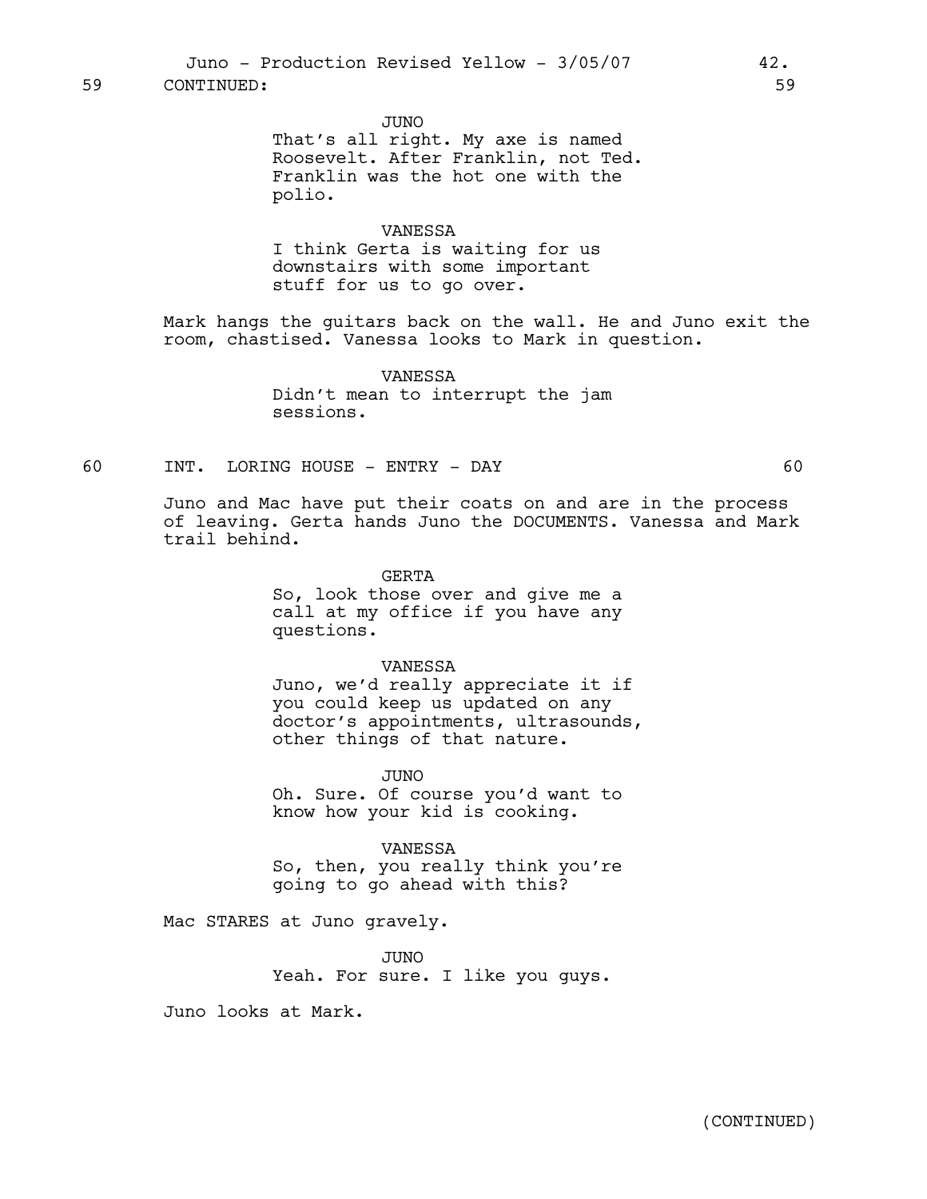59 CONTINUED: 59

JUNO
That's all right. My axe is named Roosevelt. After Franklin, not Ted. Franklin was the hot one with the polio.

VANESSA
I think Gerta is waiting for us downstairs with some important stuff for us to go over.

Mark hangs the guitars back on the wall. He and Juno exit the room, chastised. Vanessa looks to Mark in question.

VANESSA
Didn't mean to interrupt the jam sessions.

60 INT. LORING HOUSE - ENTRY - DAY 60

Juno and Mac have put their coats on and are in the process of leaving. Gerta hands Juno the DOCUMENTS. Vanessa and Mark trail behind.

GERTA
So, look those over and give me a call at my office if you have any questions.

VANESSA
Juno, we'd really appreciate it if you could keep us updated on any doctor's appointments, ultrasounds, other things of that nature.

JUNO
Oh. Sure. Of course you'd want to know how your kid is cooking.

VANESSA
So, then, you really think you're going to go ahead with this?

Mac STARES at Juno gravely.

JUNO
Yeah. For sure. I like you guys.

Juno looks at Mark.

(CONTINUED)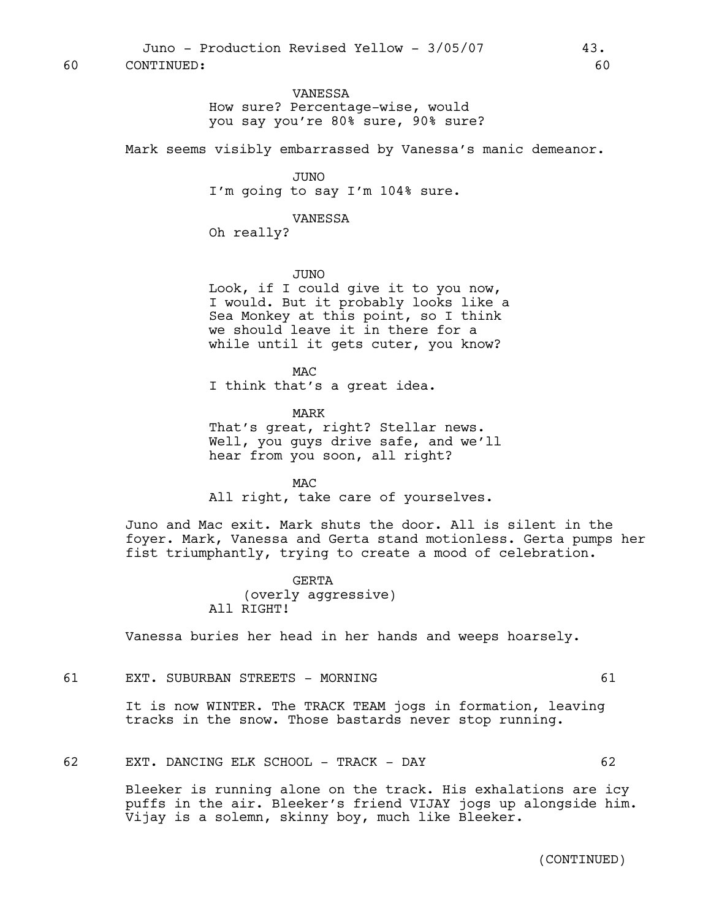60 CONTINUED: 60

VANESSA
How sure? Percentage-wise, would you say you're 80% sure, 90% sure?

Mark seems visibly embarrassed by Vanessa's manic demeanor.

JUNO
I'm going to say I'm 104% sure.

VANESSA
Oh really?

JUNO
Look, if I could give it to you now, I would. But it probably looks like a Sea Monkey at this point, so I think we should leave it in there for a while until it gets cuter, you know?

MAC
I think that's a great idea.

MARK
That's great, right? Stellar news. Well, you guys drive safe, and we'll hear from you soon, all right?

MAC
All right, take care of yourselves.

Juno and Mac exit. Mark shuts the door. All is silent in the foyer. Mark, Vanessa and Gerta stand motionless. Gerta pumps her fist triumphantly, trying to create a mood of celebration.

GERTA
(overly aggressive)
All RIGHT!

Vanessa buries her head in her hands and weeps hoarsely.

61 EXT. SUBURBAN STREETS - MORNING 61

It is now WINTER. The TRACK TEAM jogs in formation, leaving tracks in the snow. Those bastards never stop running.

62 EXT. DANCING ELK SCHOOL - TRACK - DAY 62

Bleeker is running alone on the track. His exhalations are icy puffs in the air. Bleeker's friend VIJAY jogs up alongside him. Vijay is a solemn, skinny boy, much like Bleeker.

(CONTINUED)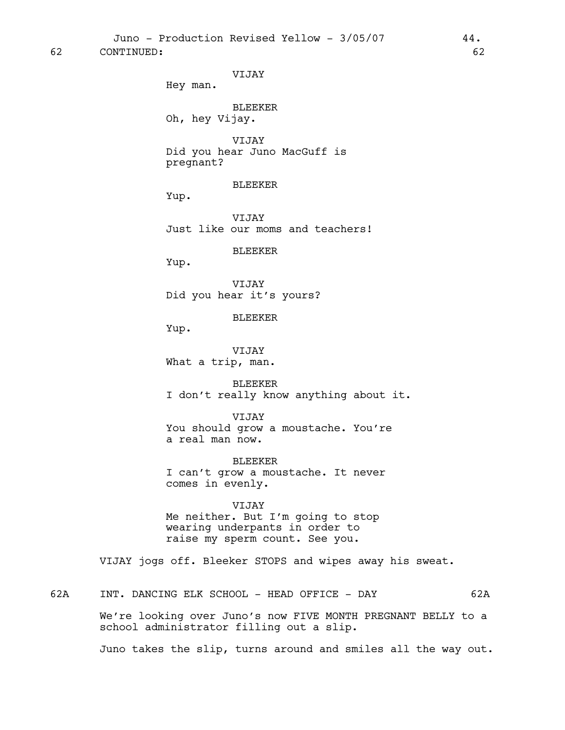62 CONTINUED: 62

VIJAY
Hey man.

BLEEKER
Oh, hey Vijay.

VIJAY
Did you hear Juno MacGuff is pregnant?

BLEEKER
Yup.

VIJAY
Just like our moms and teachers!

BLEEKER
Yup.

VIJAY
Did you hear it's yours?

BLEEKER
Yup.

VIJAY
What a trip, man.

BLEEKER
I don't really know anything about it.

VIJAY
You should grow a moustache. You're a real man now.

BLEEKER
I can't grow a moustache. It never comes in evenly.

VIJAY
Me neither. But I'm going to stop wearing underpants in order to raise my sperm count. See you.

VIJAY jogs off. Bleeker STOPS and wipes away his sweat.

62A INT. DANCING ELK SCHOOL - HEAD OFFICE - DAY 62A

We're looking over Juno's now FIVE MONTH PREGNANT BELLY to a school administrator filling out a slip.

Juno takes the slip, turns around and smiles all the way out.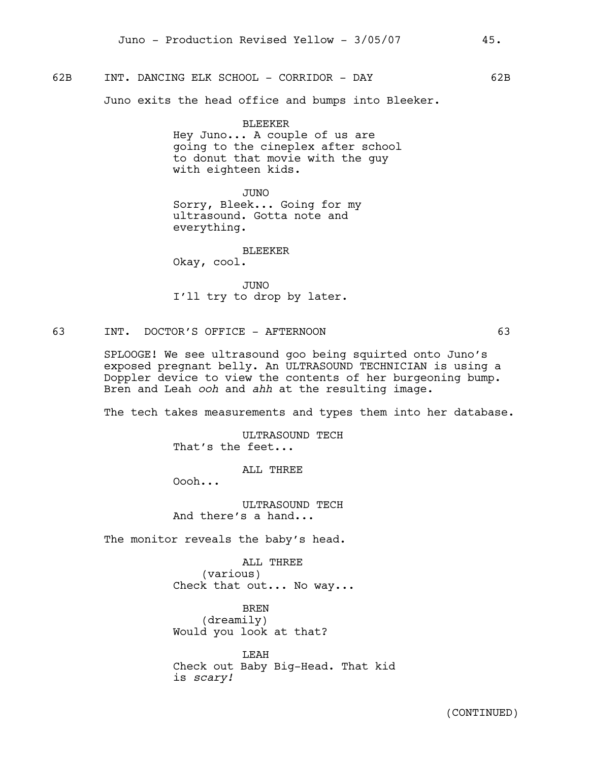62B INT. DANCING ELK SCHOOL - CORRIDOR - DAY 62B

Juno exits the head office and bumps into Bleeker.

BLEEKER
Hey Juno... A couple of us are going to the cineplex after school to donut that movie with the guy with eighteen kids.

JUNO
Sorry, Bleek... Going for my ultrasound. Gotta note and everything.

BLEEKER
Okay, cool.

JUNO
I'll try to drop by later.

63 INT. DOCTOR'S OFFICE - AFTERNOON 63

SPLOOGE! We see ultrasound goo being squirted onto Juno's exposed pregnant belly. An ULTRASOUND TECHNICIAN is using a Doppler device to view the contents of her burgeoning bump. Bren and Leah *ooh* and *ahh* at the resulting image.

The tech takes measurements and types them into her database.

ULTRASOUND TECH
That's the feet...

ALL THREE
Oooh...

ULTRASOUND TECH
And there's a hand...

The monitor reveals the baby's head.

ALL THREE
(various)
Check that out... No way...

BREN
(dreamily)
Would you look at that?

LEAH
Check out Baby Big-Head. That kid is *scary!*

(CONTINUED)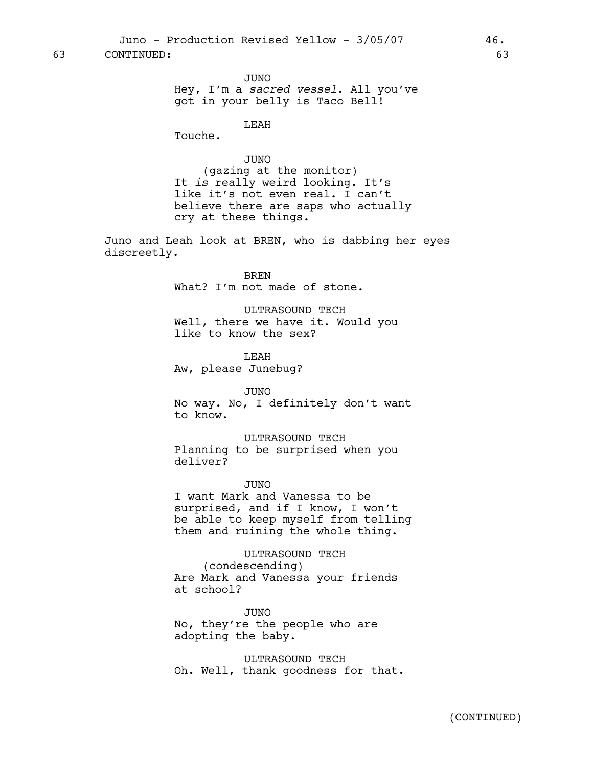63 CONTINUED: 63

JUNO
Hey, I'm a *sacred vessel*. All you've got in your belly is Taco Bell!

LEAH
Touche.

JUNO
(gazing at the monitor)
It *is* really weird looking. It's like it's not even real. I can't believe there are saps who actually cry at these things.

Juno and Leah look at BREN, who is dabbing her eyes discreetly.

BREN
What? I'm not made of stone.

ULTRASOUND TECH
Well, there we have it. Would you like to know the sex?

LEAH
Aw, please Junebug?

JUNO
No way. No, I definitely don't want to know.

ULTRASOUND TECH
Planning to be surprised when you deliver?

JUNO
I want Mark and Vanessa to be surprised, and if I know, I won't be able to keep myself from telling them and ruining the whole thing.

ULTRASOUND TECH
(condescending)
Are Mark and Vanessa your friends at school?

JUNO
No, they're the people who are adopting the baby.

ULTRASOUND TECH
Oh. Well, thank goodness for that.

(CONTINUED)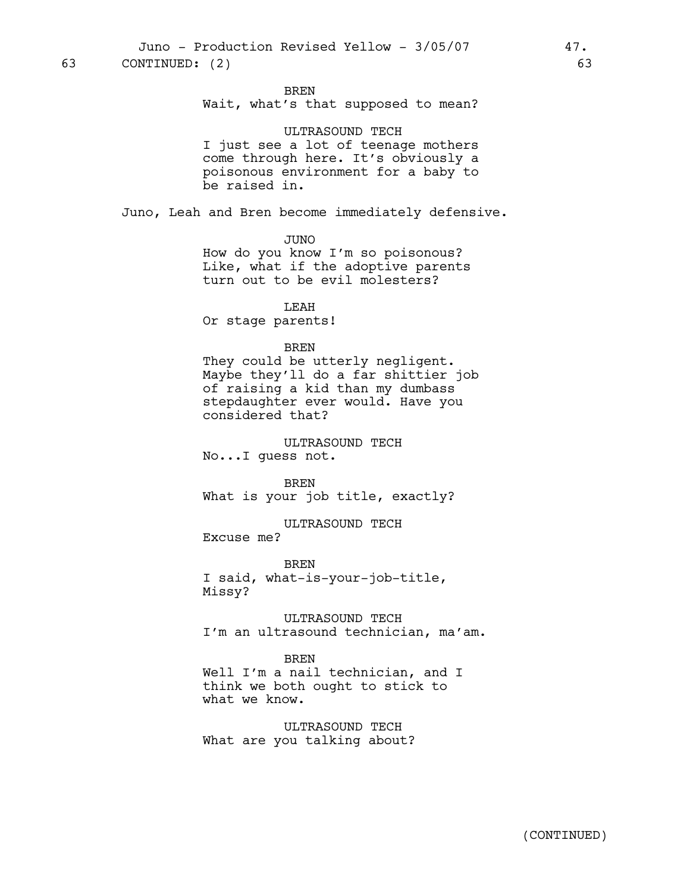63 CONTINUED: (2) 63

BREN
Wait, what's that supposed to mean?

ULTRASOUND TECH
I just see a lot of teenage mothers come through here. It's obviously a poisonous environment for a baby to be raised in.

Juno, Leah and Bren become immediately defensive.

JUNO
How do you know I'm so poisonous? Like, what if the adoptive parents turn out to be evil molesters?

LEAH
Or stage parents!

BREN
They could be utterly negligent. Maybe they'll do a far shittier job of raising a kid than my dumbass stepdaughter ever would. Have you considered that?

ULTRASOUND TECH
No...I guess not.

BREN
What is your job title, exactly?

ULTRASOUND TECH
Excuse me?

BREN
I said, what-is-your-job-title, Missy?

ULTRASOUND TECH
I'm an ultrasound technician, ma'am.

BREN
Well I'm a nail technician, and I think we both ought to stick to what we know.

ULTRASOUND TECH
What are you talking about?

(CONTINUED)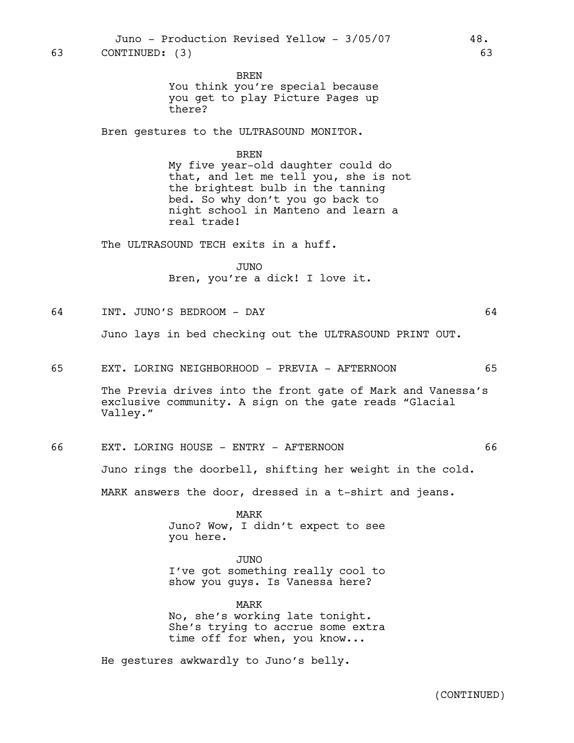63 CONTINUED: (3) 63

BREN
You think you're special because you get to play Picture Pages up there?

Bren gestures to the ULTRASOUND MONITOR.

BREN
My five year-old daughter could do that, and let me tell you, she is not the brightest bulb in the tanning bed. So why don't you go back to night school in Manteno and learn a real trade!

The ULTRASOUND TECH exits in a huff.

JUNO
Bren, you're a dick! I love it.

64 INT. JUNO'S BEDROOM - DAY 64

Juno lays in bed checking out the ULTRASOUND PRINT OUT.

65 EXT. LORING NEIGHBORHOOD - PREVIA - AFTERNOON 65

The Previa drives into the front gate of Mark and Vanessa's exclusive community. A sign on the gate reads "Glacial Valley."

66 EXT. LORING HOUSE - ENTRY - AFTERNOON 66

Juno rings the doorbell, shifting her weight in the cold.

MARK answers the door, dressed in a t-shirt and jeans.

MARK
Juno? Wow, I didn't expect to see you here.

JUNO
I've got something really cool to show you guys. Is Vanessa here?

MARK
No, she's working late tonight. She's trying to accrue some extra time off for when, you know...

He gestures awkwardly to Juno's belly.

(CONTINUED)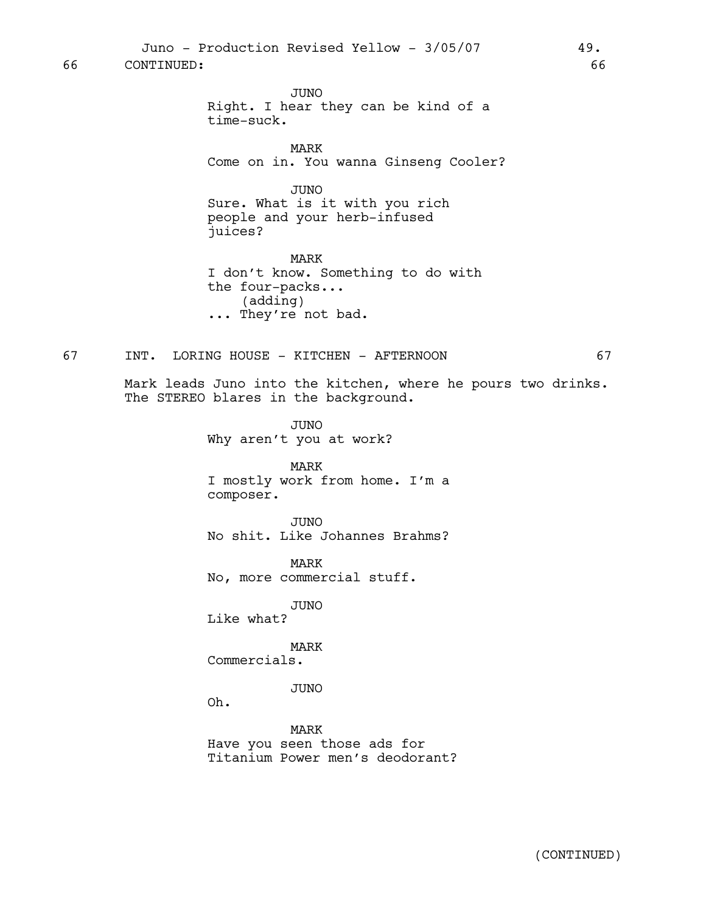66 CONTINUED: 66

JUNO
Right. I hear they can be kind of a time-suck.

MARK
Come on in. You wanna Ginseng Cooler?

JUNO
Sure. What is it with you rich people and your herb-infused juices?

MARK
I don't know. Something to do with the four-packs...
(adding)
... They're not bad.

67 INT. LORING HOUSE - KITCHEN - AFTERNOON 67

Mark leads Juno into the kitchen, where he pours two drinks. The STEREO blares in the background.

JUNO
Why aren't you at work?

MARK
I mostly work from home. I'm a composer.

JUNO
No shit. Like Johannes Brahms?

MARK
No, more commercial stuff.

JUNO
Like what?

MARK
Commercials.

JUNO
Oh.

MARK
Have you seen those ads for Titanium Power men's deodorant?

(CONTINUED)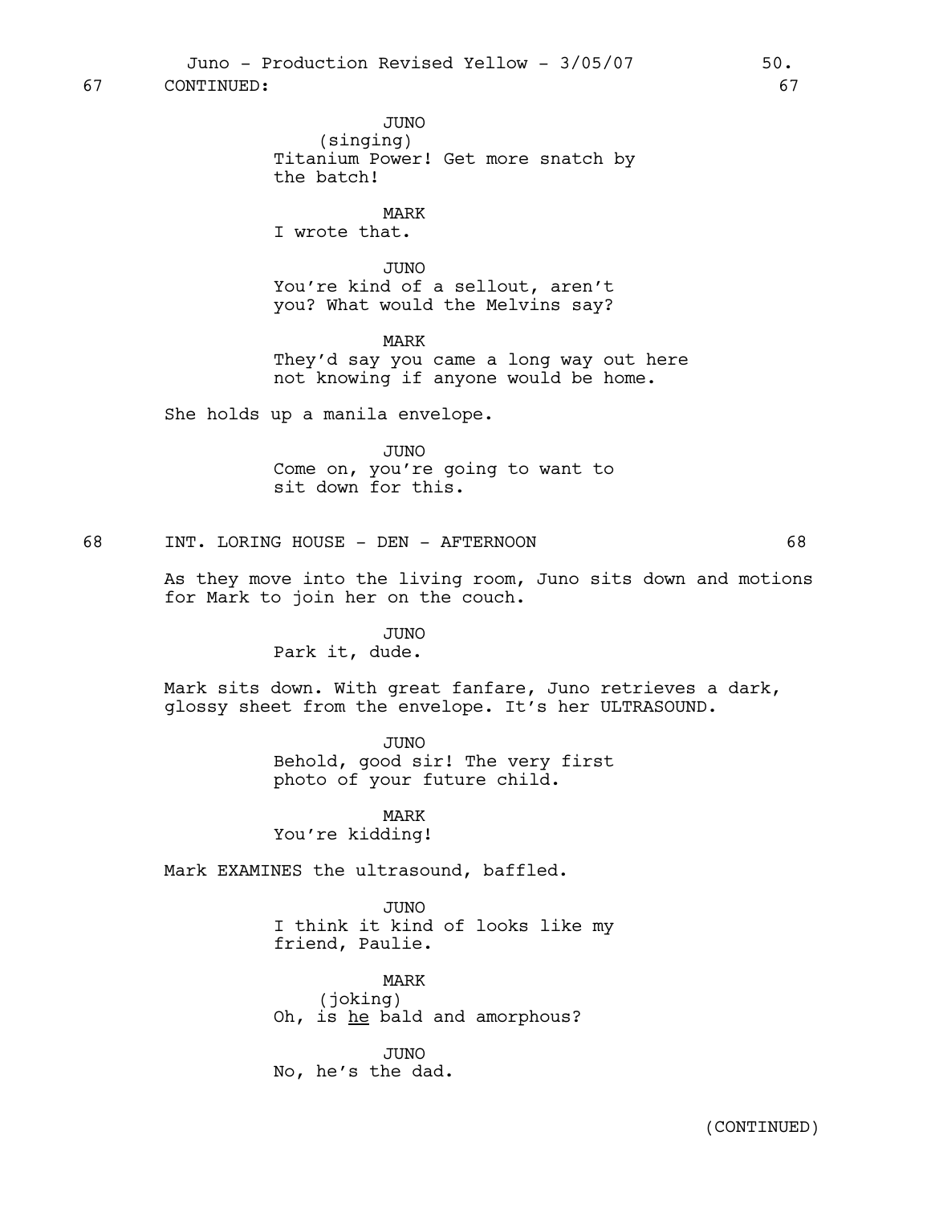67 CONTINUED: 67

JUNO
(singing)
Titanium Power! Get more snatch by the batch!

MARK
I wrote that.

JUNO
You're kind of a sellout, aren't you? What would the Melvins say?

MARK
They'd say you came a long way out here not knowing if anyone would be home.

She holds up a manila envelope.

JUNO
Come on, you're going to want to sit down for this.

68 INT. LORING HOUSE - DEN - AFTERNOON 68

As they move into the living room, Juno sits down and motions for Mark to join her on the couch.

JUNO
Park it, dude.

Mark sits down. With great fanfare, Juno retrieves a dark, glossy sheet from the envelope. It's her ULTRASOUND.

JUNO
Behold, good sir! The very first photo of your future child.

MARK
You're kidding!

Mark EXAMINES the ultrasound, baffled.

JUNO
I think it kind of looks like my friend, Paulie.

MARK
(joking)
Oh, is <u>he</u> bald and amorphous?

JUNO
No, he's the dad.

(CONTINUED)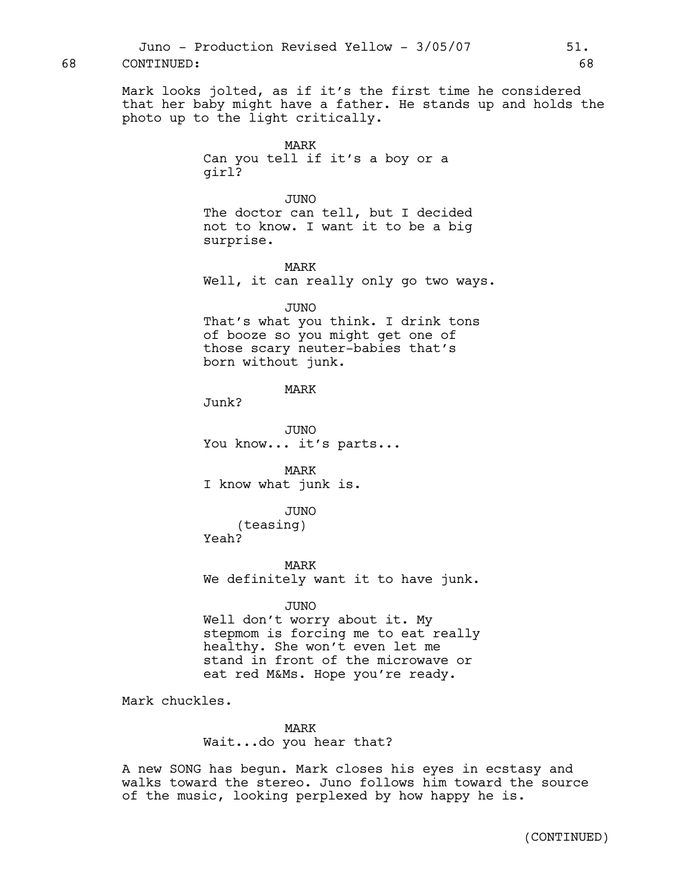68 CONTINUED: 68

Mark looks jolted, as if it's the first time he considered that her baby might have a father. He stands up and holds the photo up to the light critically.

MARK
Can you tell if it's a boy or a girl?

JUNO
The doctor can tell, but I decided not to know. I want it to be a big surprise.

MARK
Well, it can really only go two ways.

JUNO
That's what you think. I drink tons of booze so you might get one of those scary neuter-babies that's born without junk.

MARK
Junk?

JUNO
You know... it's parts...

MARK
I know what junk is.

JUNO
(teasing)
Yeah?

MARK
We definitely want it to have junk.

JUNO
Well don't worry about it. My stepmom is forcing me to eat really healthy. She won't even let me stand in front of the microwave or eat red M&Ms. Hope you're ready.

Mark chuckles.

MARK
Wait...do you hear that?

A new SONG has begun. Mark closes his eyes in ecstasy and walks toward the stereo. Juno follows him toward the source of the music, looking perplexed by how happy he is.

(CONTINUED)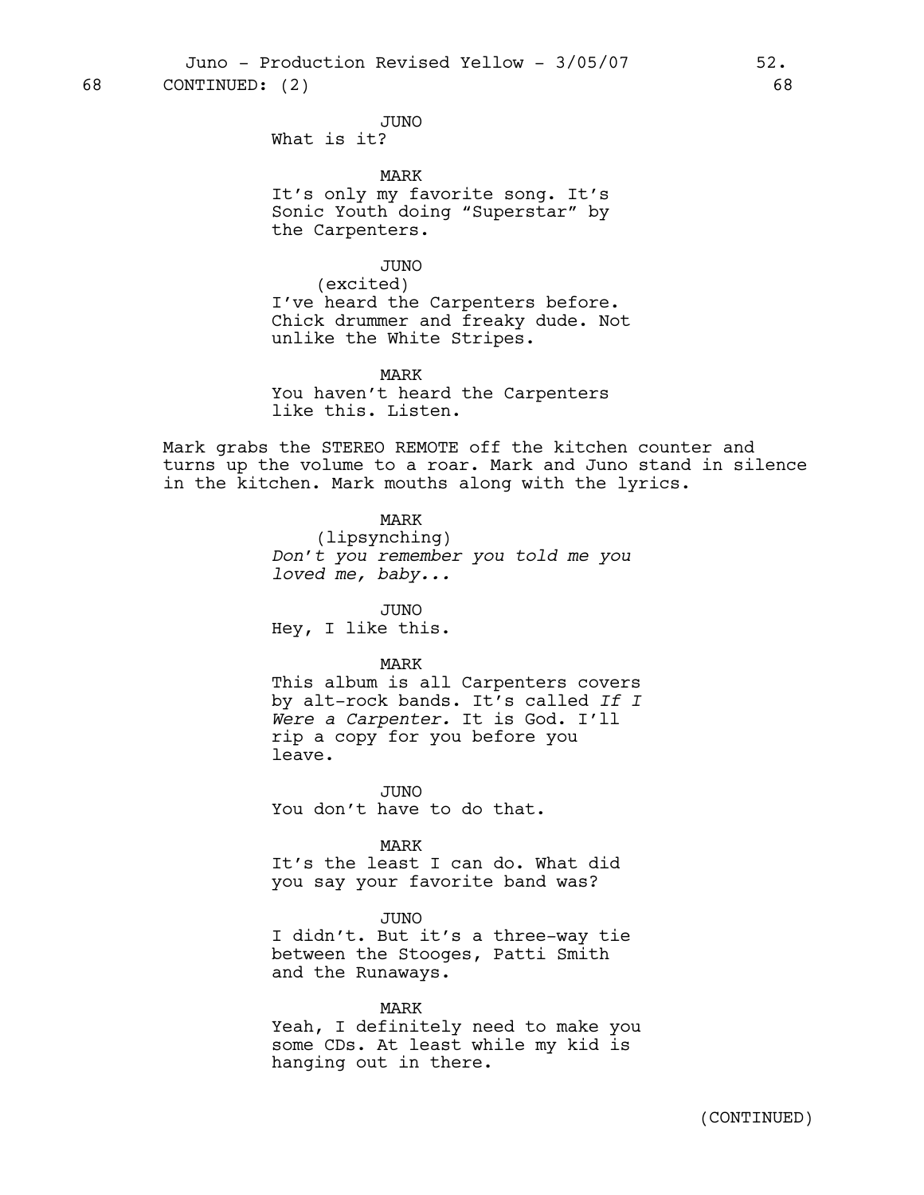68 CONTINUED: (2) 68

JUNO
What is it?

MARK
It's only my favorite song. It's Sonic Youth doing "Superstar" by the Carpenters.

JUNO
(excited)
I've heard the Carpenters before. Chick drummer and freaky dude. Not unlike the White Stripes.

MARK
You haven't heard the Carpenters like this. Listen.

Mark grabs the STEREO REMOTE off the kitchen counter and turns up the volume to a roar. Mark and Juno stand in silence in the kitchen. Mark mouths along with the lyrics.

MARK
(lipsynching)
*Don't you remember you told me you loved me, baby...*

JUNO
Hey, I like this.

MARK
This album is all Carpenters covers by alt-rock bands. It's called *If I Were a Carpenter.* It is God. I'll rip a copy for you before you leave.

JUNO
You don't have to do that.

MARK
It's the least I can do. What did you say your favorite band was?

JUNO
I didn't. But it's a three-way tie between the Stooges, Patti Smith and the Runaways.

MARK
Yeah, I definitely need to make you some CDs. At least while my kid is hanging out in there.

(CONTINUED)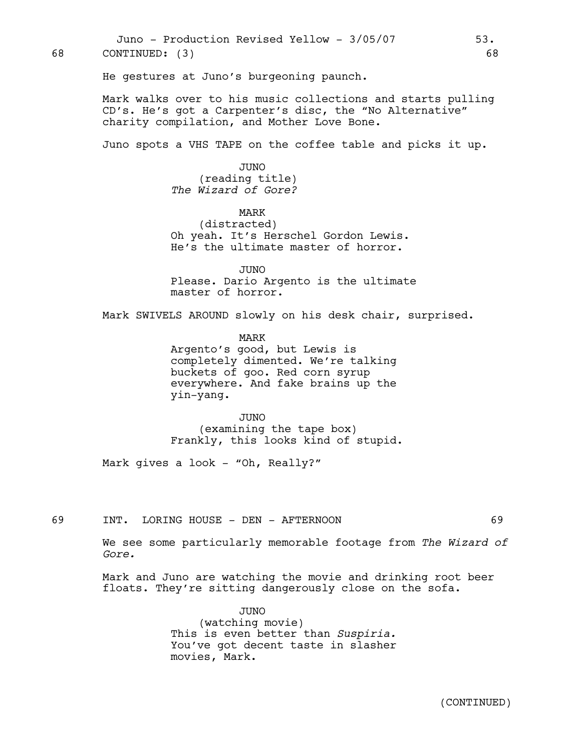68 CONTINUED: (3) 68

He gestures at Juno's burgeoning paunch.

Mark walks over to his music collections and starts pulling CD's. He's got a Carpenter's disc, the "No Alternative" charity compilation, and Mother Love Bone.

Juno spots a VHS TAPE on the coffee table and picks it up.

JUNO
(reading title)
*The Wizard of Gore?*

MARK
(distracted)
Oh yeah. It's Herschel Gordon Lewis. He's the ultimate master of horror.

JUNO
Please. Dario Argento is the ultimate master of horror.

Mark SWIVELS AROUND slowly on his desk chair, surprised.

MARK
Argento's good, but Lewis is completely dimented. We're talking buckets of goo. Red corn syrup everywhere. And fake brains up the yin-yang.

JUNO
(examining the tape box)
Frankly, this looks kind of stupid.

Mark gives a look - "Oh, Really?"

69 INT. LORING HOUSE - DEN - AFTERNOON 69

We see some particularly memorable footage from *The Wizard of Gore.*

Mark and Juno are watching the movie and drinking root beer floats. They're sitting dangerously close on the sofa.

JUNO
(watching movie)
This is even better than *Suspiria.* You've got decent taste in slasher movies, Mark.

(CONTINUED)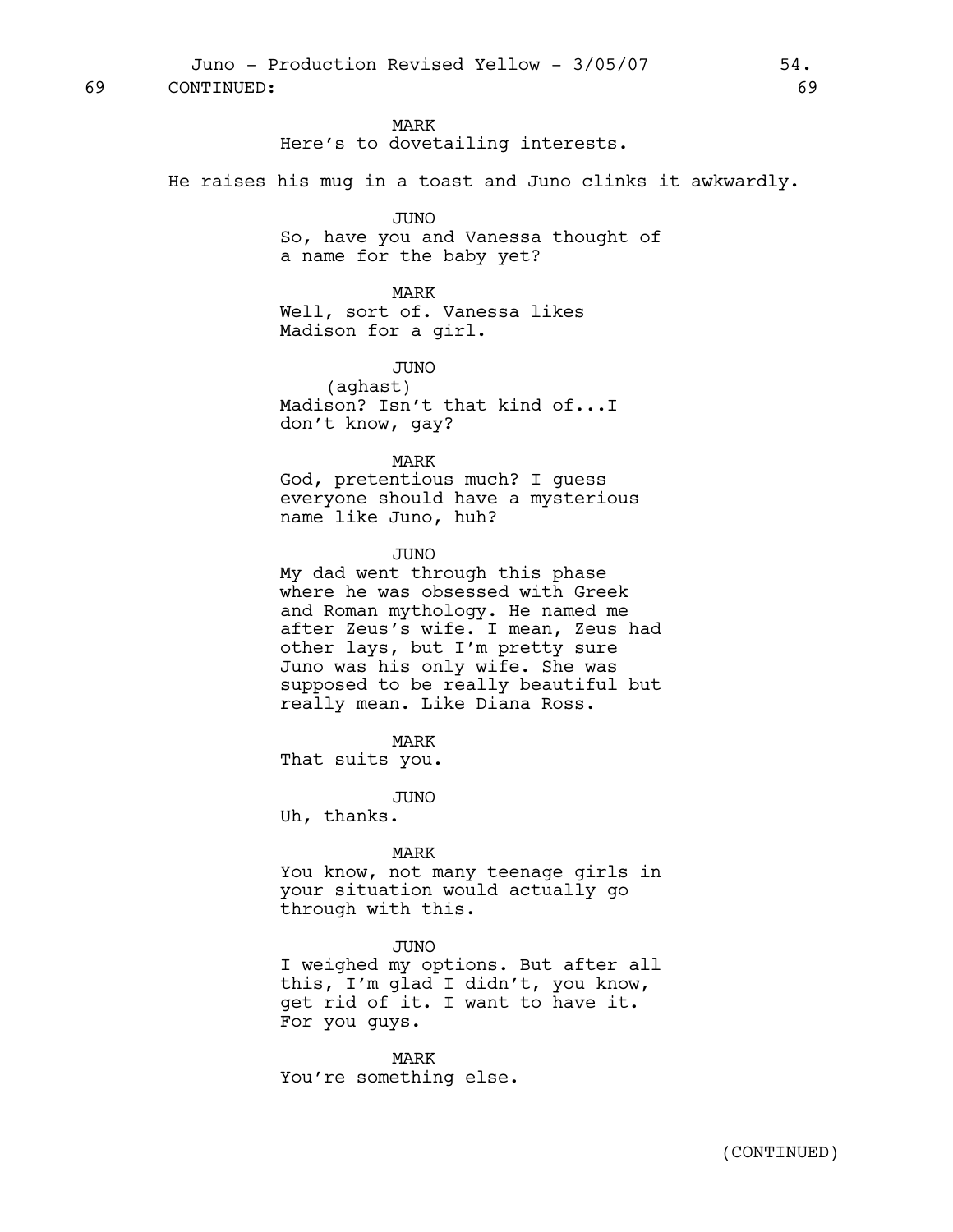69 CONTINUED: 69

MARK
Here's to dovetailing interests.

He raises his mug in a toast and Juno clinks it awkwardly.

JUNO
So, have you and Vanessa thought of a name for the baby yet?

MARK
Well, sort of. Vanessa likes Madison for a girl.

JUNO
(aghast)
Madison? Isn't that kind of...I don't know, gay?

MARK
God, pretentious much? I guess everyone should have a mysterious name like Juno, huh?

JUNO
My dad went through this phase where he was obsessed with Greek and Roman mythology. He named me after Zeus's wife. I mean, Zeus had other lays, but I'm pretty sure Juno was his only wife. She was supposed to be really beautiful but really mean. Like Diana Ross.

MARK
That suits you.

JUNO
Uh, thanks.

MARK
You know, not many teenage girls in your situation would actually go through with this.

JUNO
I weighed my options. But after all this, I'm glad I didn't, you know, get rid of it. I want to have it. For you guys.

MARK
You're something else.

(CONTINUED)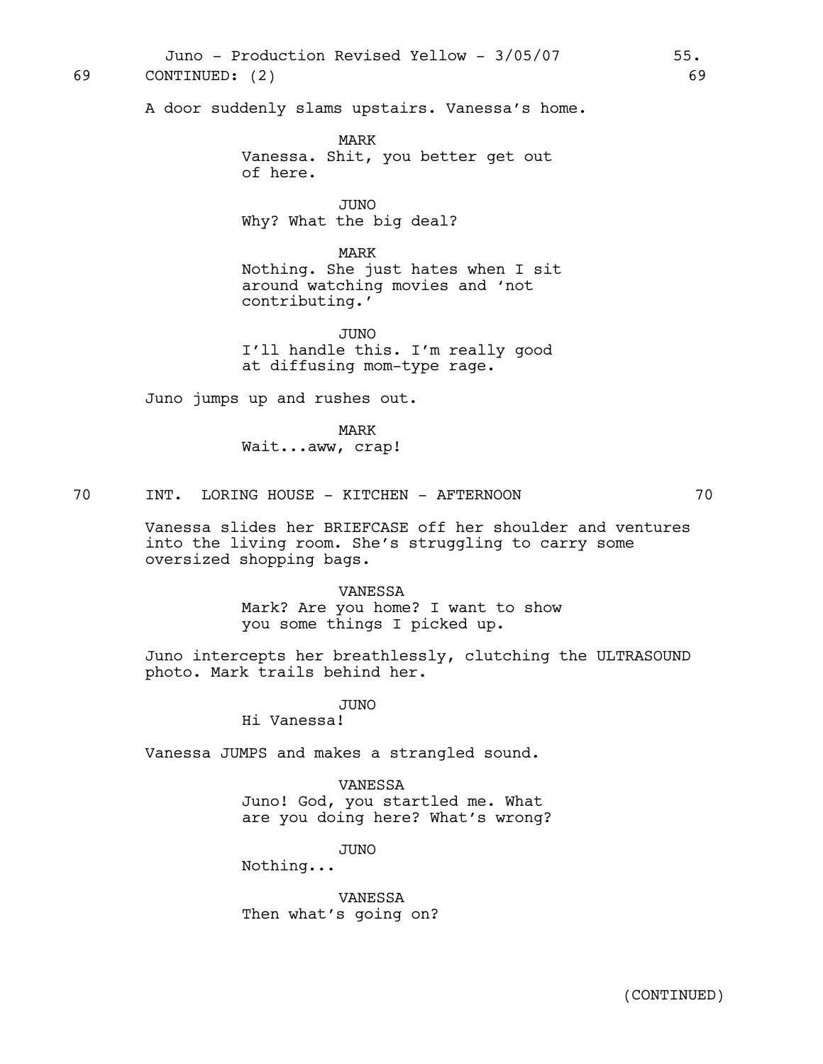69 CONTINUED: (2) 69

A door suddenly slams upstairs. Vanessa's home.

MARK
Vanessa. Shit, you better get out of here.

JUNO
Why? What the big deal?

MARK
Nothing. She just hates when I sit around watching movies and 'not contributing.'

JUNO
I'll handle this. I'm really good at diffusing mom-type rage.

Juno jumps up and rushes out.

MARK
Wait...aww, crap!

## 70 INT. LORING HOUSE - KITCHEN - AFTERNOON 70

Vanessa slides her BRIEFCASE off her shoulder and ventures into the living room. She's struggling to carry some oversized shopping bags.

VANESSA
Mark? Are you home? I want to show you some things I picked up.

Juno intercepts her breathlessly, clutching the ULTRASOUND photo. Mark trails behind her.

JUNO
Hi Vanessa!

Vanessa JUMPS and makes a strangled sound.

VANESSA
Juno! God, you startled me. What are you doing here? What's wrong?

JUNO
Nothing...

VANESSA
Then what's going on?

(CONTINUED)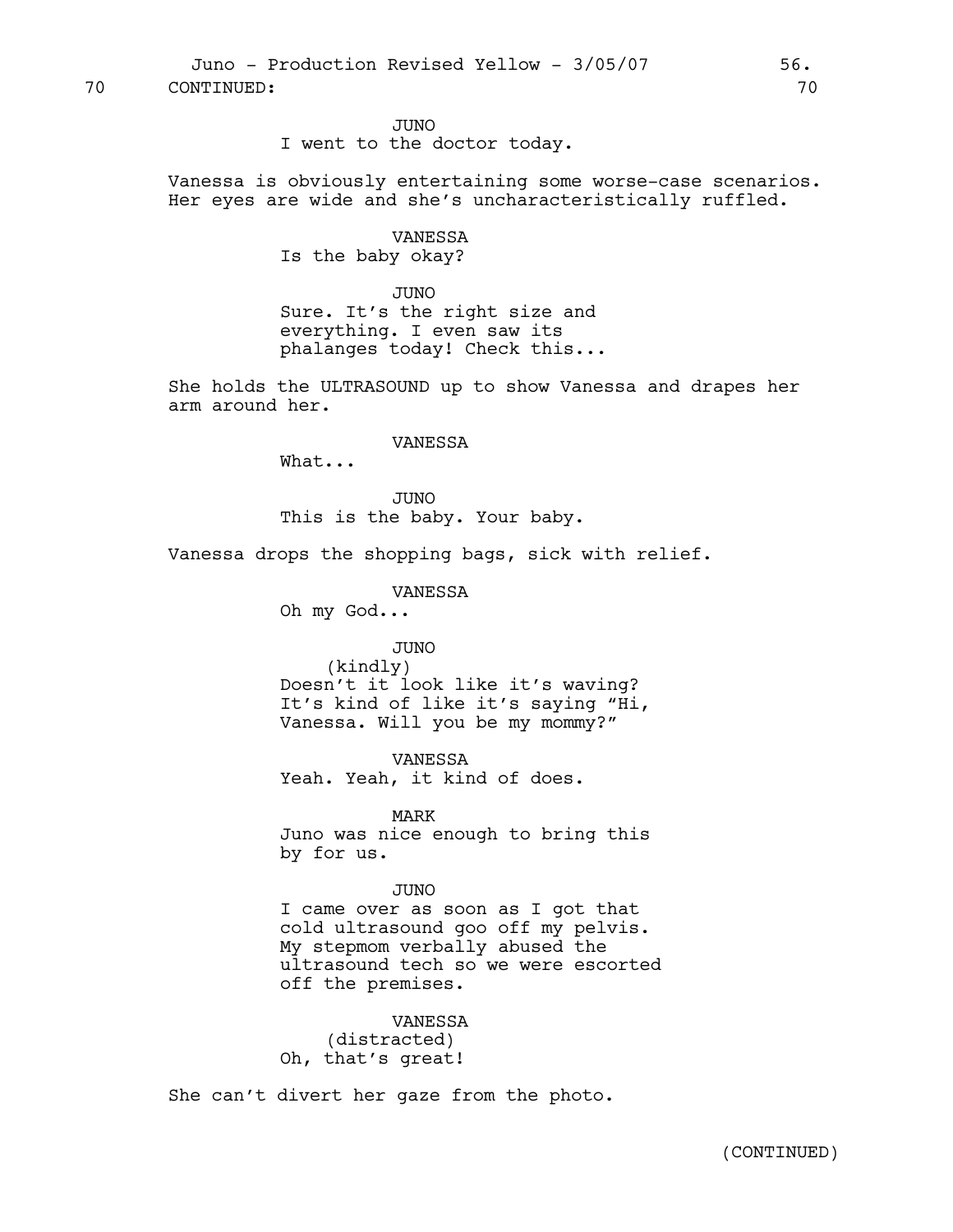70 CONTINUED: 70

JUNO
I went to the doctor today.

Vanessa is obviously entertaining some worse-case scenarios. Her eyes are wide and she's uncharacteristically ruffled.

VANESSA
Is the baby okay?

JUNO
Sure. It's the right size and everything. I even saw its phalanges today! Check this...

She holds the ULTRASOUND up to show Vanessa and drapes her arm around her.

VANESSA
What...

JUNO
This is the baby. Your baby.

Vanessa drops the shopping bags, sick with relief.

VANESSA
Oh my God...

JUNO
(kindly)
Doesn't it look like it's waving? It's kind of like it's saying "Hi, Vanessa. Will you be my mommy?"

VANESSA
Yeah. Yeah, it kind of does.

MARK
Juno was nice enough to bring this by for us.

JUNO
I came over as soon as I got that cold ultrasound goo off my pelvis. My stepmom verbally abused the ultrasound tech so we were escorted off the premises.

VANESSA
(distracted)
Oh, that's great!

She can't divert her gaze from the photo.

(CONTINUED)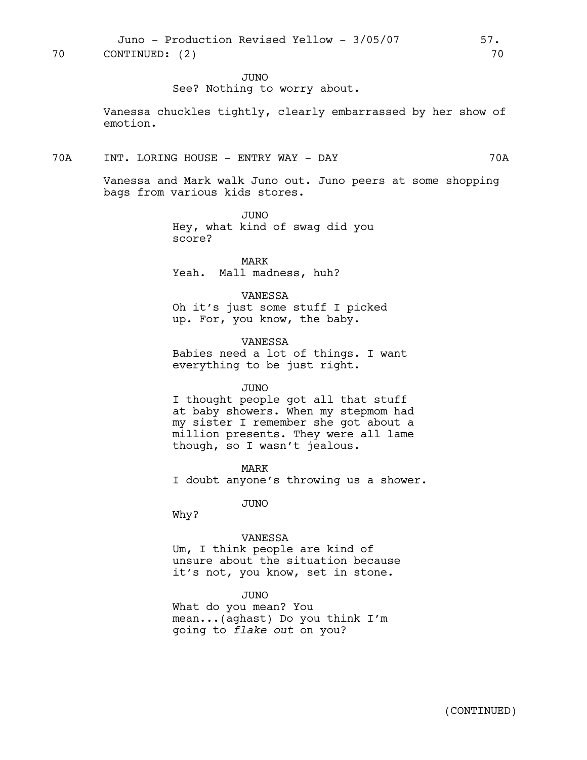70 CONTINUED: (2) 70

JUNO
See? Nothing to worry about.

Vanessa chuckles tightly, clearly embarrassed by her show of emotion.

70A INT. LORING HOUSE - ENTRY WAY - DAY 70A

Vanessa and Mark walk Juno out. Juno peers at some shopping bags from various kids stores.

JUNO
Hey, what kind of swag did you score?

MARK
Yeah. Mall madness, huh?

VANESSA
Oh it's just some stuff I picked up. For, you know, the baby.

VANESSA
Babies need a lot of things. I want everything to be just right.

JUNO
I thought people got all that stuff at baby showers. When my stepmom had my sister I remember she got about a million presents. They were all lame though, so I wasn't jealous.

MARK
I doubt anyone's throwing us a shower.

JUNO
Why?

VANESSA
Um, I think people are kind of unsure about the situation because it's not, you know, set in stone.

JUNO
What do you mean? You mean...(aghast) Do you think I'm going to *flake out* on you?

(CONTINUED)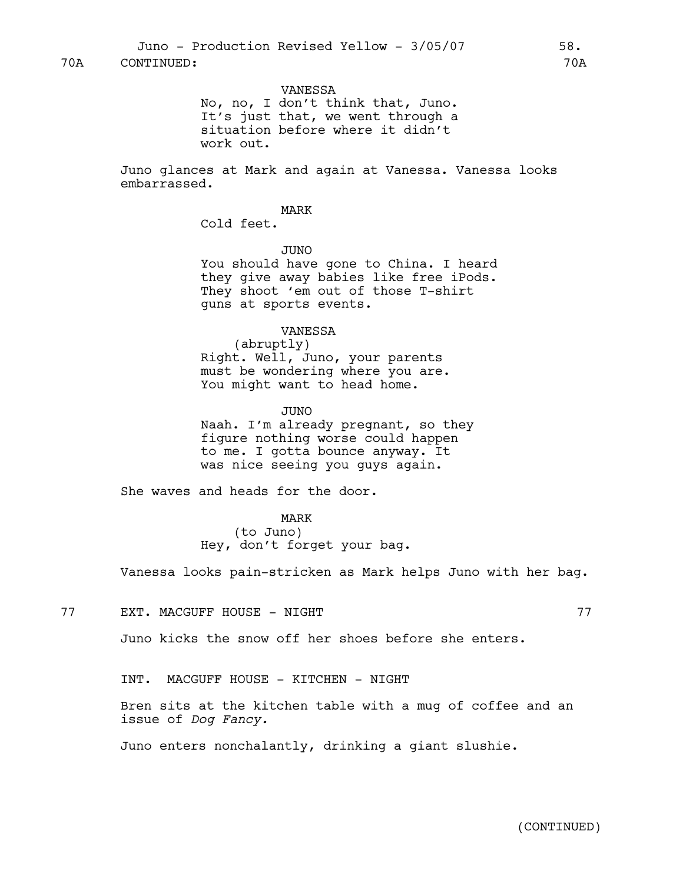70A CONTINUED: 70A

VANESSA
No, no, I don't think that, Juno. It's just that, we went through a situation before where it didn't work out.

Juno glances at Mark and again at Vanessa. Vanessa looks embarrassed.

MARK
Cold feet.

JUNO
You should have gone to China. I heard they give away babies like free iPods. They shoot 'em out of those T-shirt guns at sports events.

VANESSA
(abruptly)
Right. Well, Juno, your parents must be wondering where you are. You might want to head home.

JUNO
Naah. I'm already pregnant, so they figure nothing worse could happen to me. I gotta bounce anyway. It was nice seeing you guys again.

She waves and heads for the door.

MARK
(to Juno)
Hey, don't forget your bag.

Vanessa looks pain-stricken as Mark helps Juno with her bag.

77 EXT. MACGUFF HOUSE - NIGHT 77

Juno kicks the snow off her shoes before she enters.

INT. MACGUFF HOUSE - KITCHEN - NIGHT

Bren sits at the kitchen table with a mug of coffee and an issue of *Dog Fancy.*

Juno enters nonchalantly, drinking a giant slushie.

(CONTINUED)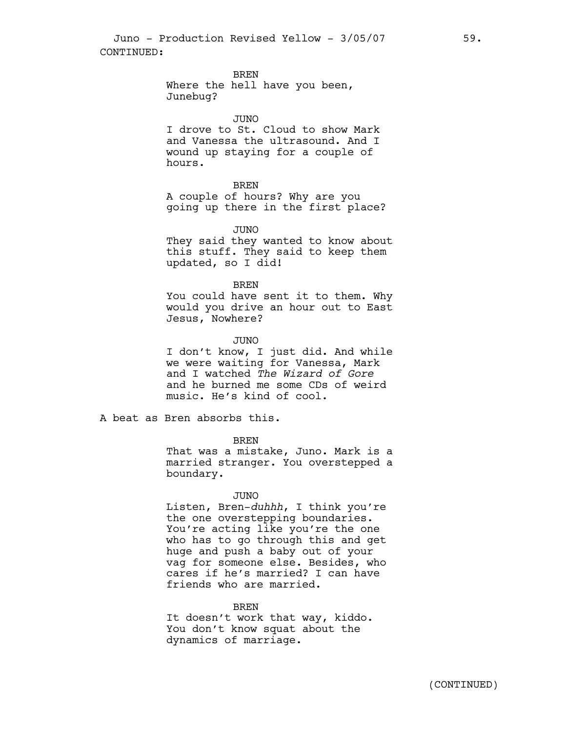CONTINUED:

BREN

Where the hell have you been, Junebug?

JUNO

I drove to St. Cloud to show Mark and Vanessa the ultrasound. And I wound up staying for a couple of hours.

BREN

A couple of hours? Why are you going up there in the first place?

JUNO

They said they wanted to know about this stuff. They said to keep them updated, so I did!

BREN

You could have sent it to them. Why would you drive an hour out to East Jesus, Nowhere?

JUNO

I don't know, I just did. And while we were waiting for Vanessa, Mark and I watched *The Wizard of Gore* and he burned me some CDs of weird music. He's kind of cool.

A beat as Bren absorbs this.

BREN

That was a mistake, Juno. Mark is a married stranger. You overstepped a boundary.

JUNO

Listen, Bren-*duhhh*, I think you're the one overstepping boundaries. You're acting like you're the one who has to go through this and get huge and push a baby out of your vag for someone else. Besides, who cares if he's married? I can have friends who are married.

BREN

It doesn't work that way, kiddo. You don't know squat about the dynamics of marriage.

(CONTINUED)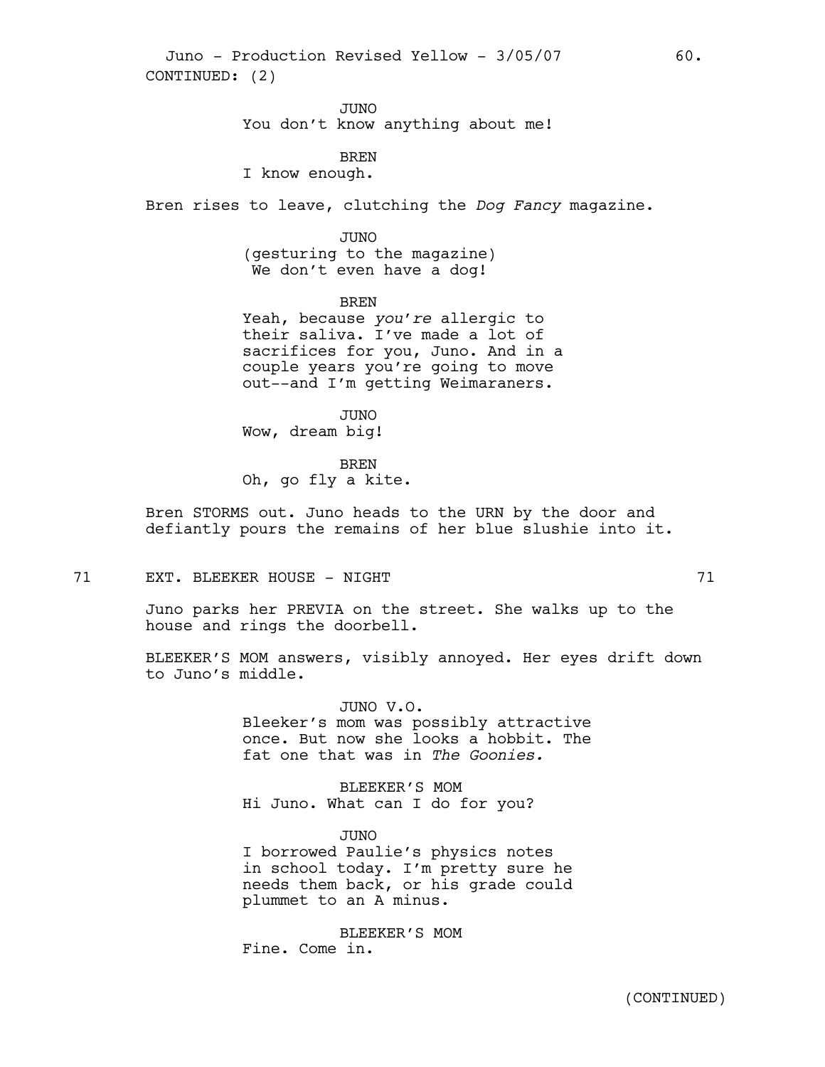CONTINUED: (2)

JUNO
You don't know anything about me!

BREN
I know enough.

Bren rises to leave, clutching the *Dog Fancy* magazine.

JUNO
(gesturing to the magazine)
We don't even have a dog!

BREN
Yeah, because *you're* allergic to their saliva. I've made a lot of sacrifices for you, Juno. And in a couple years you're going to move out--and I'm getting Weimaraners.

JUNO
Wow, dream big!

BREN
Oh, go fly a kite.

Bren STORMS out. Juno heads to the URN by the door and defiantly pours the remains of her blue slushie into it.

71 EXT. BLEEKER HOUSE - NIGHT 71

Juno parks her PREVIA on the street. She walks up to the house and rings the doorbell.

BLEEKER'S MOM answers, visibly annoyed. Her eyes drift down to Juno's middle.

JUNO V.O.
Bleeker's mom was possibly attractive once. But now she looks a hobbit. The fat one that was in *The Goonies.*

BLEEKER'S MOM
Hi Juno. What can I do for you?

JUNO
I borrowed Paulie's physics notes in school today. I'm pretty sure he needs them back, or his grade could plummet to an A minus.

BLEEKER'S MOM
Fine. Come in.

(CONTINUED)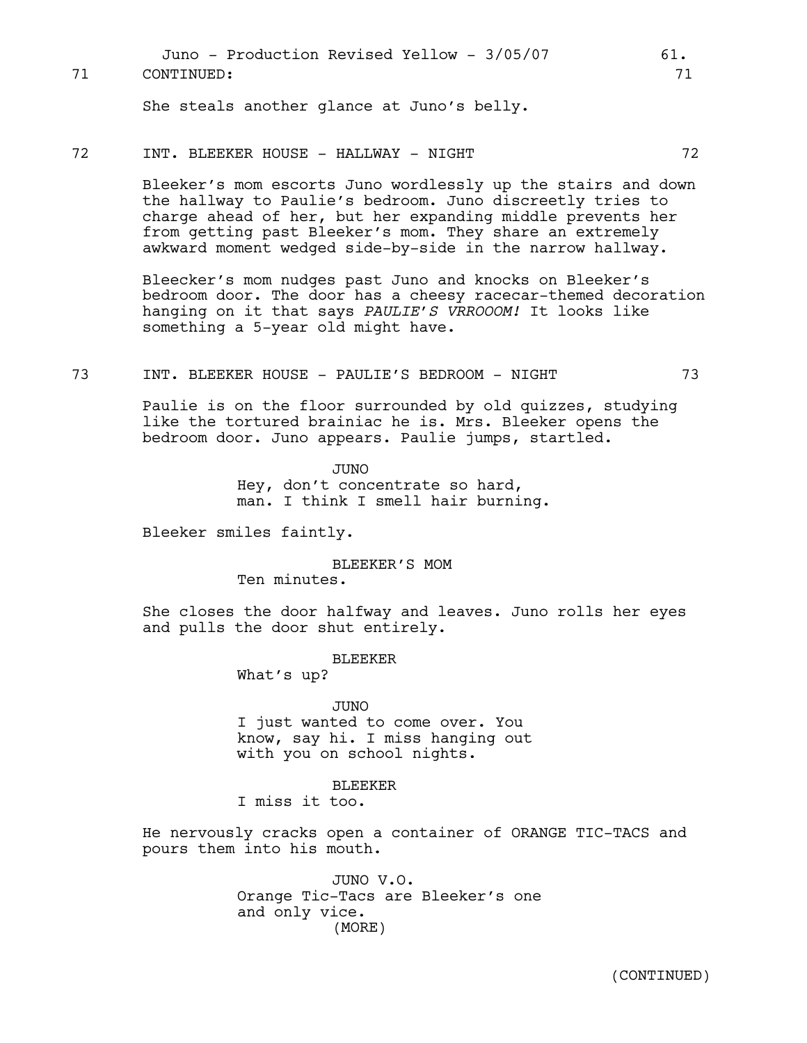71 CONTINUED: 71

She steals another glance at Juno's belly.

72 INT. BLEEKER HOUSE - HALLWAY - NIGHT 72

Bleeker's mom escorts Juno wordlessly up the stairs and down the hallway to Paulie's bedroom. Juno discreetly tries to charge ahead of her, but her expanding middle prevents her from getting past Bleeker's mom. They share an extremely awkward moment wedged side-by-side in the narrow hallway.

Bleecker's mom nudges past Juno and knocks on Bleeker's bedroom door. The door has a cheesy racecar-themed decoration hanging on it that says *PAULIE'S VRROOOM!* It looks like something a 5-year old might have.

73 INT. BLEEKER HOUSE - PAULIE'S BEDROOM - NIGHT 73

Paulie is on the floor surrounded by old quizzes, studying like the tortured brainiac he is. Mrs. Bleeker opens the bedroom door. Juno appears. Paulie jumps, startled.

JUNO
Hey, don't concentrate so hard, man. I think I smell hair burning.

Bleeker smiles faintly.

BLEEKER'S MOM
Ten minutes.

She closes the door halfway and leaves. Juno rolls her eyes and pulls the door shut entirely.

BLEEKER
What's up?

JUNO
I just wanted to come over. You know, say hi. I miss hanging out with you on school nights.

BLEEKER
I miss it too.

He nervously cracks open a container of ORANGE TIC-TACS and pours them into his mouth.

JUNO V.O.
Orange Tic-Tacs are Bleeker's one and only vice.
(MORE)

(CONTINUED)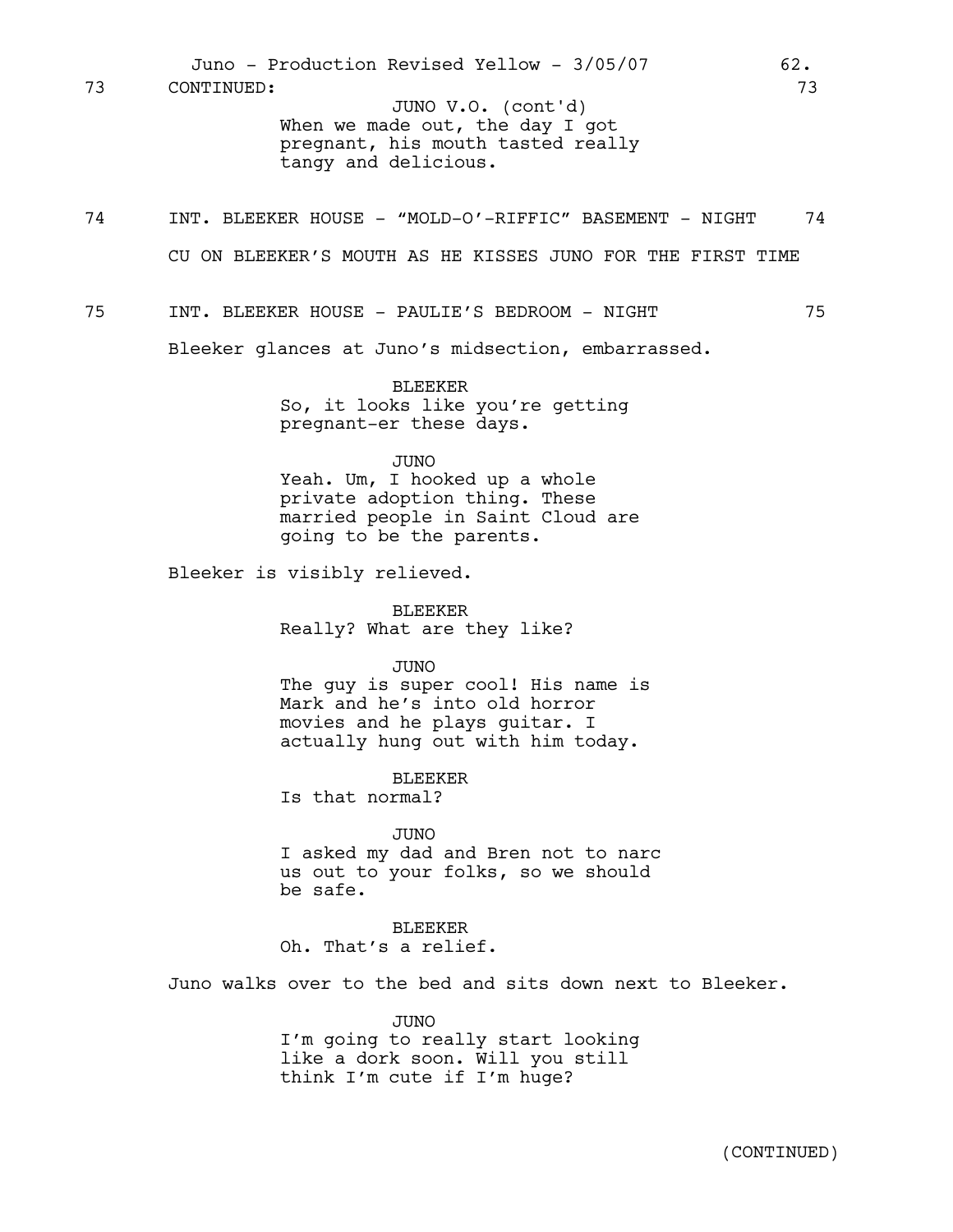73 CONTINUED: 73

JUNO V.O. (cont'd)
When we made out, the day I got pregnant, his mouth tasted really tangy and delicious.

74 INT. BLEEKER HOUSE - “MOLD-O’-RIFFIC” BASEMENT - NIGHT 74

CU ON BLEEKER’S MOUTH AS HE KISSES JUNO FOR THE FIRST TIME

75 INT. BLEEKER HOUSE - PAULIE’S BEDROOM - NIGHT 75

Bleeker glances at Juno’s midsection, embarrassed.

BLEEKER
So, it looks like you’re getting pregnant-er these days.

JUNO
Yeah. Um, I hooked up a whole private adoption thing. These married people in Saint Cloud are going to be the parents.

Bleeker is visibly relieved.

BLEEKER
Really? What are they like?

JUNO
The guy is super cool! His name is Mark and he’s into old horror movies and he plays guitar. I actually hung out with him today.

BLEEKER
Is that normal?

JUNO
I asked my dad and Bren not to narc us out to your folks, so we should be safe.

BLEEKER
Oh. That’s a relief.

Juno walks over to the bed and sits down next to Bleeker.

JUNO
I’m going to really start looking like a dork soon. Will you still think I’m cute if I’m huge?

(CONTINUED)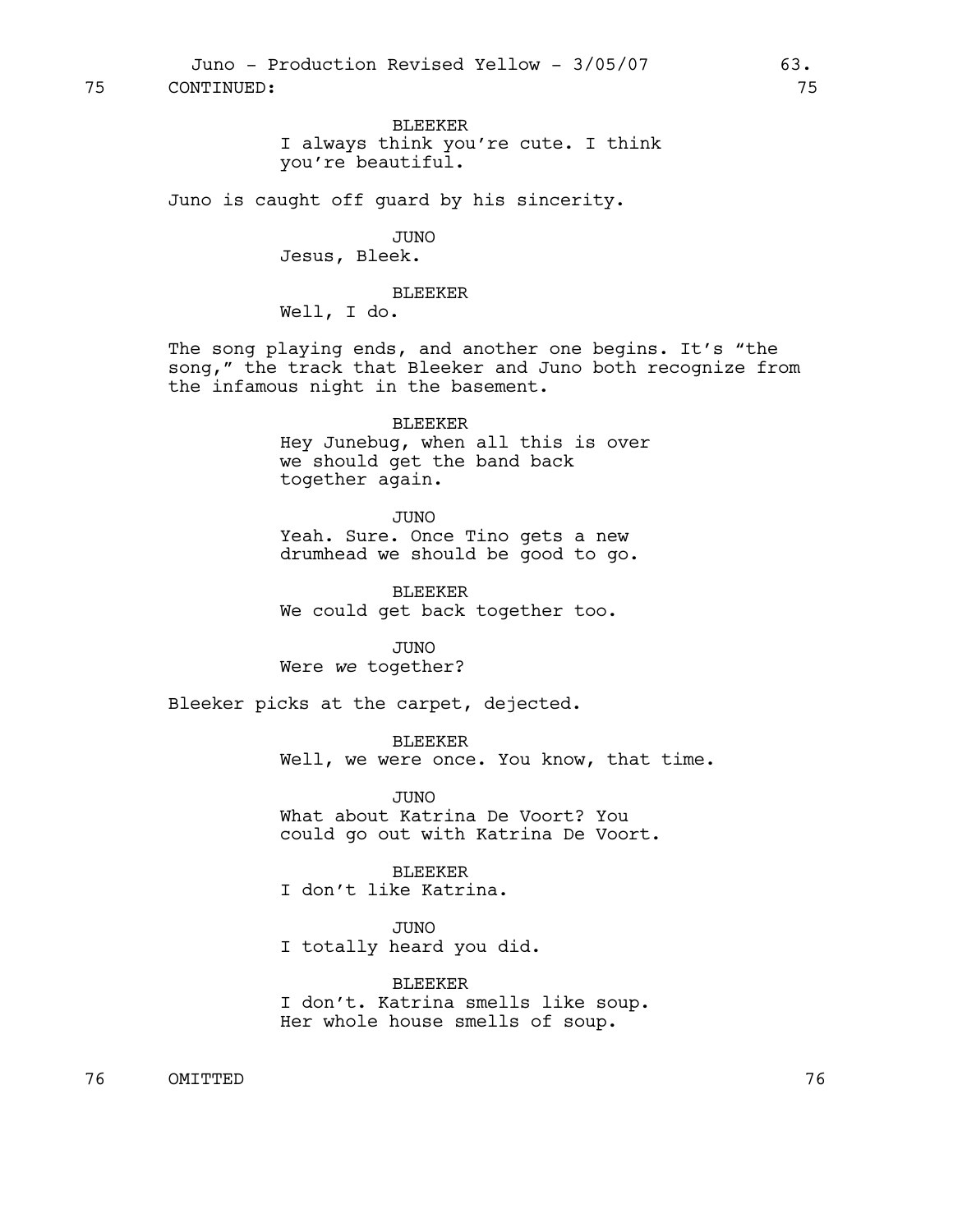75 CONTINUED: 75

BLEEKER
I always think you're cute. I think you're beautiful.

Juno is caught off guard by his sincerity.

JUNO
Jesus, Bleek.

BLEEKER
Well, I do.

The song playing ends, and another one begins. It's "the song," the track that Bleeker and Juno both recognize from the infamous night in the basement.

BLEEKER
Hey Junebug, when all this is over we should get the band back together again.

JUNO
Yeah. Sure. Once Tino gets a new drumhead we should be good to go.

BLEEKER
We could get back together too.

JUNO
Were *we* together?

Bleeker picks at the carpet, dejected.

BLEEKER
Well, we were once. You know, that time.

JUNO
What about Katrina De Voort? You could go out with Katrina De Voort.

BLEEKER
I don't like Katrina.

JUNO
I totally heard you did.

BLEEKER
I don't. Katrina smells like soup. Her whole house smells of soup.

76 OMITTED 76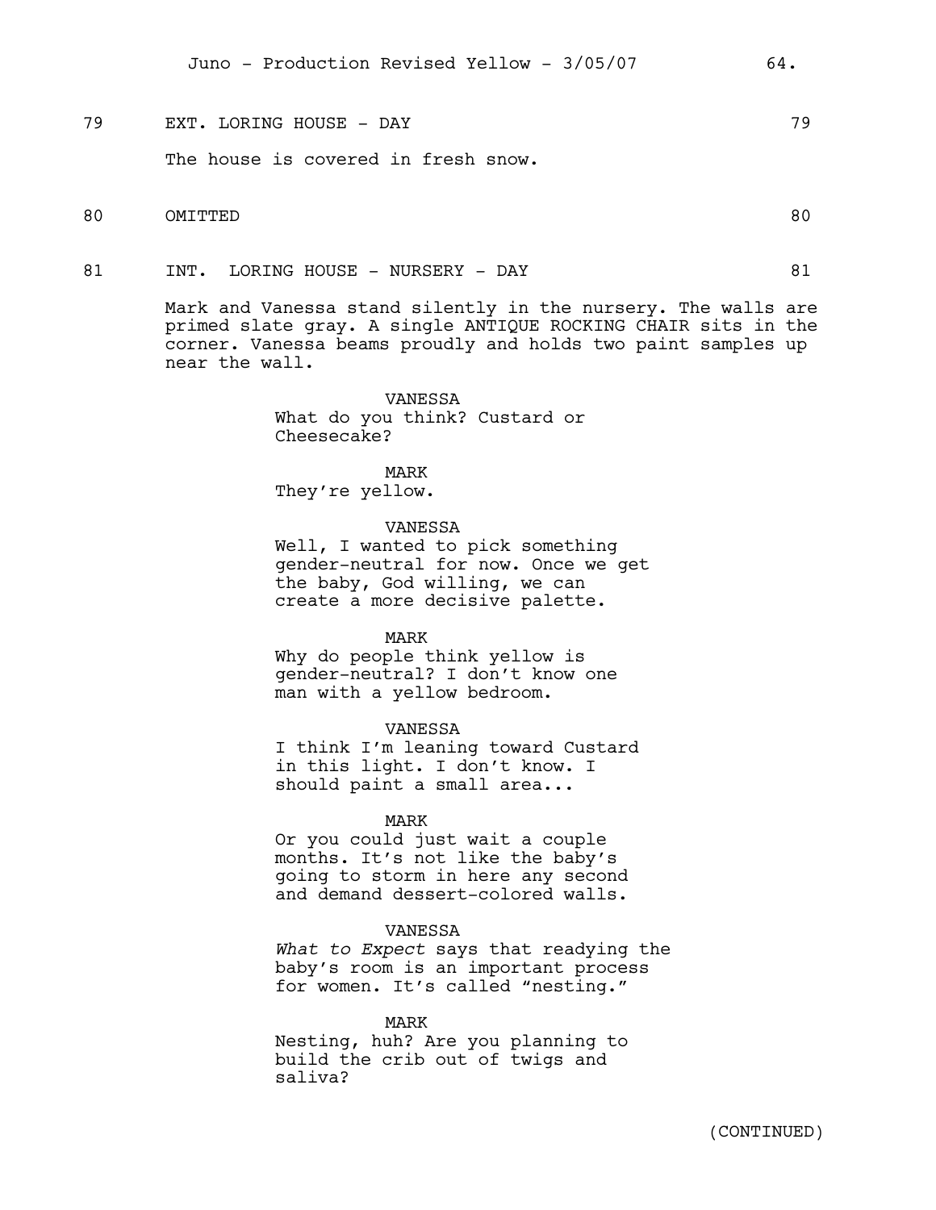79 EXT. LORING HOUSE - DAY 79

The house is covered in fresh snow.

80 OMITTED 80

81 INT. LORING HOUSE - NURSERY - DAY 81

Mark and Vanessa stand silently in the nursery. The walls are primed slate gray. A single ANTIQUE ROCKING CHAIR sits in the corner. Vanessa beams proudly and holds two paint samples up near the wall.

VANESSA
What do you think? Custard or Cheesecake?

MARK
They're yellow.

VANESSA
Well, I wanted to pick something gender-neutral for now. Once we get the baby, God willing, we can create a more decisive palette.

MARK
Why do people think yellow is gender-neutral? I don't know one man with a yellow bedroom.

VANESSA
I think I'm leaning toward Custard in this light. I don't know. I should paint a small area...

MARK
Or you could just wait a couple months. It's not like the baby's going to storm in here any second and demand dessert-colored walls.

VANESSA
*What to Expect* says that readying the baby's room is an important process for women. It's called "nesting."

MARK
Nesting, huh? Are you planning to build the crib out of twigs and saliva?

(CONTINUED)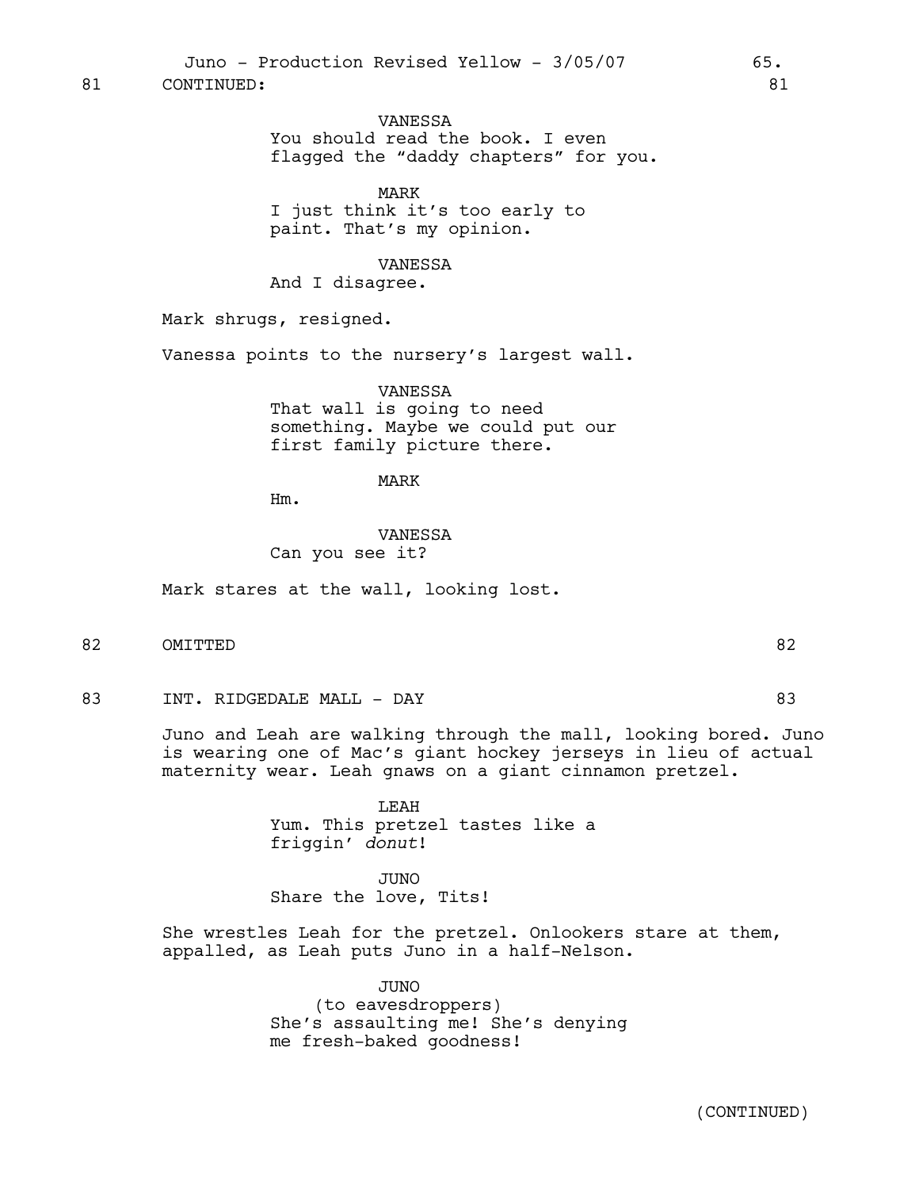81 CONTINUED: 81

VANESSA
You should read the book. I even flagged the "daddy chapters" for you.

MARK
I just think it's too early to paint. That's my opinion.

VANESSA
And I disagree.

Mark shrugs, resigned.

Vanessa points to the nursery's largest wall.

VANESSA
That wall is going to need something. Maybe we could put our first family picture there.

MARK
Hm.

VANESSA
Can you see it?

Mark stares at the wall, looking lost.

82 OMITTED 82

83 INT. RIDGEDALE MALL - DAY 83

Juno and Leah are walking through the mall, looking bored. Juno is wearing one of Mac's giant hockey jerseys in lieu of actual maternity wear. Leah gnaws on a giant cinnamon pretzel.

LEAH
Yum. This pretzel tastes like a friggin' *donut*!

JUNO
Share the love, Tits!

She wrestles Leah for the pretzel. Onlookers stare at them, appalled, as Leah puts Juno in a half-Nelson.

JUNO
(to eavesdroppers)
She's assaulting me! She's denying me fresh-baked goodness!

(CONTINUED)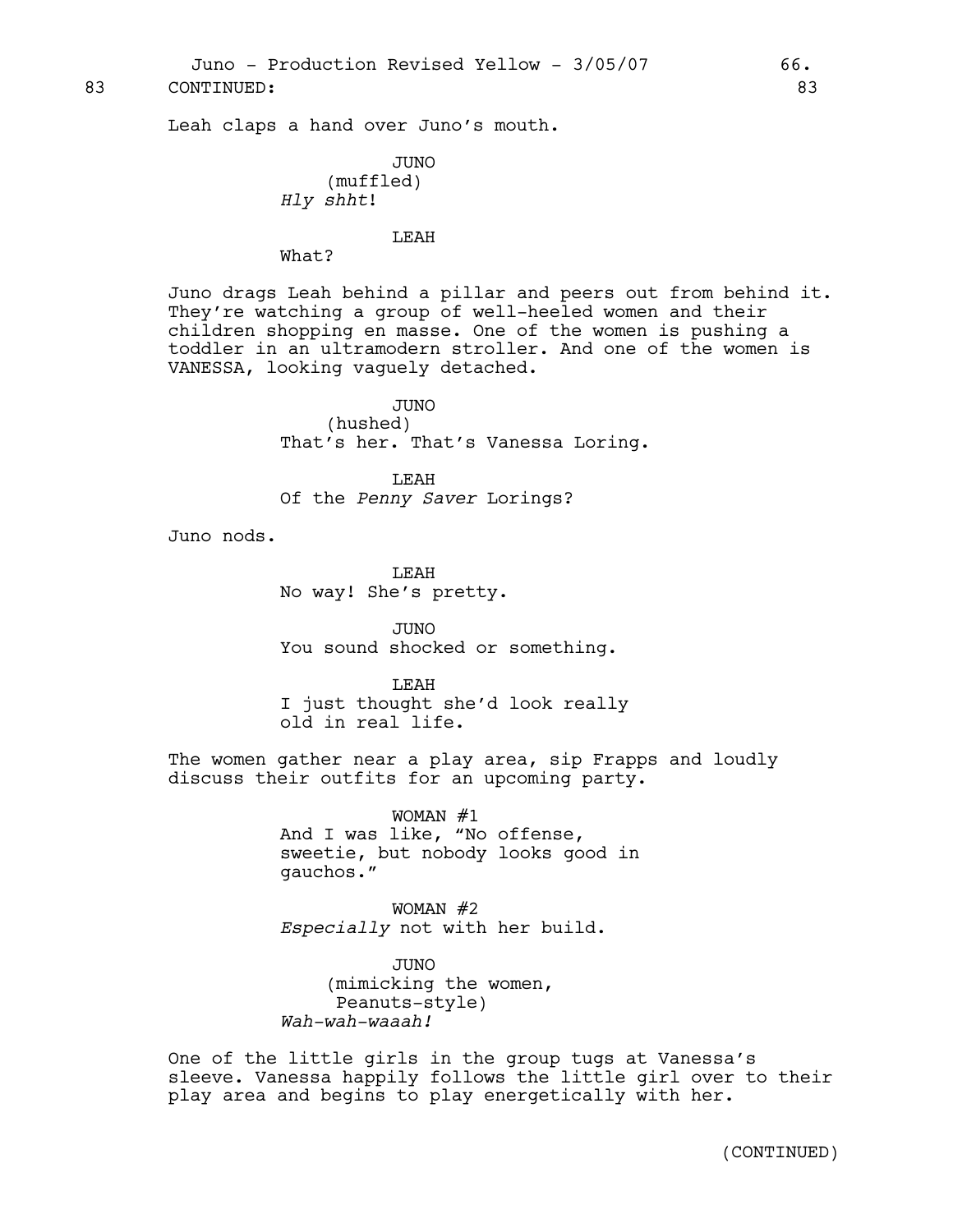83 CONTINUED: 83

Leah claps a hand over Juno's mouth.

JUNO
(muffled)
*Hly shht*!

LEAH
What?

Juno drags Leah behind a pillar and peers out from behind it. They're watching a group of well-heeled women and their children shopping en masse. One of the women is pushing a toddler in an ultramodern stroller. And one of the women is VANESSA, looking vaguely detached.

JUNO
(hushed)
That's her. That's Vanessa Loring.

LEAH
Of the *Penny Saver* Lorings?

Juno nods.

LEAH
No way! She's pretty.

JUNO
You sound shocked or something.

LEAH
I just thought she'd look really old in real life.

The women gather near a play area, sip Frapps and loudly discuss their outfits for an upcoming party.

WOMAN #1
And I was like, "No offense, sweetie, but nobody looks good in gauchos."

WOMAN #2
*Especially* not with her build.

JUNO
(mimicking the women, Peanuts-style)
*Wah-wah-waaah!*

One of the little girls in the group tugs at Vanessa's sleeve. Vanessa happily follows the little girl over to their play area and begins to play energetically with her.

(CONTINUED)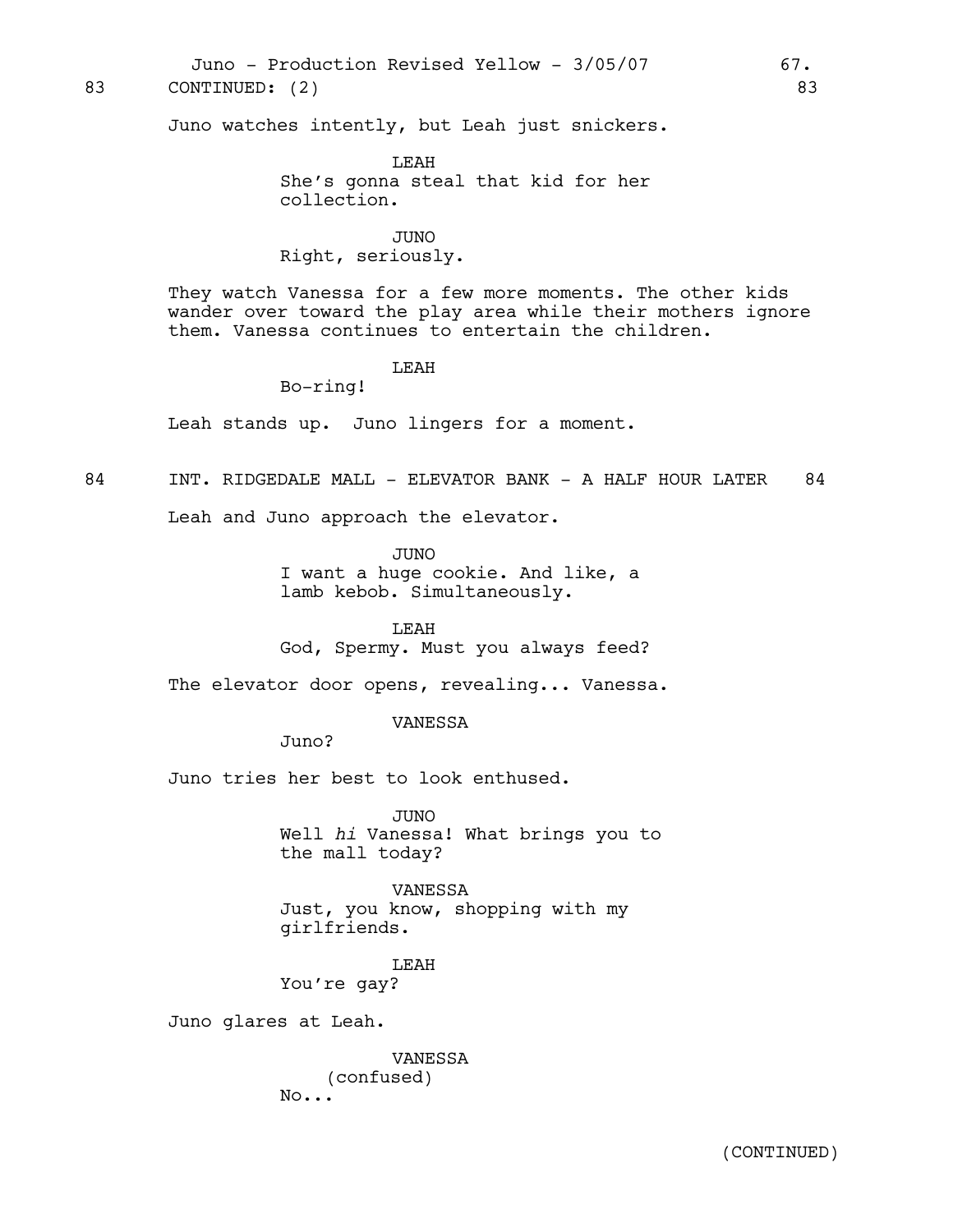83 CONTINUED: (2) 83

Juno watches intently, but Leah just snickers.

LEAH
She's gonna steal that kid for her collection.

JUNO
Right, seriously.

They watch Vanessa for a few more moments. The other kids wander over toward the play area while their mothers ignore them. Vanessa continues to entertain the children.

LEAH
Bo-ring!

Leah stands up. Juno lingers for a moment.

## 84 INT. RIDGEDALE MALL - ELEVATOR BANK - A HALF HOUR LATER 84

Leah and Juno approach the elevator.

JUNO
I want a huge cookie. And like, a lamb kebob. Simultaneously.

LEAH
God, Spermy. Must you always feed?

The elevator door opens, revealing... Vanessa.

VANESSA
Juno?

Juno tries her best to look enthused.

JUNO
Well *hi* Vanessa! What brings you to the mall today?

VANESSA
Just, you know, shopping with my girlfriends.

LEAH
You're gay?

Juno glares at Leah.

VANESSA
(confused)
No...

(CONTINUED)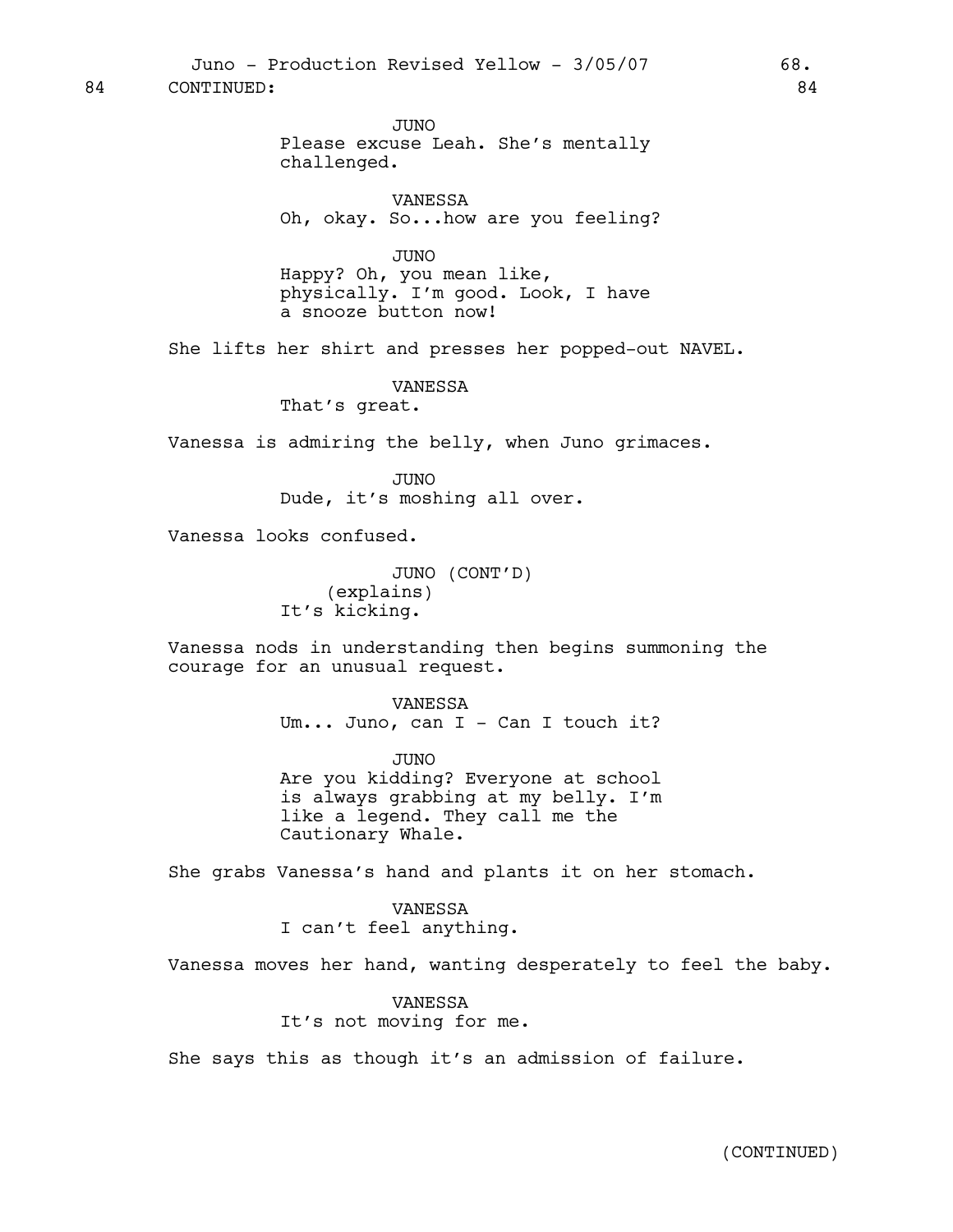84 CONTINUED: 84

JUNO
Please excuse Leah. She's mentally challenged.

VANESSA
Oh, okay. So...how are you feeling?

JUNO
Happy? Oh, you mean like, physically. I'm good. Look, I have a snooze button now!

She lifts her shirt and presses her popped-out NAVEL.

VANESSA
That's great.

Vanessa is admiring the belly, when Juno grimaces.

JUNO
Dude, it's moshing all over.

Vanessa looks confused.

JUNO (CONT'D)
(explains)
It's kicking.

Vanessa nods in understanding then begins summoning the courage for an unusual request.

VANESSA
Um... Juno, can I - Can I touch it?

JUNO
Are you kidding? Everyone at school is always grabbing at my belly. I'm like a legend. They call me the Cautionary Whale.

She grabs Vanessa's hand and plants it on her stomach.

VANESSA
I can't feel anything.

Vanessa moves her hand, wanting desperately to feel the baby.

VANESSA
It's not moving for me.

She says this as though it's an admission of failure.

(CONTINUED)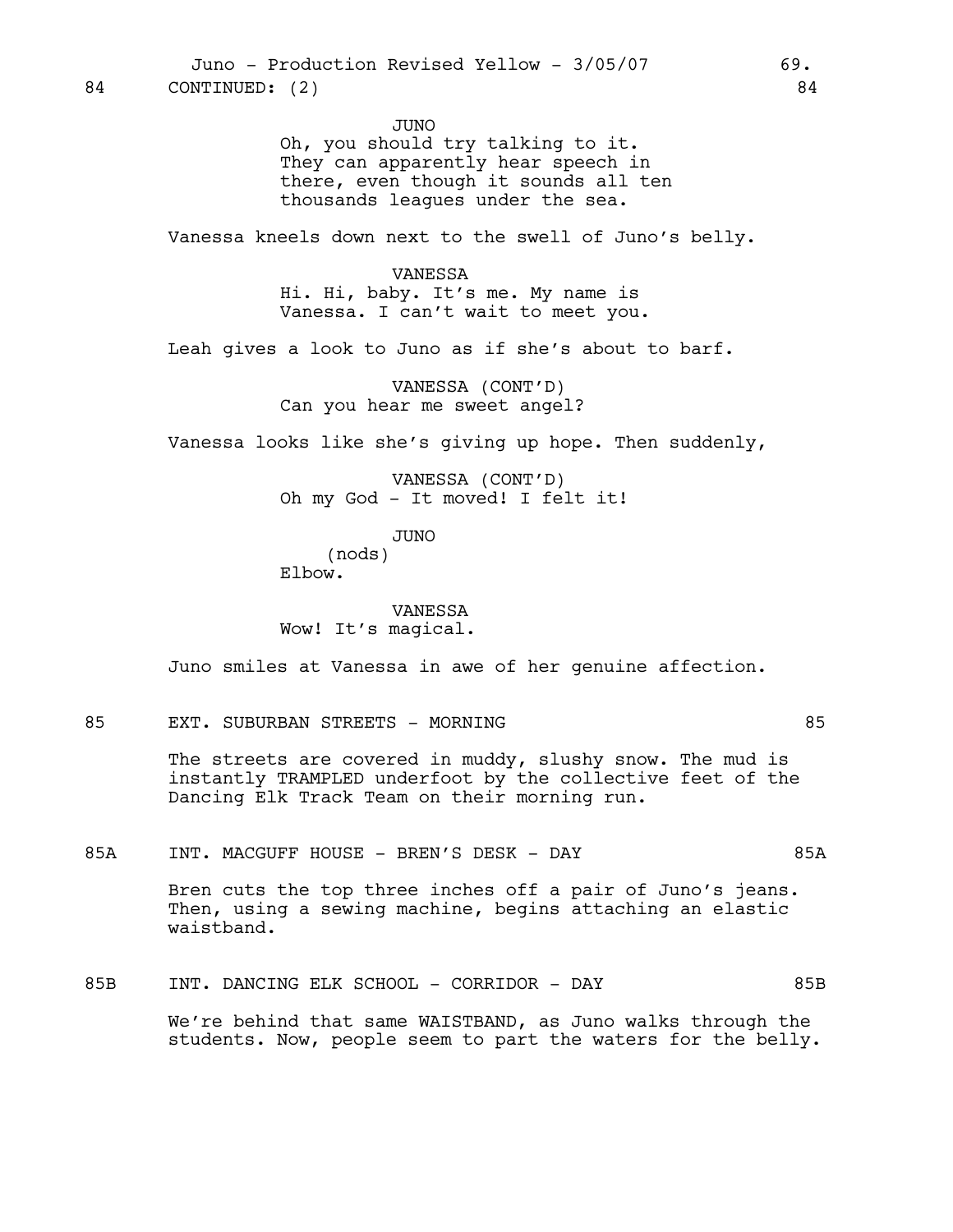84 CONTINUED: (2) 84

JUNO

Oh, you should try talking to it. They can apparently hear speech in there, even though it sounds all ten thousands leagues under the sea.

Vanessa kneels down next to the swell of Juno's belly.

VANESSA

Hi. Hi, baby. It's me. My name is Vanessa. I can't wait to meet you.

Leah gives a look to Juno as if she's about to barf.

VANESSA (CONT'D)

Can you hear me sweet angel?

Vanessa looks like she's giving up hope. Then suddenly,

VANESSA (CONT'D)

Oh my God - It moved! I felt it!

JUNO

(nods)

Elbow.

VANESSA

Wow! It's magical.

Juno smiles at Vanessa in awe of her genuine affection.

85 EXT. SUBURBAN STREETS - MORNING 85

The streets are covered in muddy, slushy snow. The mud is instantly TRAMPLED underfoot by the collective feet of the Dancing Elk Track Team on their morning run.

85A INT. MACGUFF HOUSE - BREN'S DESK - DAY 85A

Bren cuts the top three inches off a pair of Juno's jeans. Then, using a sewing machine, begins attaching an elastic waistband.

85B INT. DANCING ELK SCHOOL - CORRIDOR - DAY 85B

We're behind that same WAISTBAND, as Juno walks through the students. Now, people seem to part the waters for the belly.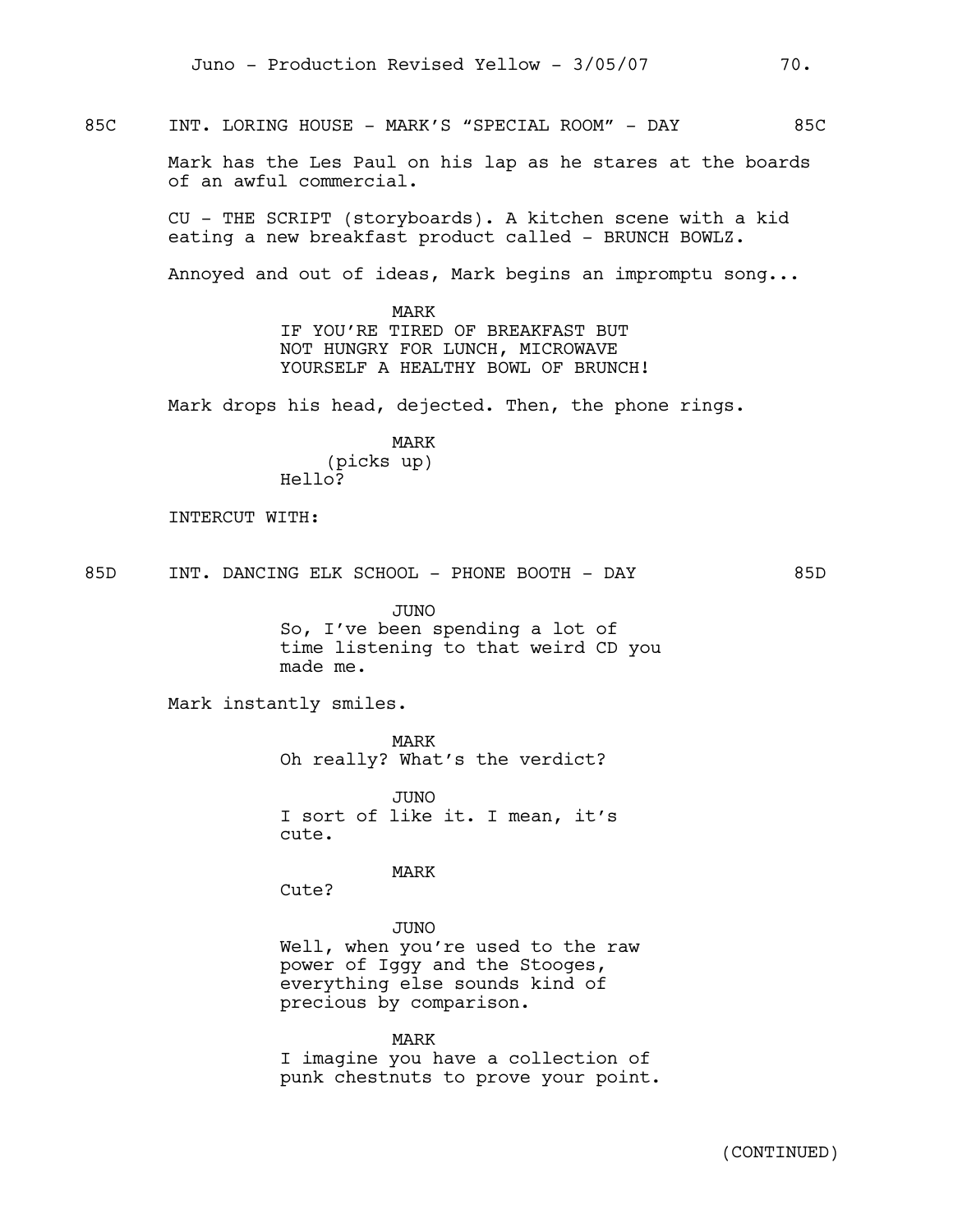85C INT. LORING HOUSE - MARK'S "SPECIAL ROOM" - DAY 85C

Mark has the Les Paul on his lap as he stares at the boards of an awful commercial.

CU - THE SCRIPT (storyboards). A kitchen scene with a kid eating a new breakfast product called - BRUNCH BOWLZ.

Annoyed and out of ideas, Mark begins an impromptu song...

MARK
IF YOU'RE TIRED OF BREAKFAST BUT NOT HUNGRY FOR LUNCH, MICROWAVE YOURSELF A HEALTHY BOWL OF BRUNCH!

Mark drops his head, dejected. Then, the phone rings.

MARK
(picks up)
Hello?

INTERCUT WITH:

85D INT. DANCING ELK SCHOOL - PHONE BOOTH - DAY 85D

JUNO
So, I've been spending a lot of time listening to that weird CD you made me.

Mark instantly smiles.

MARK
Oh really? What's the verdict?

JUNO
I sort of like it. I mean, it's cute.

MARK
Cute?

JUNO
Well, when you're used to the raw power of Iggy and the Stooges, everything else sounds kind of precious by comparison.

MARK
I imagine you have a collection of punk chestnuts to prove your point.

(CONTINUED)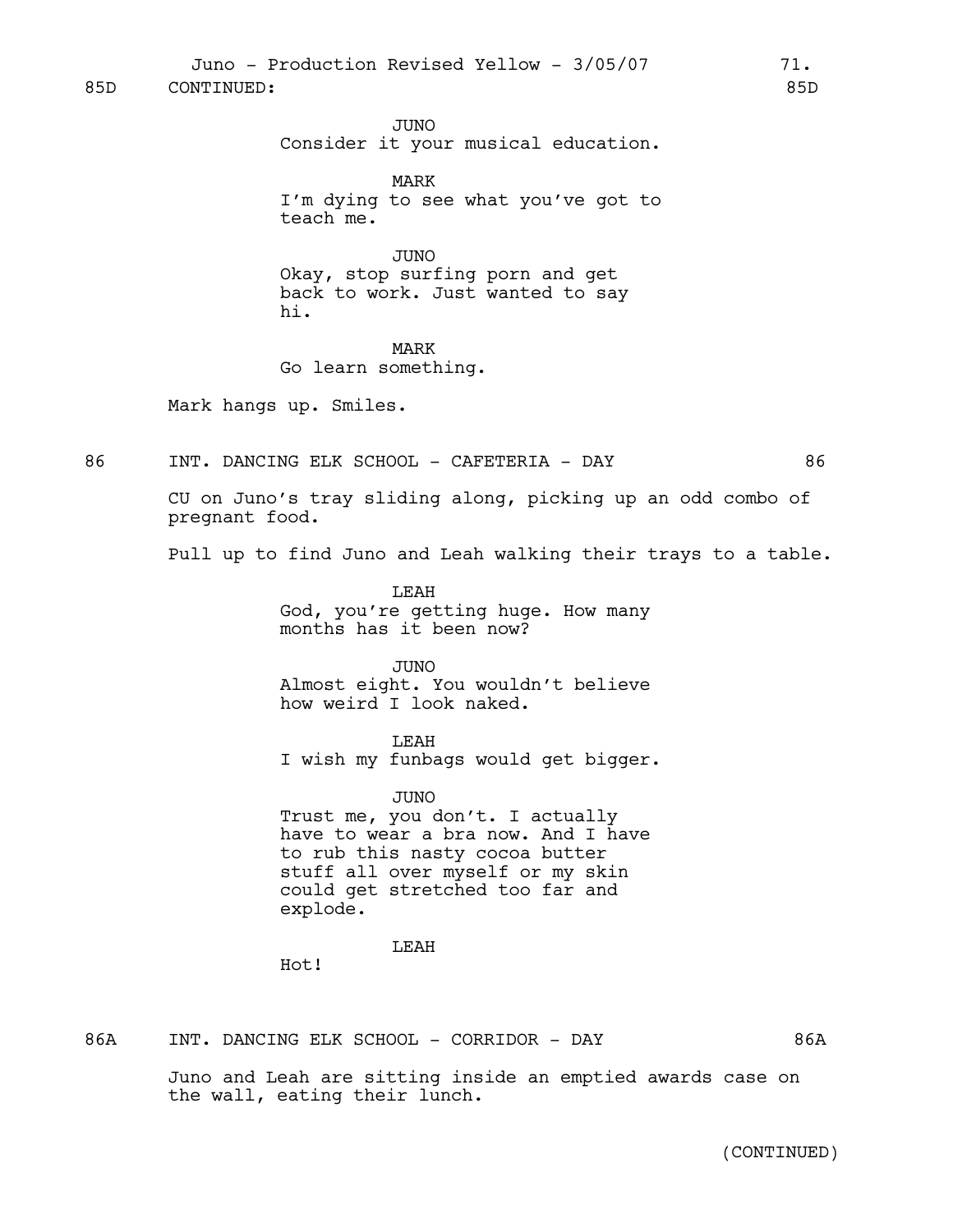85D CONTINUED: 85D

JUNO
Consider it your musical education.

MARK
I'm dying to see what you've got to teach me.

JUNO
Okay, stop surfing porn and get back to work. Just wanted to say hi.

MARK
Go learn something.

Mark hangs up. Smiles.

86 INT. DANCING ELK SCHOOL - CAFETERIA - DAY 86

CU on Juno's tray sliding along, picking up an odd combo of pregnant food.

Pull up to find Juno and Leah walking their trays to a table.

LEAH
God, you're getting huge. How many months has it been now?

JUNO
Almost eight. You wouldn't believe how weird I look naked.

LEAH
I wish my funbags would get bigger.

JUNO
Trust me, you don't. I actually have to wear a bra now. And I have to rub this nasty cocoa butter stuff all over myself or my skin could get stretched too far and explode.

LEAH
Hot!

86A INT. DANCING ELK SCHOOL - CORRIDOR - DAY 86A

Juno and Leah are sitting inside an emptied awards case on the wall, eating their lunch.

(CONTINUED)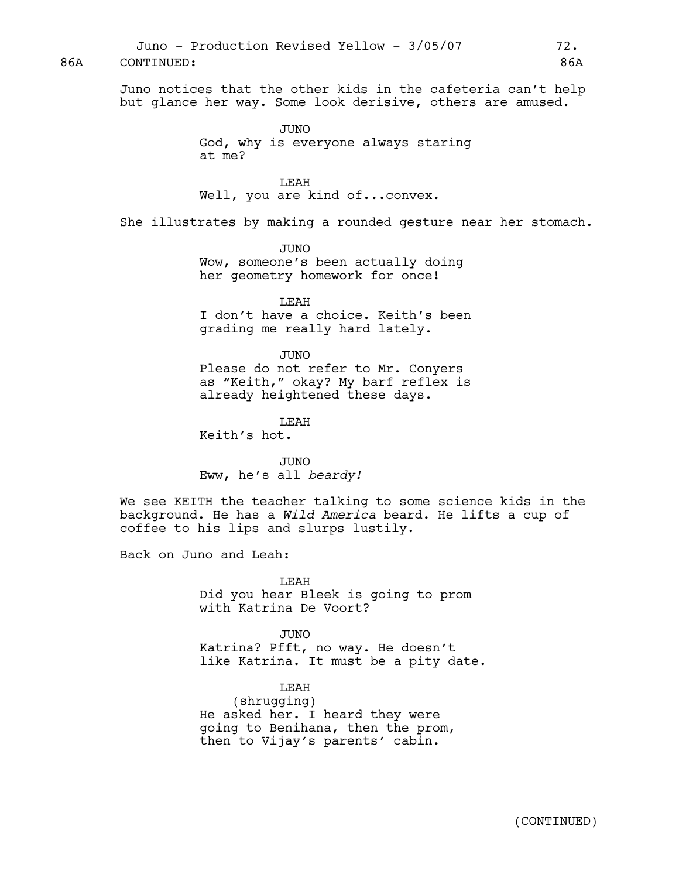86A CONTINUED: 86A

Juno notices that the other kids in the cafeteria can't help but glance her way. Some look derisive, others are amused.

JUNO
God, why is everyone always staring at me?

LEAH
Well, you are kind of...convex.

She illustrates by making a rounded gesture near her stomach.

JUNO
Wow, someone's been actually doing her geometry homework for once!

LEAH
I don't have a choice. Keith's been grading me really hard lately.

JUNO
Please do not refer to Mr. Conyers as "Keith," okay? My barf reflex is already heightened these days.

LEAH
Keith's hot.

JUNO
Eww, he's all *beardy!*

We see KEITH the teacher talking to some science kids in the background. He has a *Wild America* beard. He lifts a cup of coffee to his lips and slurps lustily.

Back on Juno and Leah:

LEAH
Did you hear Bleek is going to prom with Katrina De Voort?

JUNO
Katrina? Pfft, no way. He doesn't like Katrina. It must be a pity date.

LEAH
(shrugging)
He asked her. I heard they were going to Benihana, then the prom, then to Vijay's parents' cabin.

(CONTINUED)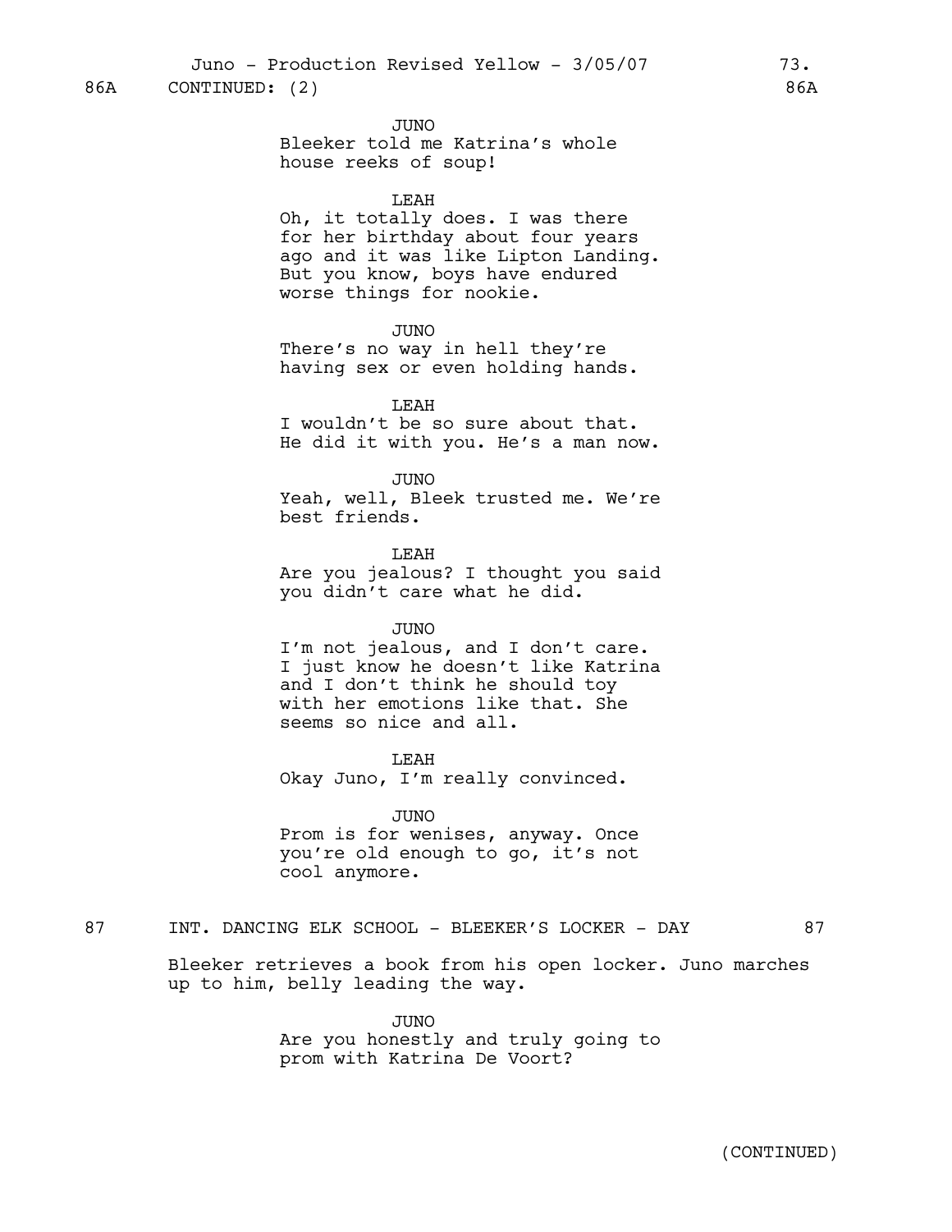86A CONTINUED: (2) 86A

JUNO
Bleeker told me Katrina's whole house reeks of soup!

LEAH
Oh, it totally does. I was there for her birthday about four years ago and it was like Lipton Landing. But you know, boys have endured worse things for nookie.

JUNO
There's no way in hell they're having sex or even holding hands.

LEAH
I wouldn't be so sure about that. He did it with you. He's a man now.

JUNO
Yeah, well, Bleek trusted me. We're best friends.

LEAH
Are you jealous? I thought you said you didn't care what he did.

JUNO
I'm not jealous, and I don't care. I just know he doesn't like Katrina and I don't think he should toy with her emotions like that. She seems so nice and all.

LEAH
Okay Juno, I'm really convinced.

JUNO
Prom is for wenises, anyway. Once you're old enough to go, it's not cool anymore.

87 INT. DANCING ELK SCHOOL - BLEEKER'S LOCKER - DAY 87

Bleeker retrieves a book from his open locker. Juno marches up to him, belly leading the way.

JUNO
Are you honestly and truly going to prom with Katrina De Voort?

(CONTINUED)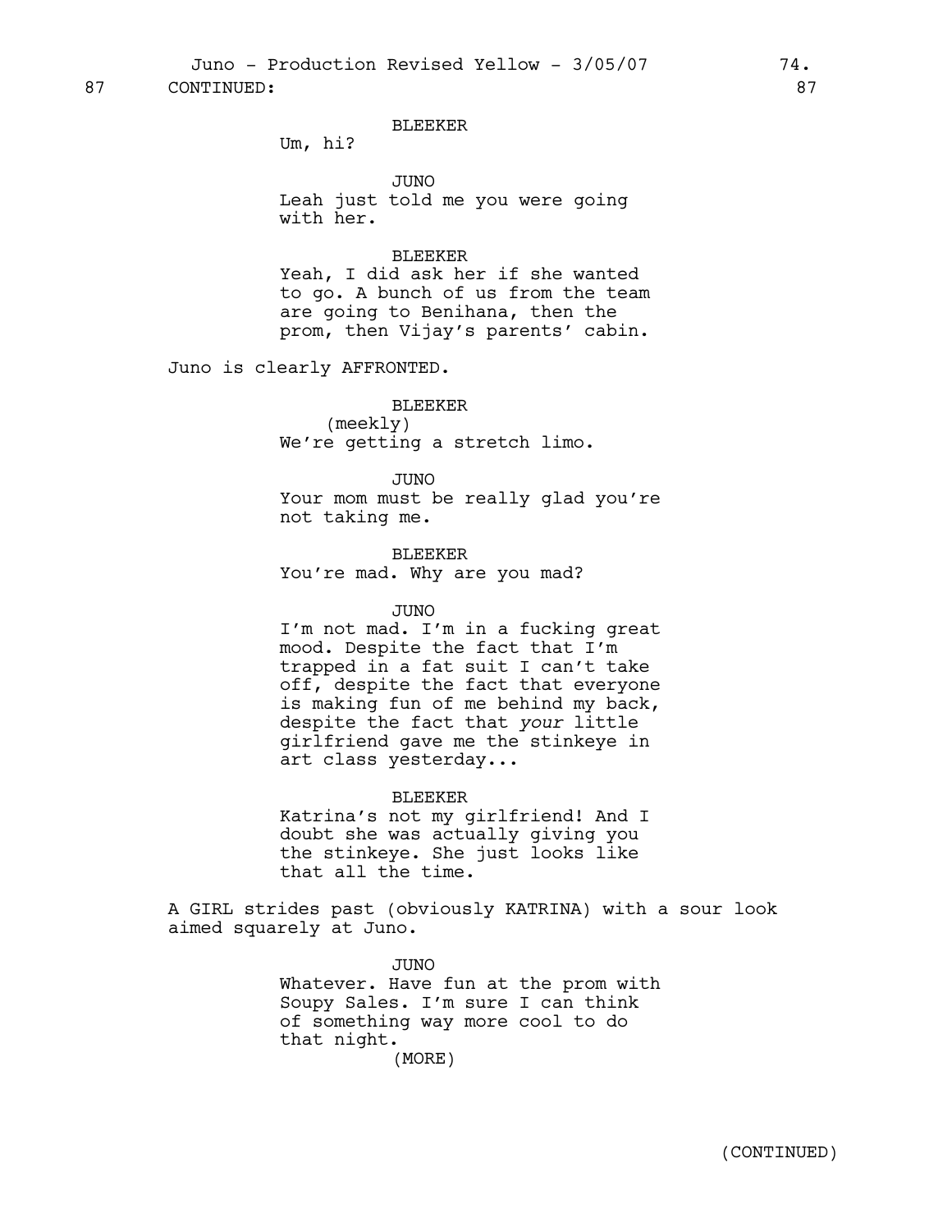87 CONTINUED: 87

BLEEKER
Um, hi?

JUNO
Leah just told me you were going with her.

BLEEKER
Yeah, I did ask her if she wanted to go. A bunch of us from the team are going to Benihana, then the prom, then Vijay's parents' cabin.

Juno is clearly AFFRONTED.

BLEEKER
(meekly)
We're getting a stretch limo.

JUNO
Your mom must be really glad you're not taking me.

BLEEKER
You're mad. Why are you mad?

JUNO
I'm not mad. I'm in a fucking great mood. Despite the fact that I'm trapped in a fat suit I can't take off, despite the fact that everyone is making fun of me behind my back, despite the fact that *your* little girlfriend gave me the stinkeye in art class yesterday...

BLEEKER
Katrina's not my girlfriend! And I doubt she was actually giving you the stinkeye. She just looks like that all the time.

A GIRL strides past (obviously KATRINA) with a sour look aimed squarely at Juno.

JUNO
Whatever. Have fun at the prom with Soupy Sales. I'm sure I can think of something way more cool to do that night.
(MORE)

(CONTINUED)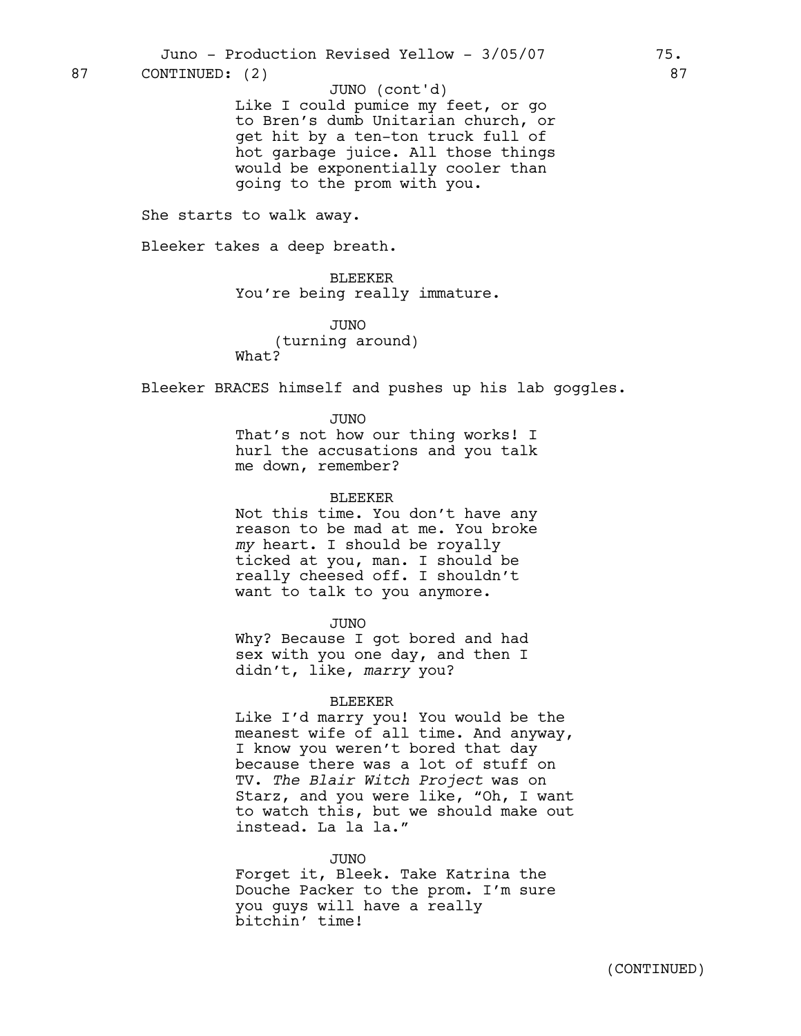87 CONTINUED: (2) 87

JUNO (cont'd)
Like I could pumice my feet, or go to Bren's dumb Unitarian church, or get hit by a ten-ton truck full of hot garbage juice. All those things would be exponentially cooler than going to the prom with you.

She starts to walk away.

Bleeker takes a deep breath.

BLEEKER
You're being really immature.

JUNO
(turning around)
What?

Bleeker BRACES himself and pushes up his lab goggles.

JUNO
That's not how our thing works! I hurl the accusations and you talk me down, remember?

BLEEKER
Not this time. You don't have any reason to be mad at me. You broke *my* heart. I should be royally ticked at you, man. I should be really cheesed off. I shouldn't want to talk to you anymore.

JUNO
Why? Because I got bored and had sex with you one day, and then I didn't, like, *marry* you?

BLEEKER
Like I'd marry you! You would be the meanest wife of all time. And anyway, I know you weren't bored that day because there was a lot of stuff on TV. *The Blair Witch Project* was on Starz, and you were like, "Oh, I want to watch this, but we should make out instead. La la la."

JUNO
Forget it, Bleek. Take Katrina the Douche Packer to the prom. I'm sure you guys will have a really bitchin' time!

(CONTINUED)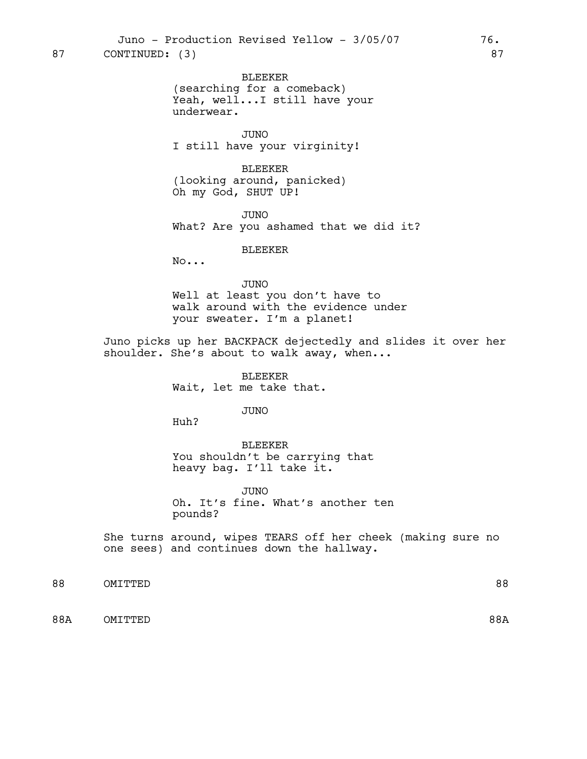87 CONTINUED: (3) 87

BLEEKER
(searching for a comeback)
Yeah, well...I still have your underwear.

JUNO
I still have your virginity!

BLEEKER
(looking around, panicked)
Oh my God, SHUT UP!

JUNO
What? Are you ashamed that we did it?

BLEEKER
No...

JUNO
Well at least you don't have to walk around with the evidence under your sweater. I'm a planet!

Juno picks up her BACKPACK dejectedly and slides it over her shoulder. She's about to walk away, when...

BLEEKER
Wait, let me take that.

JUNO
Huh?

BLEEKER
You shouldn't be carrying that heavy bag. I'll take it.

JUNO
Oh. It's fine. What's another ten pounds?

She turns around, wipes TEARS off her cheek (making sure no one sees) and continues down the hallway.

88 OMITTED 88

88A OMITTED 88A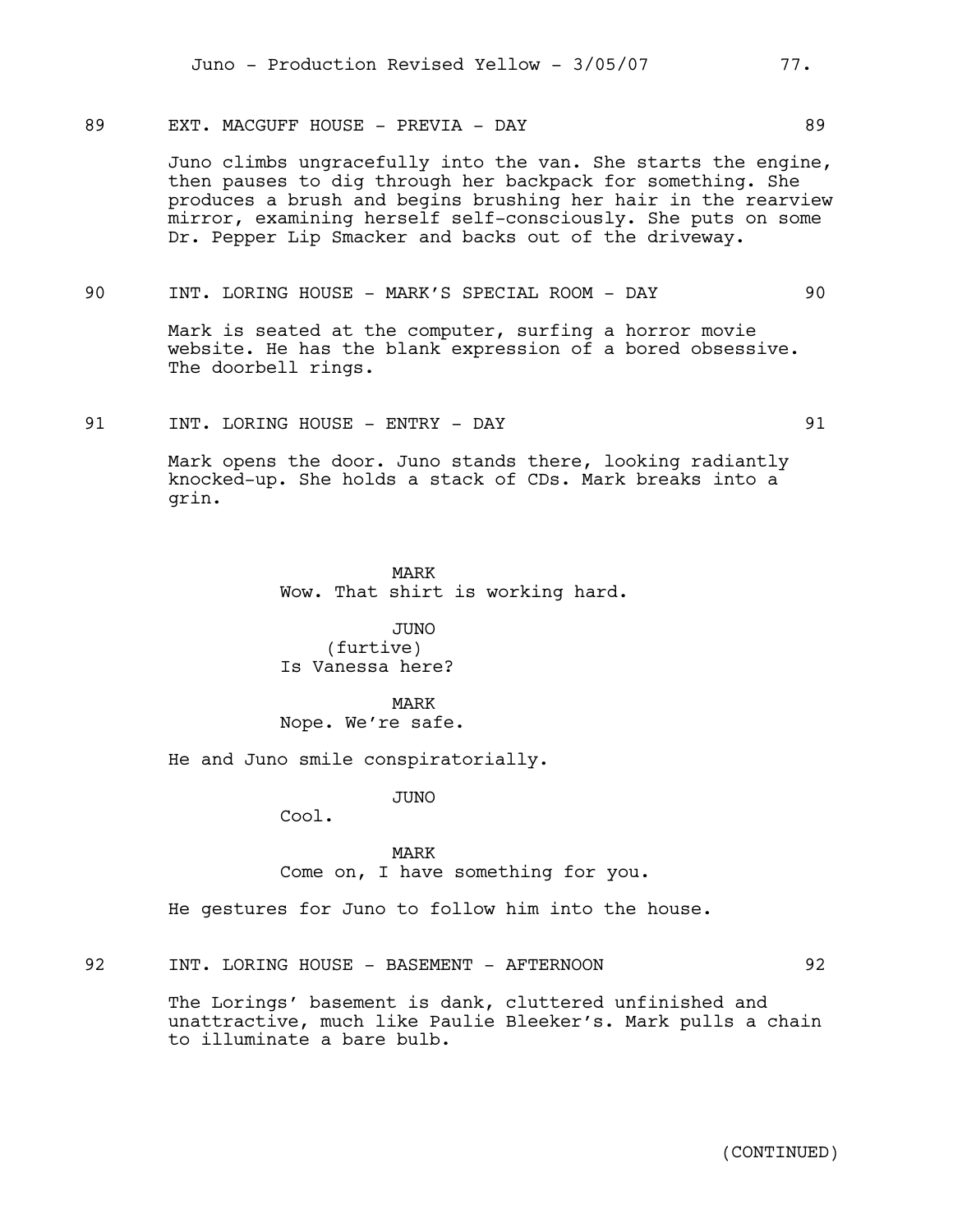89 EXT. MACGUFF HOUSE - PREVIA - DAY 89

Juno climbs ungracefully into the van. She starts the engine, then pauses to dig through her backpack for something. She produces a brush and begins brushing her hair in the rearview mirror, examining herself self-consciously. She puts on some Dr. Pepper Lip Smacker and backs out of the driveway.

90 INT. LORING HOUSE - MARK'S SPECIAL ROOM - DAY 90

Mark is seated at the computer, surfing a horror movie website. He has the blank expression of a bored obsessive. The doorbell rings.

91 INT. LORING HOUSE - ENTRY - DAY 91

Mark opens the door. Juno stands there, looking radiantly knocked-up. She holds a stack of CDs. Mark breaks into a grin.

MARK
Wow. That shirt is working hard.

JUNO
(furtive)
Is Vanessa here?

MARK
Nope. We're safe.

He and Juno smile conspiratorially.

JUNO
Cool.

MARK
Come on, I have something for you.

He gestures for Juno to follow him into the house.

92 INT. LORING HOUSE - BASEMENT - AFTERNOON 92

The Lorings' basement is dank, cluttered unfinished and unattractive, much like Paulie Bleeker's. Mark pulls a chain to illuminate a bare bulb.

(CONTINUED)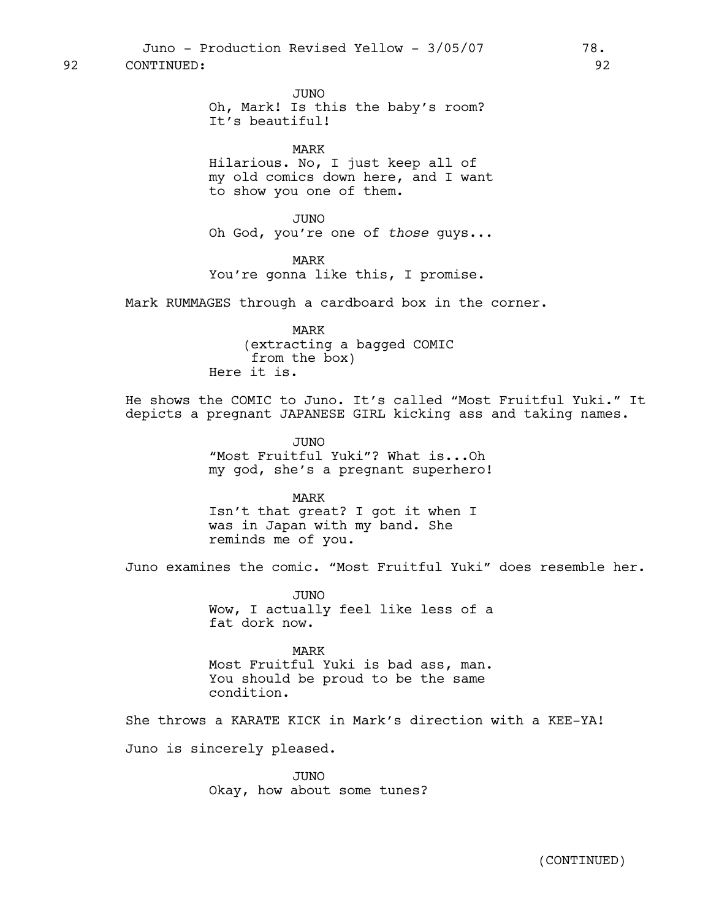92 CONTINUED: 92

JUNO
Oh, Mark! Is this the baby's room? It's beautiful!

MARK
Hilarious. No, I just keep all of my old comics down here, and I want to show you one of them.

JUNO
Oh God, you're one of *those* guys...

MARK
You're gonna like this, I promise.

Mark RUMMAGES through a cardboard box in the corner.

MARK
(extracting a bagged COMIC from the box)
Here it is.

He shows the COMIC to Juno. It's called "Most Fruitful Yuki." It depicts a pregnant JAPANESE GIRL kicking ass and taking names.

JUNO
"Most Fruitful Yuki"? What is...Oh my god, she's a pregnant superhero!

MARK
Isn't that great? I got it when I was in Japan with my band. She reminds me of you.

Juno examines the comic. "Most Fruitful Yuki" does resemble her.

JUNO
Wow, I actually feel like less of a fat dork now.

MARK
Most Fruitful Yuki is bad ass, man. You should be proud to be the same condition.

She throws a KARATE KICK in Mark's direction with a KEE-YA!

Juno is sincerely pleased.

JUNO
Okay, how about some tunes?

(CONTINUED)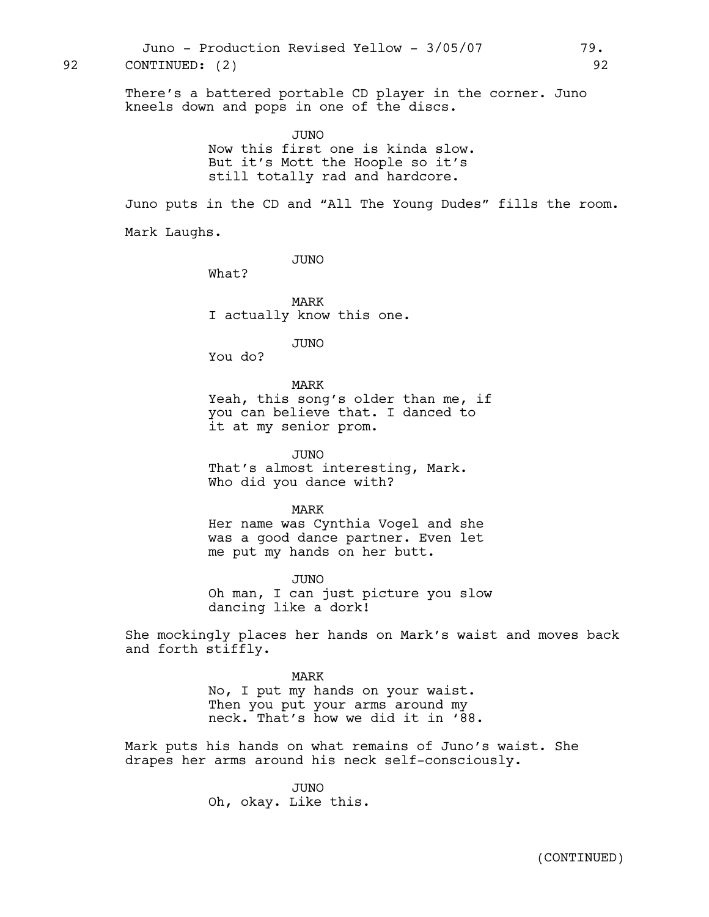92 CONTINUED: (2) 92

There's a battered portable CD player in the corner. Juno kneels down and pops in one of the discs.

JUNO
Now this first one is kinda slow. But it's Mott the Hoople so it's still totally rad and hardcore.

Juno puts in the CD and "All The Young Dudes" fills the room.

Mark Laughs.

JUNO
What?

MARK
I actually know this one.

JUNO
You do?

MARK
Yeah, this song's older than me, if you can believe that. I danced to it at my senior prom.

JUNO
That's almost interesting, Mark. Who did you dance with?

MARK
Her name was Cynthia Vogel and she was a good dance partner. Even let me put my hands on her butt.

JUNO
Oh man, I can just picture you slow dancing like a dork!

She mockingly places her hands on Mark's waist and moves back and forth stiffly.

MARK
No, I put my hands on your waist. Then you put your arms around my neck. That's how we did it in '88.

Mark puts his hands on what remains of Juno's waist. She drapes her arms around his neck self-consciously.

JUNO
Oh, okay. Like this.

(CONTINUED)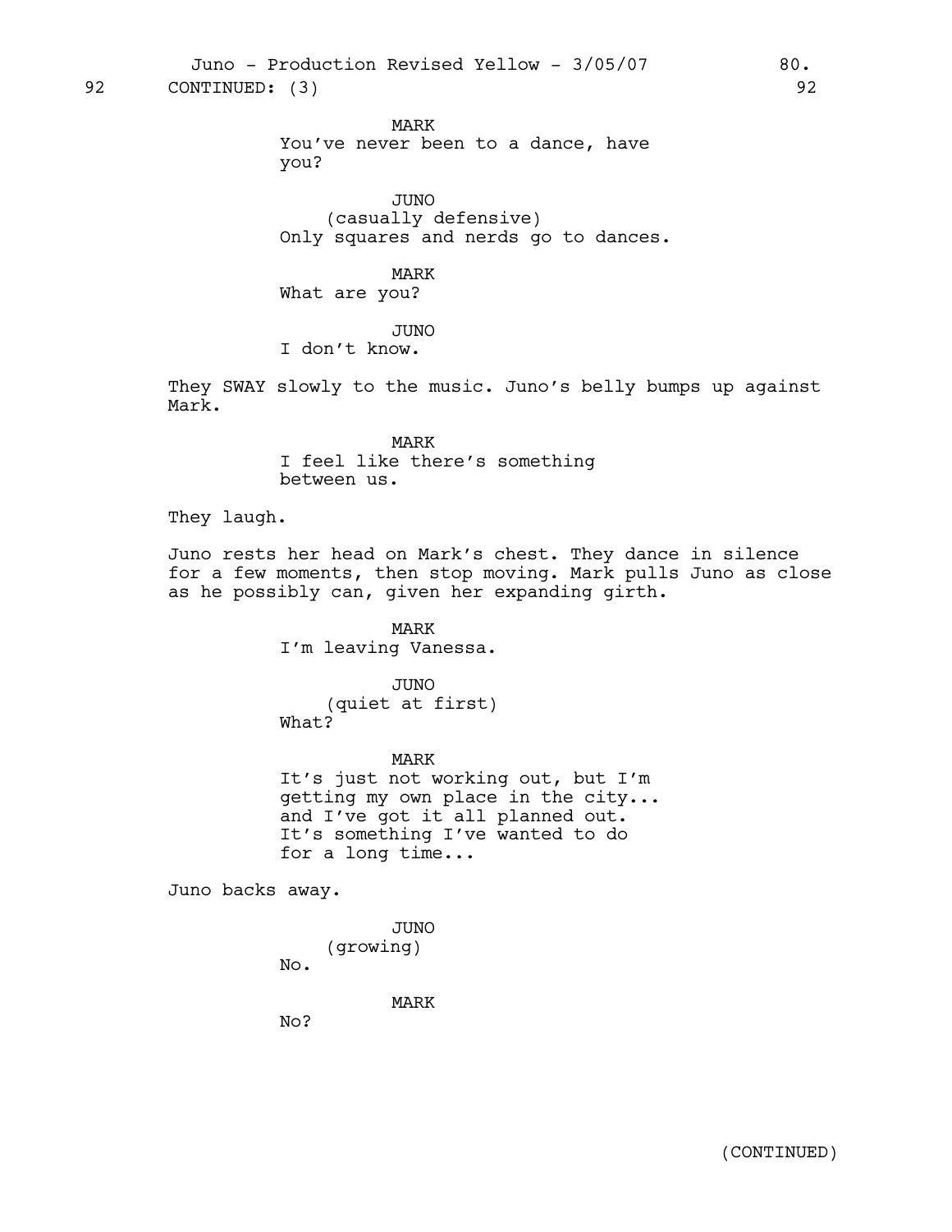92 CONTINUED: (3) 92

MARK
You've never been to a dance, have you?

JUNO
(casually defensive)
Only squares and nerds go to dances.

MARK
What are you?

JUNO
I don't know.

They SWAY slowly to the music. Juno's belly bumps up against Mark.

MARK
I feel like there's something between us.

They laugh.

Juno rests her head on Mark's chest. They dance in silence for a few moments, then stop moving. Mark pulls Juno as close as he possibly can, given her expanding girth.

MARK
I'm leaving Vanessa.

JUNO
(quiet at first)
What?

MARK
It's just not working out, but I'm getting my own place in the city... and I've got it all planned out. It's something I've wanted to do for a long time...

Juno backs away.

JUNO
(growing)
No.

MARK
No?

(CONTINUED)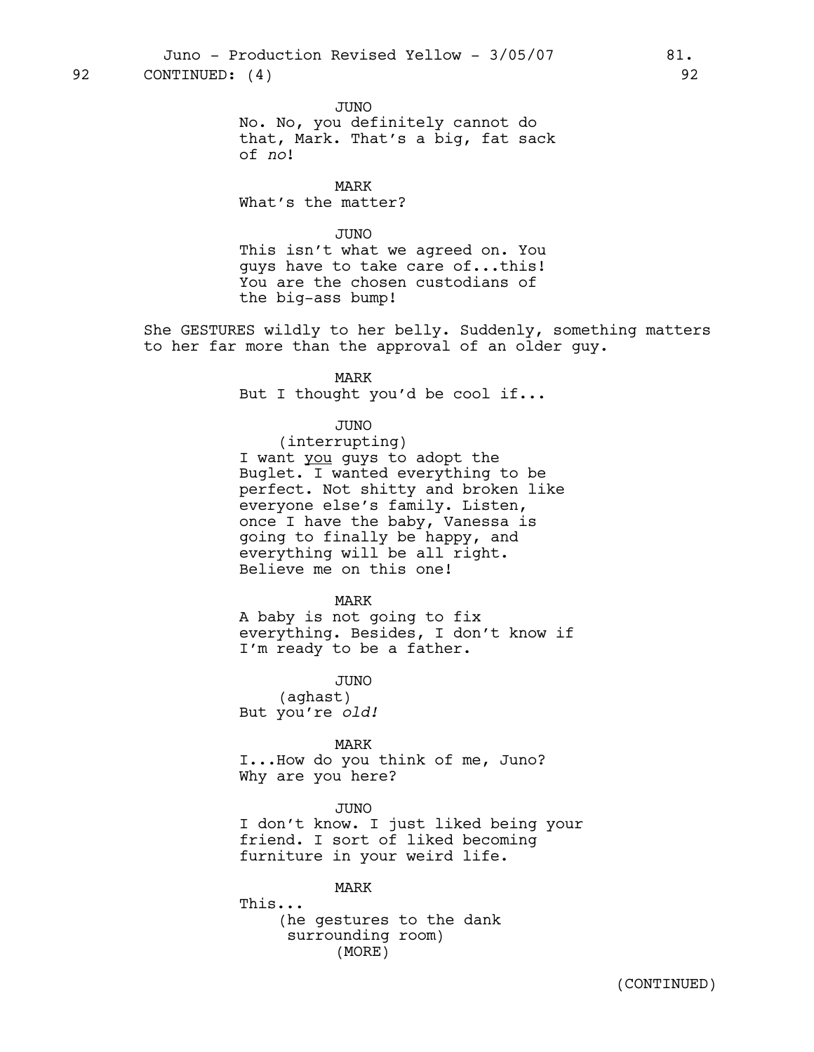92 CONTINUED: (4) 92

JUNO
No. No, you definitely cannot do that, Mark. That's a big, fat sack of *no*!

MARK
What's the matter?

JUNO
This isn't what we agreed on. You guys have to take care of...this! You are the chosen custodians of the big-ass bump!

She GESTURES wildly to her belly. Suddenly, something matters to her far more than the approval of an older guy.

MARK
But I thought you'd be cool if...

JUNO
(interrupting)
I want <u>you</u> guys to adopt the Buglet. I wanted everything to be perfect. Not shitty and broken like everyone else's family. Listen, once I have the baby, Vanessa is going to finally be happy, and everything will be all right. Believe me on this one!

MARK
A baby is not going to fix everything. Besides, I don't know if I'm ready to be a father.

JUNO
(aghast)
But you're *old!*

MARK
I...How do you think of me, Juno? Why are you here?

JUNO
I don't know. I just liked being your friend. I sort of liked becoming furniture in your weird life.

MARK
This...
(he gestures to the dank surrounding room)
(MORE)

(CONTINUED)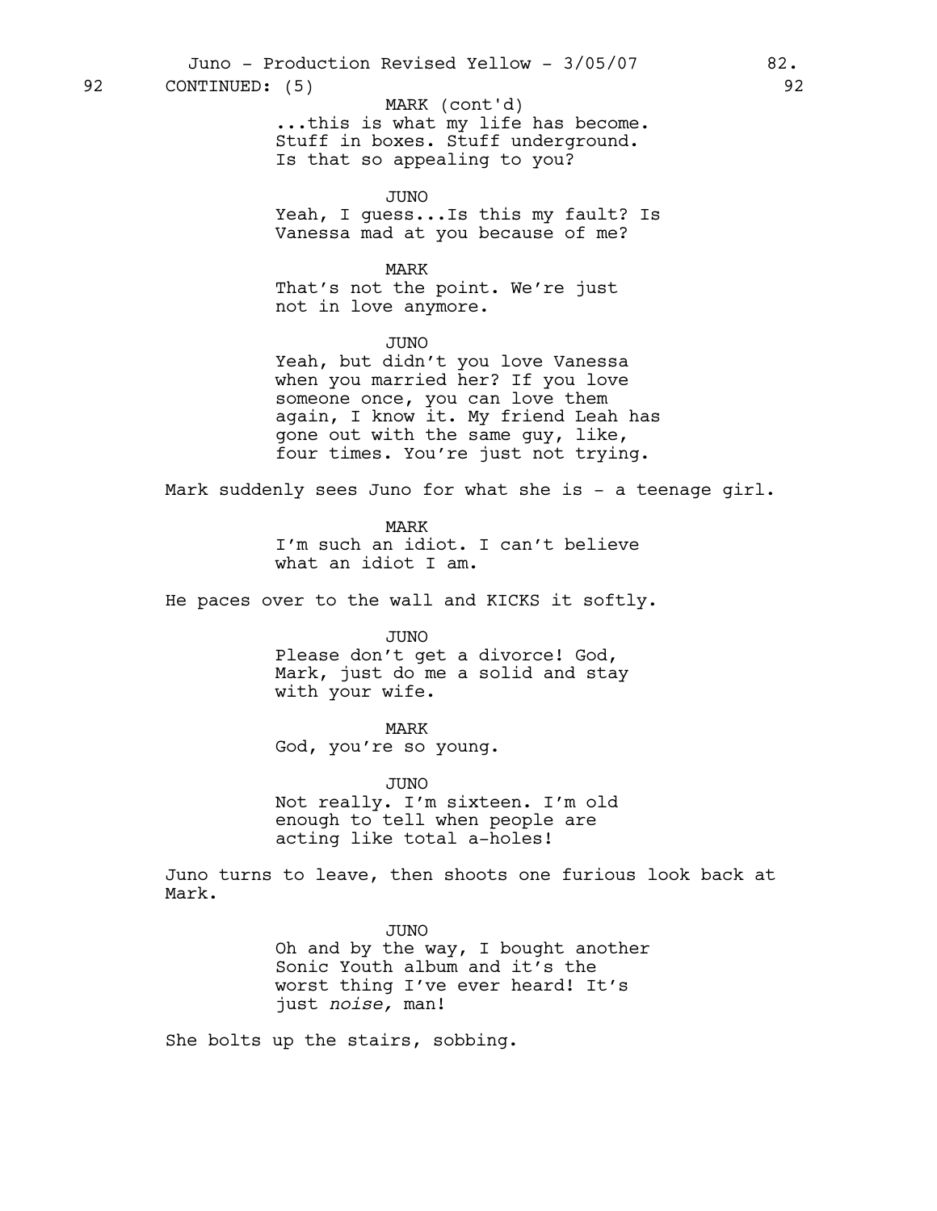92 CONTINUED: (5) 92

MARK (cont'd)
...this is what my life has become.
Stuff in boxes. Stuff underground.
Is that so appealing to you?

JUNO
Yeah, I guess...Is this my fault? Is
Vanessa mad at you because of me?

MARK
That's not the point. We're just
not in love anymore.

JUNO
Yeah, but didn't you love Vanessa
when you married her? If you love
someone once, you can love them
again, I know it. My friend Leah has
gone out with the same guy, like,
four times. You're just not trying.

Mark suddenly sees Juno for what she is - a teenage girl.

MARK
I'm such an idiot. I can't believe
what an idiot I am.

He paces over to the wall and KICKS it softly.

JUNO
Please don't get a divorce! God,
Mark, just do me a solid and stay
with your wife.

MARK
God, you're so young.

JUNO
Not really. I'm sixteen. I'm old
enough to tell when people are
acting like total a-holes!

Juno turns to leave, then shoots one furious look back at
Mark.

JUNO
Oh and by the way, I bought another
Sonic Youth album and it's the
worst thing I've ever heard! It's
just *noise,* man!

She bolts up the stairs, sobbing.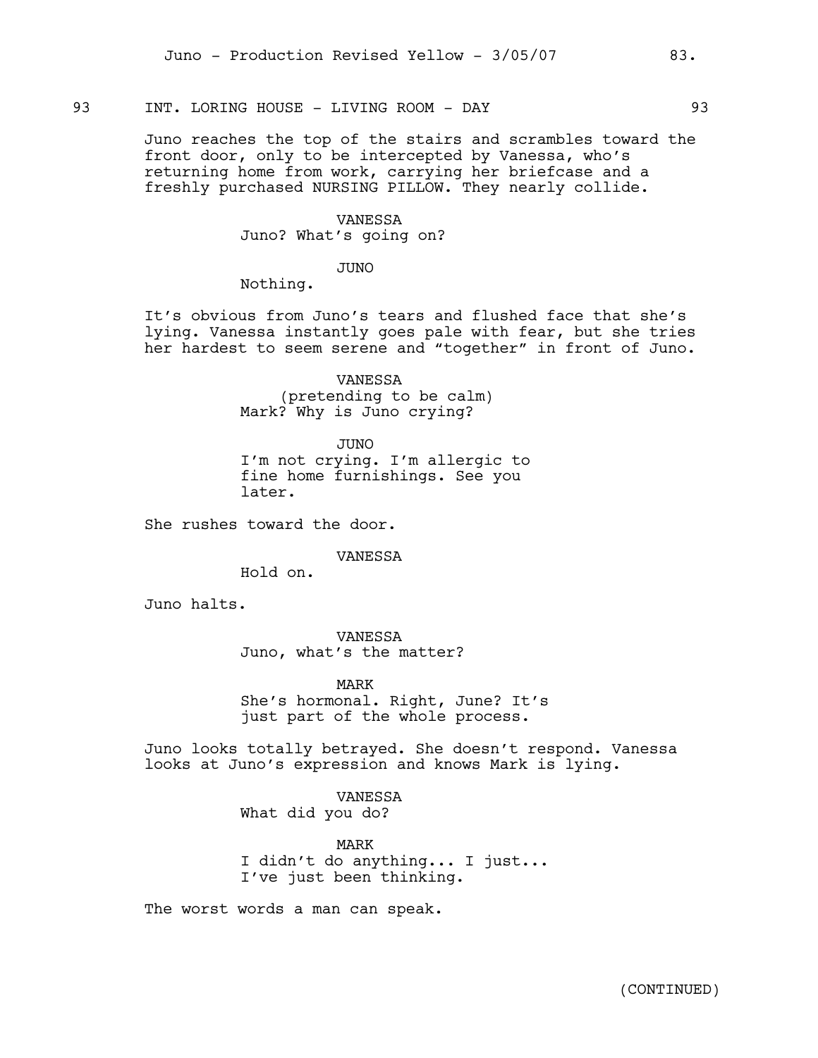93 INT. LORING HOUSE - LIVING ROOM - DAY 93

Juno reaches the top of the stairs and scrambles toward the front door, only to be intercepted by Vanessa, who's returning home from work, carrying her briefcase and a freshly purchased NURSING PILLOW. They nearly collide.

VANESSA
Juno? What's going on?

JUNO
Nothing.

It's obvious from Juno's tears and flushed face that she's lying. Vanessa instantly goes pale with fear, but she tries her hardest to seem serene and "together" in front of Juno.

VANESSA
(pretending to be calm)
Mark? Why is Juno crying?

JUNO
I'm not crying. I'm allergic to fine home furnishings. See you later.

She rushes toward the door.

VANESSA
Hold on.

Juno halts.

VANESSA
Juno, what's the matter?

MARK
She's hormonal. Right, June? It's just part of the whole process.

Juno looks totally betrayed. She doesn't respond. Vanessa looks at Juno's expression and knows Mark is lying.

VANESSA
What did you do?

MARK
I didn't do anything... I just... I've just been thinking.

The worst words a man can speak.

(CONTINUED)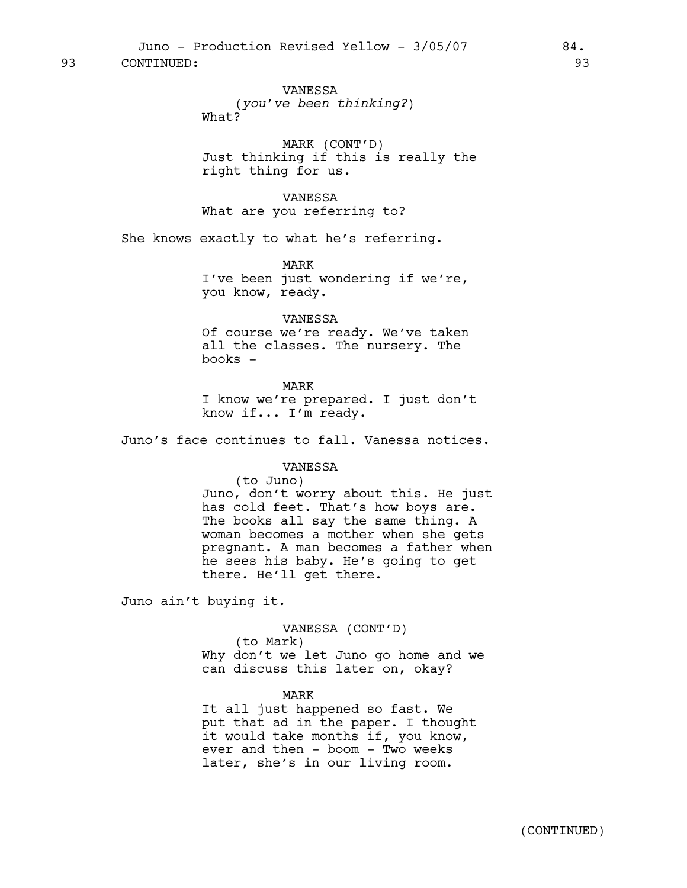93 CONTINUED: 93

VANESSA
(*you've been thinking?*)
What?

MARK (CONT'D)
Just thinking if this is really the right thing for us.

VANESSA
What are you referring to?

She knows exactly to what he's referring.

MARK
I've been just wondering if we're, you know, ready.

VANESSA
Of course we're ready. We've taken all the classes. The nursery. The books -

MARK
I know we're prepared. I just don't know if... I'm ready.

Juno's face continues to fall. Vanessa notices.

VANESSA
(to Juno)
Juno, don't worry about this. He just has cold feet. That's how boys are. The books all say the same thing. A woman becomes a mother when she gets pregnant. A man becomes a father when he sees his baby. He's going to get there. He'll get there.

Juno ain't buying it.

VANESSA (CONT'D)
(to Mark)
Why don't we let Juno go home and we can discuss this later on, okay?

MARK
It all just happened so fast. We put that ad in the paper. I thought it would take months if, you know, ever and then - boom - Two weeks later, she's in our living room.

(CONTINUED)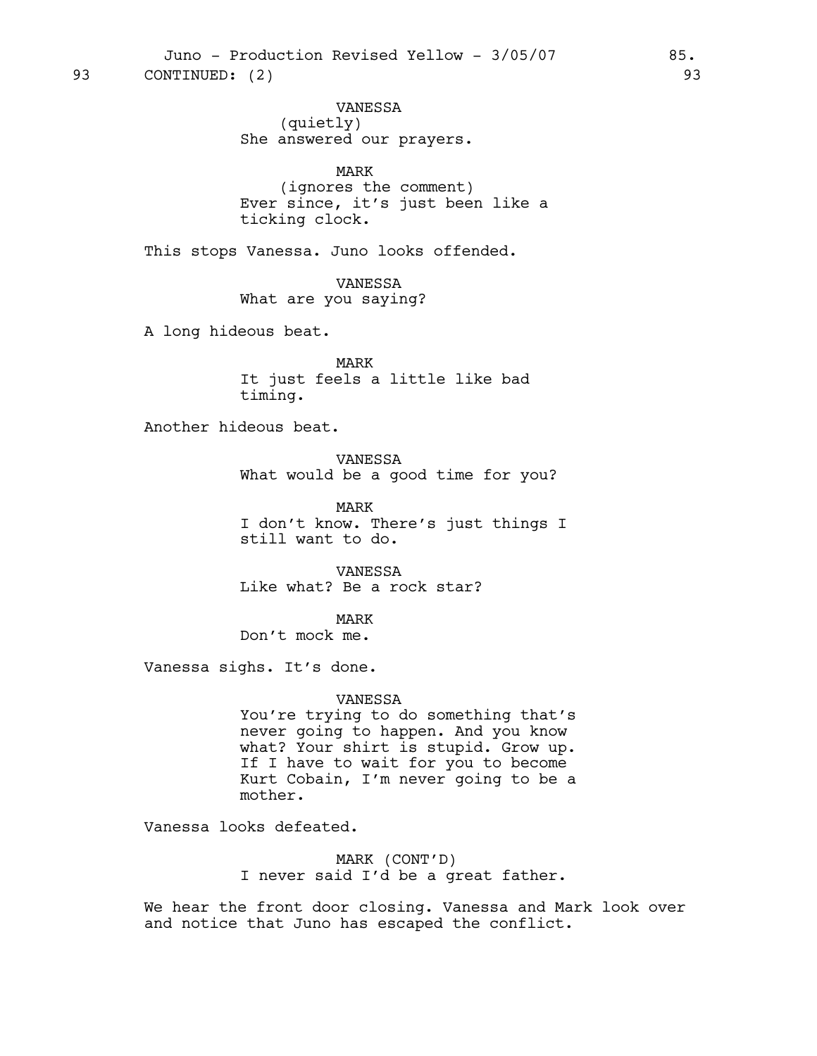93 CONTINUED: (2) 93

VANESSA
(quietly)
She answered our prayers.

MARK
(ignores the comment)
Ever since, it's just been like a ticking clock.

This stops Vanessa. Juno looks offended.

VANESSA
What are you saying?

A long hideous beat.

MARK
It just feels a little like bad timing.

Another hideous beat.

VANESSA
What would be a good time for you?

MARK
I don't know. There's just things I still want to do.

VANESSA
Like what? Be a rock star?

MARK
Don't mock me.

Vanessa sighs. It's done.

VANESSA
You're trying to do something that's never going to happen. And you know what? Your shirt is stupid. Grow up. If I have to wait for you to become Kurt Cobain, I'm never going to be a mother.

Vanessa looks defeated.

MARK (CONT'D)
I never said I'd be a great father.

We hear the front door closing. Vanessa and Mark look over and notice that Juno has escaped the conflict.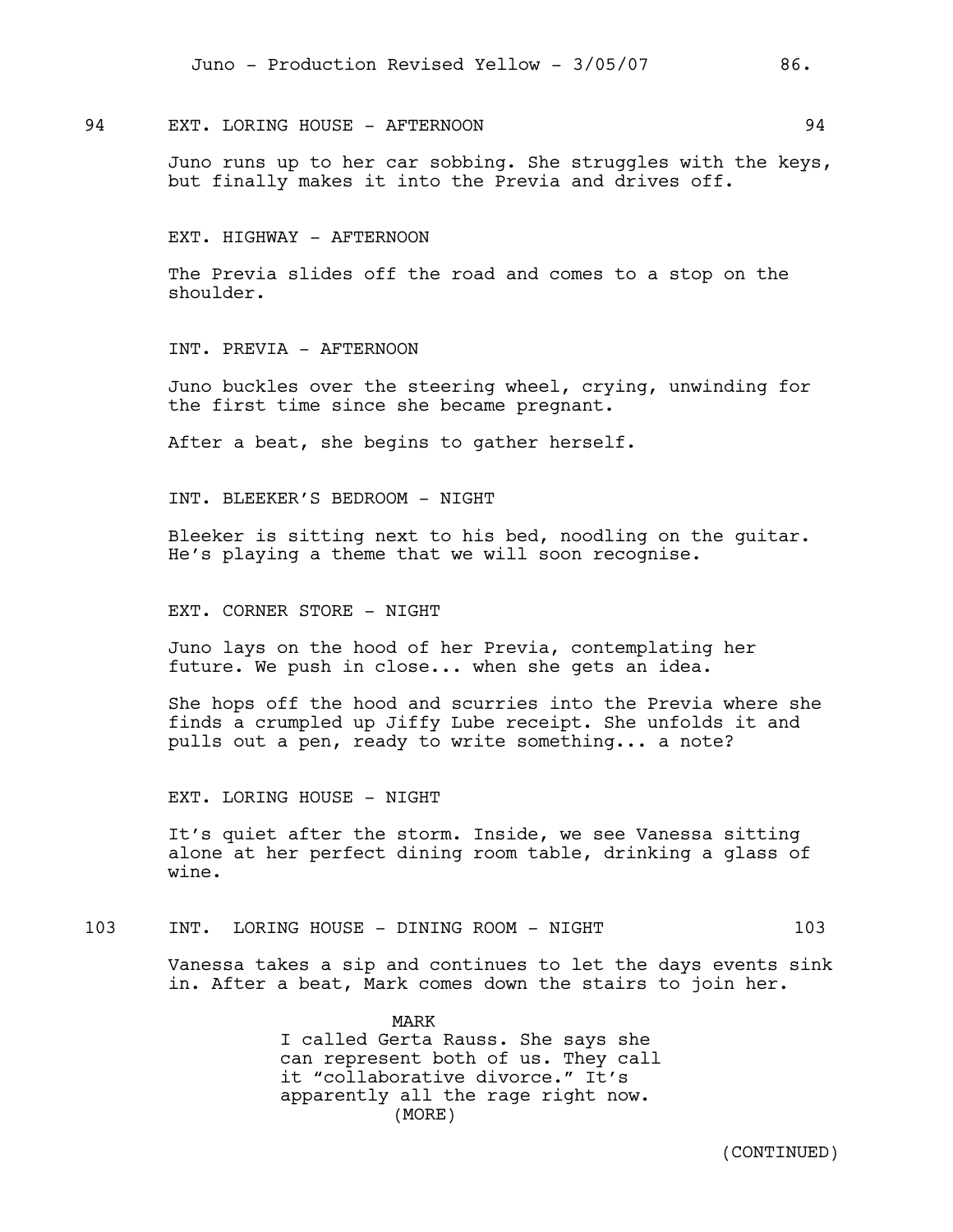94 EXT. LORING HOUSE - AFTERNOON 94

Juno runs up to her car sobbing. She struggles with the keys, but finally makes it into the Previa and drives off.

EXT. HIGHWAY - AFTERNOON

The Previa slides off the road and comes to a stop on the shoulder.

INT. PREVIA - AFTERNOON

Juno buckles over the steering wheel, crying, unwinding for the first time since she became pregnant.

After a beat, she begins to gather herself.

INT. BLEEKER'S BEDROOM - NIGHT

Bleeker is sitting next to his bed, noodling on the guitar. He's playing a theme that we will soon recognise.

EXT. CORNER STORE - NIGHT

Juno lays on the hood of her Previa, contemplating her future. We push in close... when she gets an idea.

She hops off the hood and scurries into the Previa where she finds a crumpled up Jiffy Lube receipt. She unfolds it and pulls out a pen, ready to write something... a note?

EXT. LORING HOUSE - NIGHT

It's quiet after the storm. Inside, we see Vanessa sitting alone at her perfect dining room table, drinking a glass of wine.

103 INT. LORING HOUSE - DINING ROOM - NIGHT 103

Vanessa takes a sip and continues to let the days events sink in. After a beat, Mark comes down the stairs to join her.

MARK
I called Gerta Rauss. She says she can represent both of us. They call it "collaborative divorce." It's apparently all the rage right now.
(MORE)

(CONTINUED)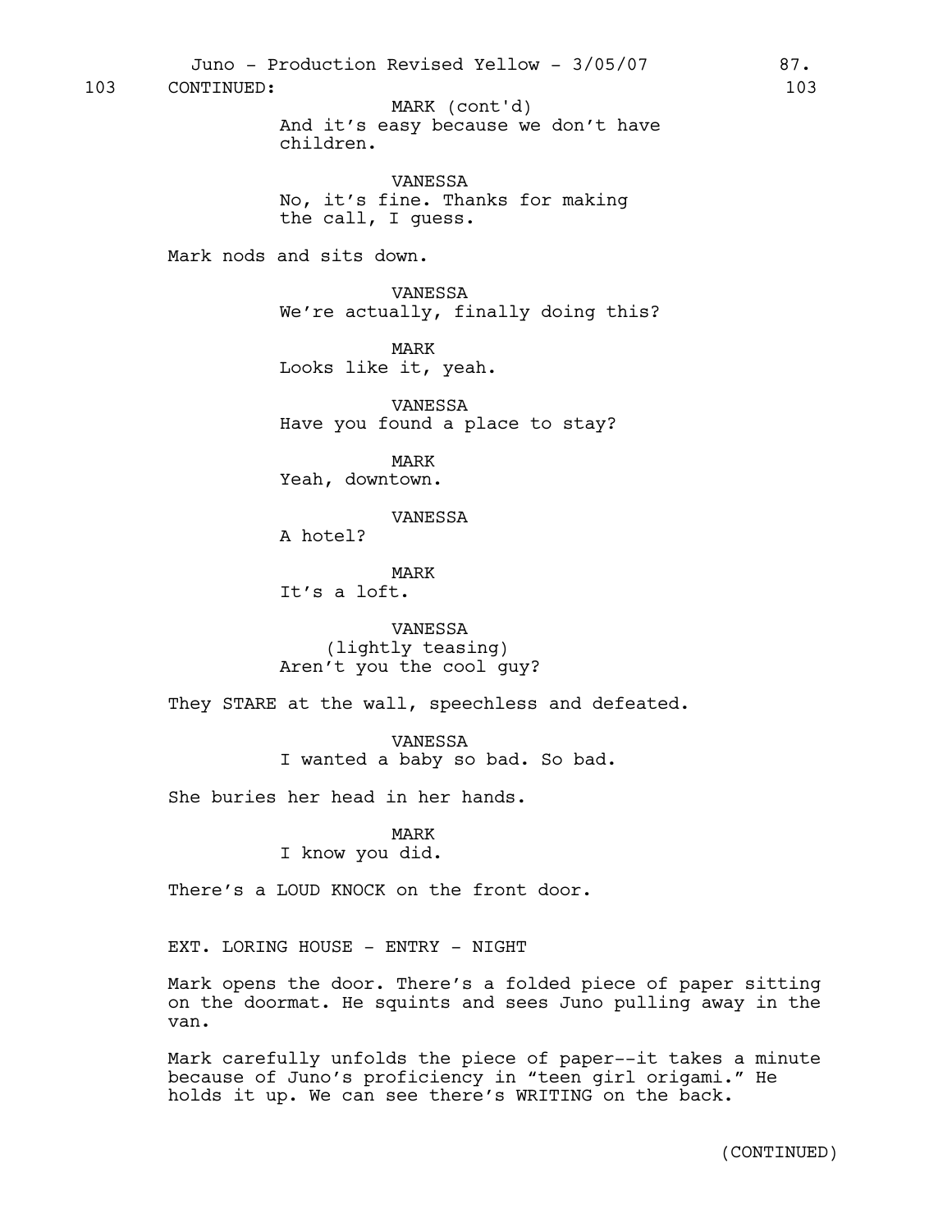103 CONTINUED: 103

MARK (cont'd)
And it's easy because we don't have children.

VANESSA
No, it's fine. Thanks for making the call, I guess.

Mark nods and sits down.

VANESSA
We're actually, finally doing this?

MARK
Looks like it, yeah.

VANESSA
Have you found a place to stay?

MARK
Yeah, downtown.

VANESSA
A hotel?

MARK
It's a loft.

VANESSA
(lightly teasing)
Aren't you the cool guy?

They STARE at the wall, speechless and defeated.

VANESSA
I wanted a baby so bad. So bad.

She buries her head in her hands.

MARK
I know you did.

There's a LOUD KNOCK on the front door.

EXT. LORING HOUSE - ENTRY - NIGHT

Mark opens the door. There's a folded piece of paper sitting on the doormat. He squints and sees Juno pulling away in the van.

Mark carefully unfolds the piece of paper--it takes a minute because of Juno's proficiency in "teen girl origami." He holds it up. We can see there's WRITING on the back.

(CONTINUED)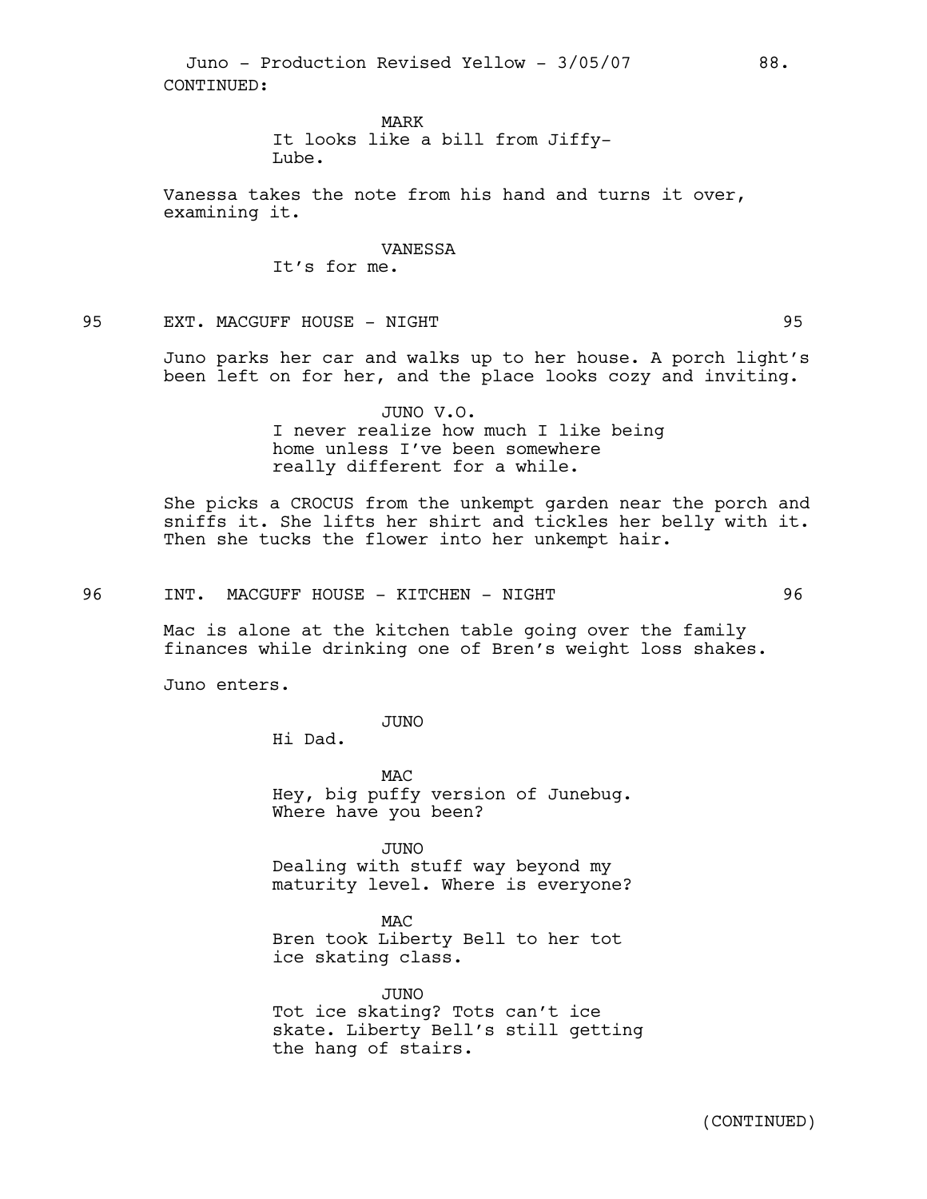CONTINUED:

MARK
It looks like a bill from Jiffy-
Lube.

Vanessa takes the note from his hand and turns it over, examining it.

VANESSA
It's for me.

95 EXT. MACGUFF HOUSE - NIGHT 95

Juno parks her car and walks up to her house. A porch light's been left on for her, and the place looks cozy and inviting.

JUNO V.O.
I never realize how much I like being
home unless I've been somewhere
really different for a while.

She picks a CROCUS from the unkempt garden near the porch and sniffs it. She lifts her shirt and tickles her belly with it. Then she tucks the flower into her unkempt hair.

96 INT. MACGUFF HOUSE - KITCHEN - NIGHT 96

Mac is alone at the kitchen table going over the family finances while drinking one of Bren's weight loss shakes.

Juno enters.

JUNO
Hi Dad.

MAC
Hey, big puffy version of Junebug.
Where have you been?

JUNO
Dealing with stuff way beyond my
maturity level. Where is everyone?

MAC
Bren took Liberty Bell to her tot
ice skating class.

JUNO
Tot ice skating? Tots can't ice
skate. Liberty Bell's still getting
the hang of stairs.

(CONTINUED)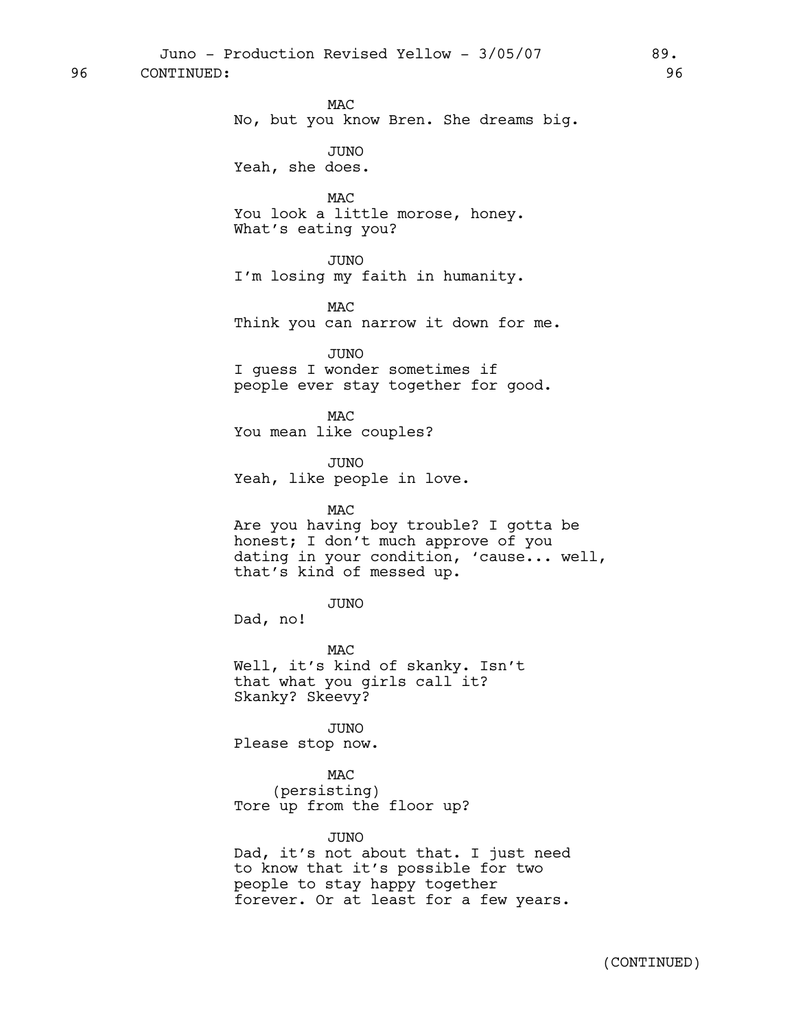96 CONTINUED: 96

MAC
No, but you know Bren. She dreams big.

JUNO
Yeah, she does.

MAC
You look a little morose, honey.
What's eating you?

JUNO
I'm losing my faith in humanity.

MAC
Think you can narrow it down for me.

JUNO
I guess I wonder sometimes if
people ever stay together for good.

MAC
You mean like couples?

JUNO
Yeah, like people in love.

MAC
Are you having boy trouble? I gotta be
honest; I don't much approve of you
dating in your condition, 'cause... well,
that's kind of messed up.

JUNO
Dad, no!

MAC
Well, it's kind of skanky. Isn't
that what you girls call it?
Skanky? Skeevy?

JUNO
Please stop now.

MAC
(persisting)
Tore up from the floor up?

JUNO
Dad, it's not about that. I just need
to know that it's possible for two
people to stay happy together
forever. Or at least for a few years.

(CONTINUED)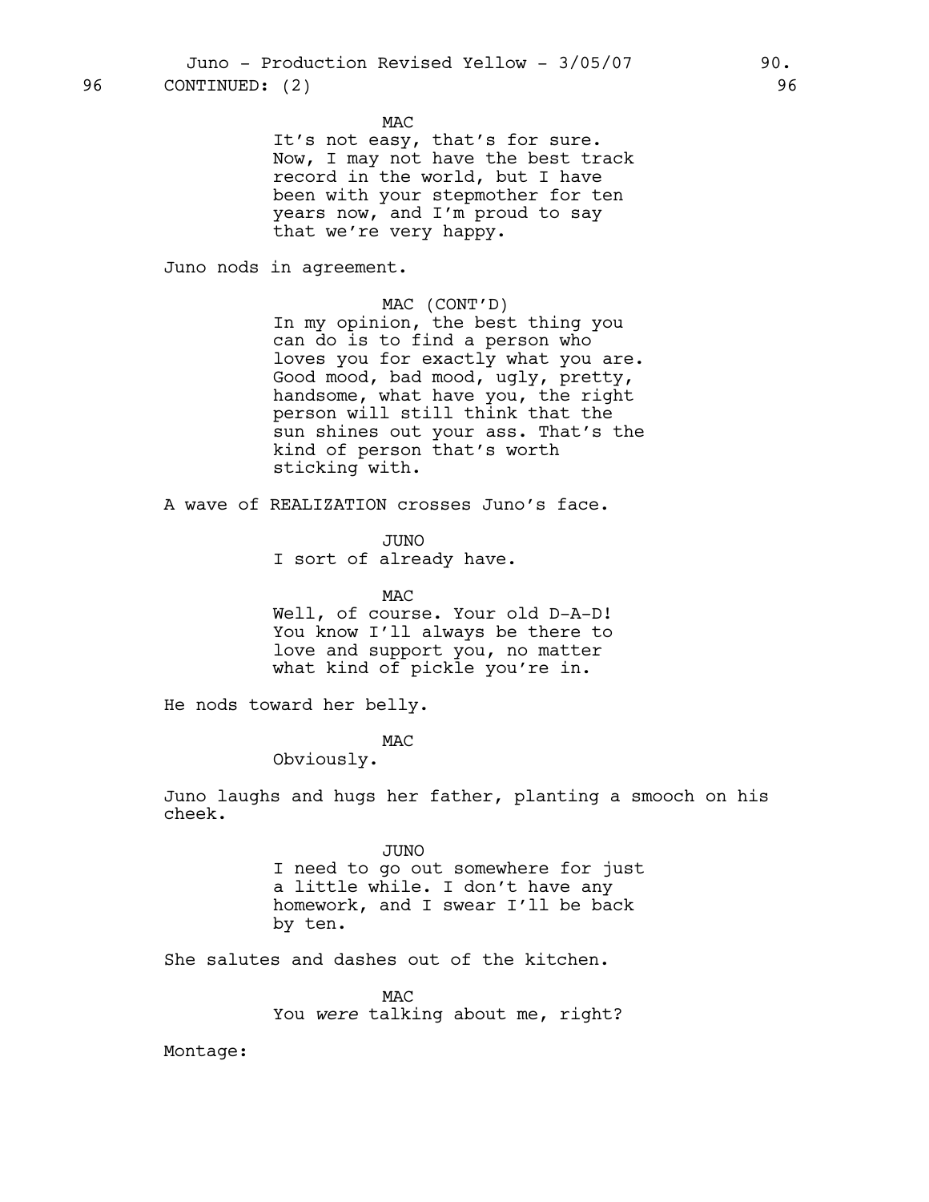96 CONTINUED: (2) 96

MAC

It's not easy, that's for sure. Now, I may not have the best track record in the world, but I have been with your stepmother for ten years now, and I'm proud to say that we're very happy.

Juno nods in agreement.

MAC (CONT'D)

In my opinion, the best thing you can do is to find a person who loves you for exactly what you are. Good mood, bad mood, ugly, pretty, handsome, what have you, the right person will still think that the sun shines out your ass. That's the kind of person that's worth sticking with.

A wave of REALIZATION crosses Juno's face.

JUNO

I sort of already have.

MAC

Well, of course. Your old D-A-D! You know I'll always be there to love and support you, no matter what kind of pickle you're in.

He nods toward her belly.

MAC

Obviously.

Juno laughs and hugs her father, planting a smooch on his cheek.

JUNO

I need to go out somewhere for just a little while. I don't have any homework, and I swear I'll be back by ten.

She salutes and dashes out of the kitchen.

MAC

You *were* talking about me, right?

Montage: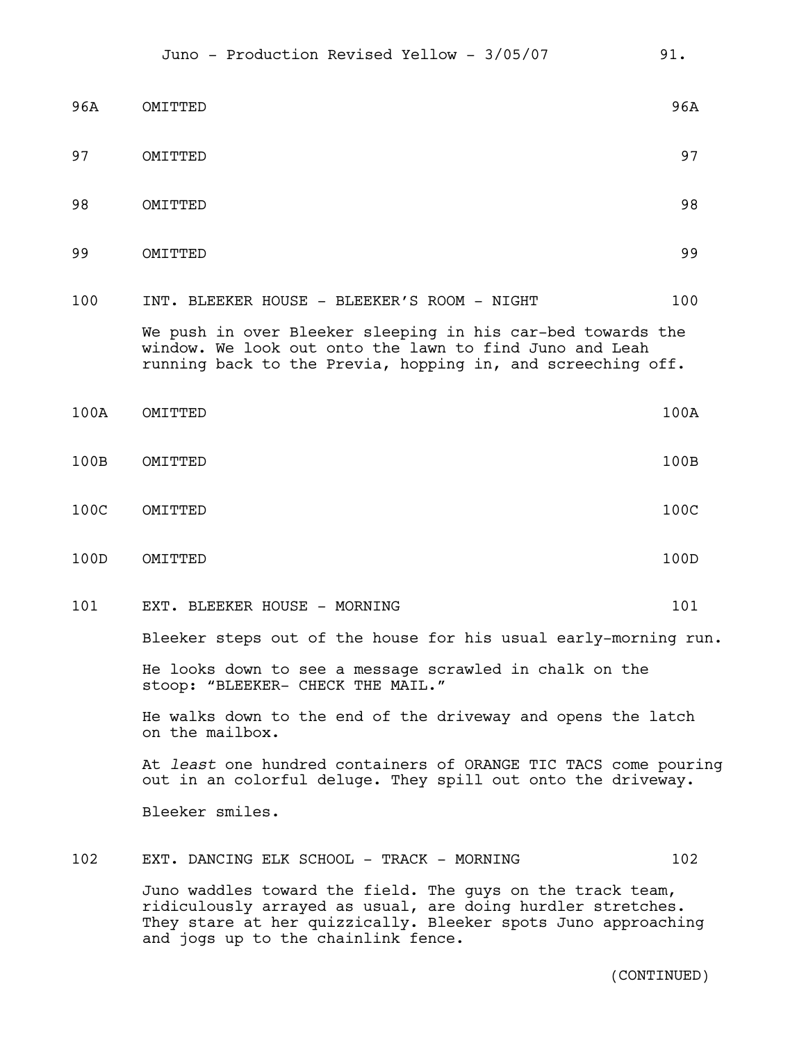96A OMITTED 96A

97 OMITTED 97

98 OMITTED 98

99 OMITTED 99

100 INT. BLEEKER HOUSE - BLEEKER'S ROOM - NIGHT 100

We push in over Bleeker sleeping in his car-bed towards the window. We look out onto the lawn to find Juno and Leah running back to the Previa, hopping in, and screeching off.

100A OMITTED 100A

100B OMITTED 100B

100C OMITTED 100C

100D OMITTED 100D

101 EXT. BLEEKER HOUSE - MORNING 101

Bleeker steps out of the house for his usual early-morning run.

He looks down to see a message scrawled in chalk on the stoop: "BLEEKER- CHECK THE MAIL."

He walks down to the end of the driveway and opens the latch on the mailbox.

At *least* one hundred containers of ORANGE TIC TACS come pouring out in an colorful deluge. They spill out onto the driveway.

Bleeker smiles.

102 EXT. DANCING ELK SCHOOL - TRACK - MORNING 102

Juno waddles toward the field. The guys on the track team, ridiculously arrayed as usual, are doing hurdler stretches. They stare at her quizzically. Bleeker spots Juno approaching and jogs up to the chainlink fence.

(CONTINUED)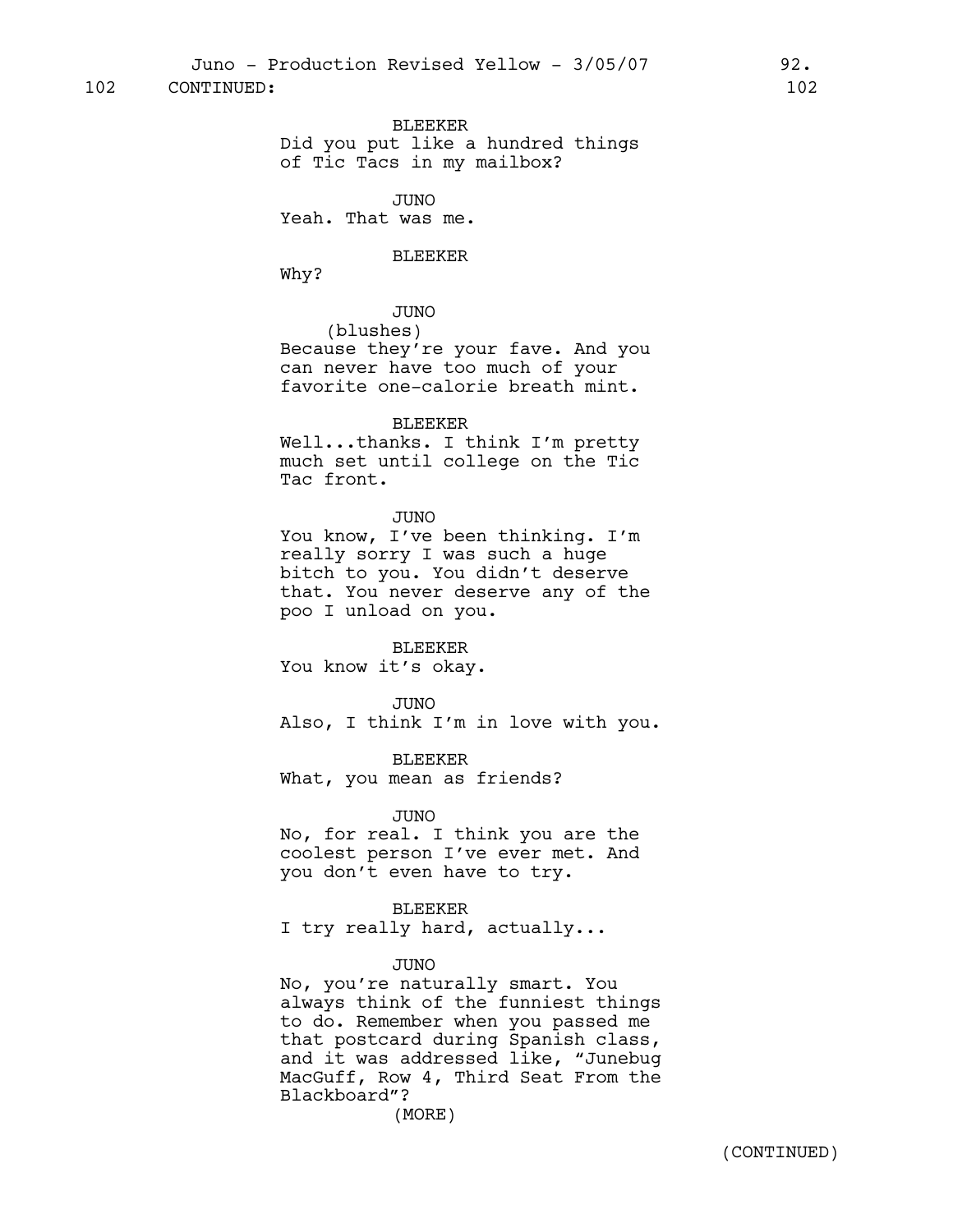102 CONTINUED: 102

BLEEKER
Did you put like a hundred things of Tic Tacs in my mailbox?

JUNO
Yeah. That was me.

BLEEKER
Why?

JUNO
(blushes)
Because they're your fave. And you can never have too much of your favorite one-calorie breath mint.

BLEEKER
Well...thanks. I think I'm pretty much set until college on the Tic Tac front.

JUNO
You know, I've been thinking. I'm really sorry I was such a huge bitch to you. You didn't deserve that. You never deserve any of the poo I unload on you.

BLEEKER
You know it's okay.

JUNO
Also, I think I'm in love with you.

BLEEKER
What, you mean as friends?

JUNO
No, for real. I think you are the coolest person I've ever met. And you don't even have to try.

BLEEKER
I try really hard, actually...

JUNO
No, you're naturally smart. You always think of the funniest things to do. Remember when you passed me that postcard during Spanish class, and it was addressed like, "Junebug MacGuff, Row 4, Third Seat From the Blackboard"?
(MORE)

(CONTINUED)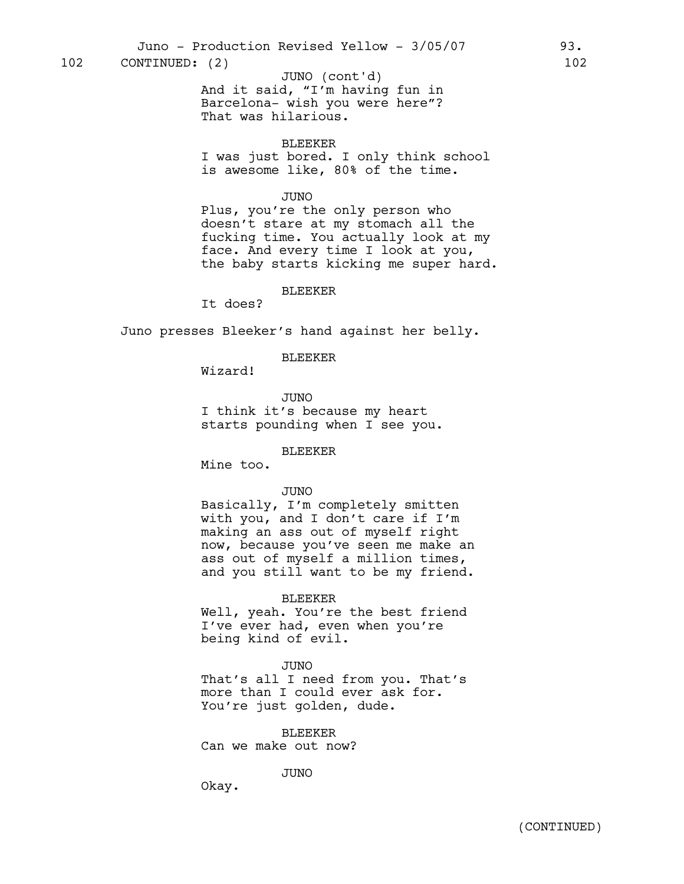102 CONTINUED: (2) 102

JUNO (cont'd)
And it said, "I'm having fun in Barcelona- wish you were here"? That was hilarious.

BLEEKER
I was just bored. I only think school is awesome like, 80% of the time.

JUNO
Plus, you're the only person who doesn't stare at my stomach all the fucking time. You actually look at my face. And every time I look at you, the baby starts kicking me super hard.

BLEEKER
It does?

Juno presses Bleeker's hand against her belly.

BLEEKER
Wizard!

JUNO
I think it's because my heart starts pounding when I see you.

BLEEKER
Mine too.

JUNO
Basically, I'm completely smitten with you, and I don't care if I'm making an ass out of myself right now, because you've seen me make an ass out of myself a million times, and you still want to be my friend.

BLEEKER
Well, yeah. You're the best friend I've ever had, even when you're being kind of evil.

JUNO
That's all I need from you. That's more than I could ever ask for. You're just golden, dude.

BLEEKER
Can we make out now?

JUNO
Okay.

(CONTINUED)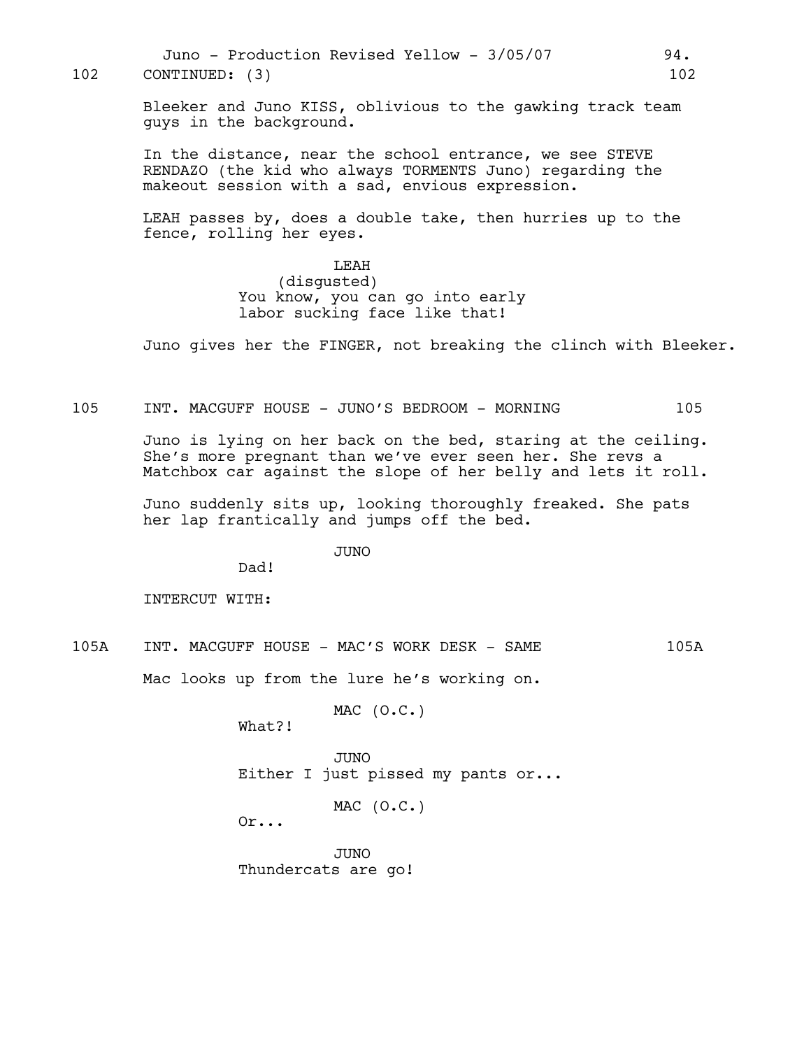102 CONTINUED: (3) 102

Bleeker and Juno KISS, oblivious to the gawking track team guys in the background.

In the distance, near the school entrance, we see STEVE RENDAZO (the kid who always TORMENTS Juno) regarding the makeout session with a sad, envious expression.

LEAH passes by, does a double take, then hurries up to the fence, rolling her eyes.

LEAH
(disgusted)
You know, you can go into early labor sucking face like that!

Juno gives her the FINGER, not breaking the clinch with Bleeker.

105 INT. MACGUFF HOUSE - JUNO'S BEDROOM - MORNING 105

Juno is lying on her back on the bed, staring at the ceiling. She's more pregnant than we've ever seen her. She revs a Matchbox car against the slope of her belly and lets it roll.

Juno suddenly sits up, looking thoroughly freaked. She pats her lap frantically and jumps off the bed.

JUNO
Dad!

INTERCUT WITH:

105A INT. MACGUFF HOUSE - MAC'S WORK DESK - SAME 105A

Mac looks up from the lure he's working on.

MAC (O.C.)
What?!

JUNO
Either I just pissed my pants or...

MAC (O.C.)
Or...

JUNO
Thundercats are go!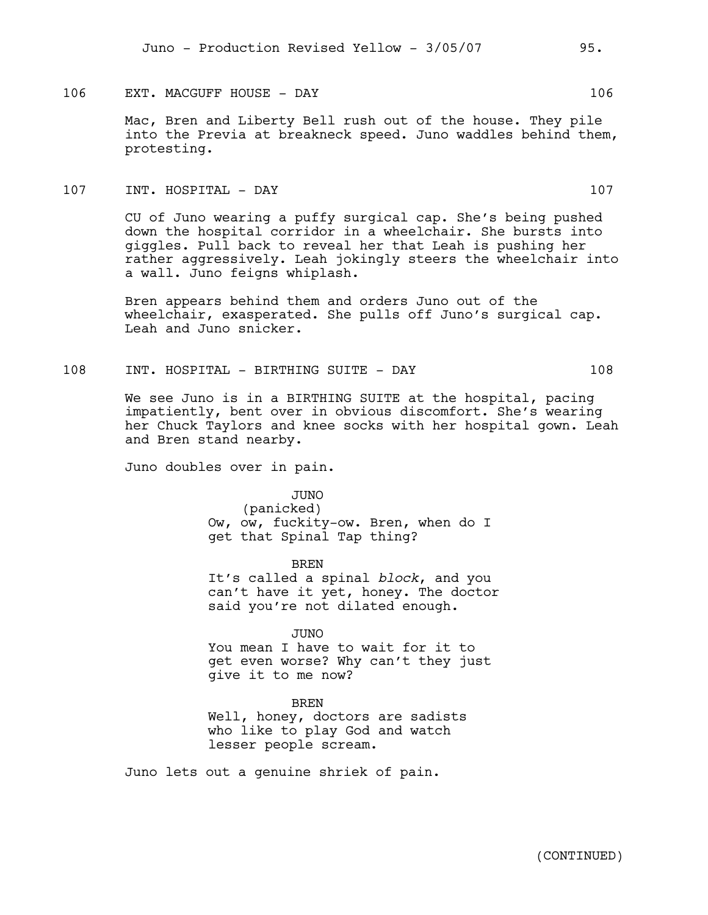106 EXT. MACGUFF HOUSE - DAY 106

Mac, Bren and Liberty Bell rush out of the house. They pile into the Previa at breakneck speed. Juno waddles behind them, protesting.

107 INT. HOSPITAL - DAY 107

CU of Juno wearing a puffy surgical cap. She's being pushed down the hospital corridor in a wheelchair. She bursts into giggles. Pull back to reveal her that Leah is pushing her rather aggressively. Leah jokingly steers the wheelchair into a wall. Juno feigns whiplash.

Bren appears behind them and orders Juno out of the wheelchair, exasperated. She pulls off Juno's surgical cap. Leah and Juno snicker.

108 INT. HOSPITAL - BIRTHING SUITE - DAY 108

We see Juno is in a BIRTHING SUITE at the hospital, pacing impatiently, bent over in obvious discomfort. She's wearing her Chuck Taylors and knee socks with her hospital gown. Leah and Bren stand nearby.

Juno doubles over in pain.

JUNO
(panicked)
Ow, ow, fuckity-ow. Bren, when do I get that Spinal Tap thing?

BREN
It's called a spinal *block*, and you can't have it yet, honey. The doctor said you're not dilated enough.

JUNO
You mean I have to wait for it to get even worse? Why can't they just give it to me now?

BREN
Well, honey, doctors are sadists who like to play God and watch lesser people scream.

Juno lets out a genuine shriek of pain.

(CONTINUED)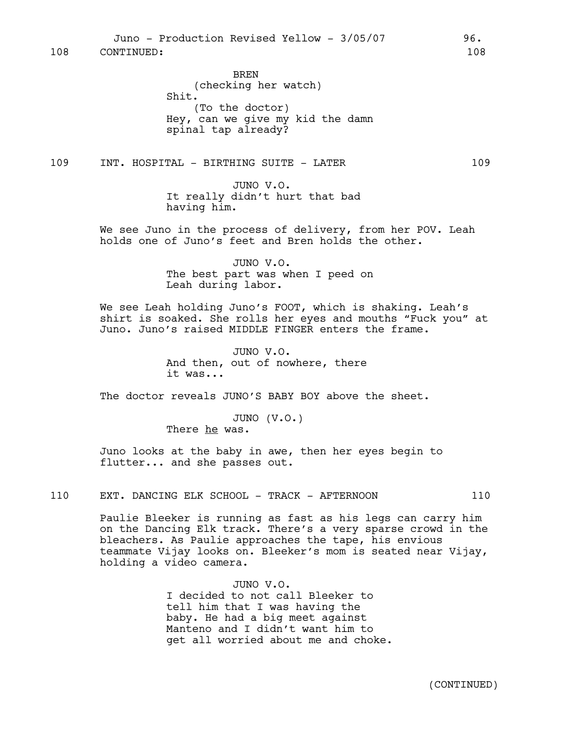108 CONTINUED: 108

BREN
(checking her watch)
Shit.
(To the doctor)
Hey, can we give my kid the damn spinal tap already?

109 INT. HOSPITAL - BIRTHING SUITE - LATER 109

JUNO V.O.
It really didn't hurt that bad having him.

We see Juno in the process of delivery, from her POV. Leah holds one of Juno's feet and Bren holds the other.

JUNO V.O.
The best part was when I peed on Leah during labor.

We see Leah holding Juno's FOOT, which is shaking. Leah's shirt is soaked. She rolls her eyes and mouths "Fuck you" at Juno. Juno's raised MIDDLE FINGER enters the frame.

JUNO V.O.
And then, out of nowhere, there it was...

The doctor reveals JUNO'S BABY BOY above the sheet.

JUNO (V.O.)
There <u>he</u> was.

Juno looks at the baby in awe, then her eyes begin to flutter... and she passes out.

110 EXT. DANCING ELK SCHOOL - TRACK - AFTERNOON 110

Paulie Bleeker is running as fast as his legs can carry him on the Dancing Elk track. There's a very sparse crowd in the bleachers. As Paulie approaches the tape, his envious teammate Vijay looks on. Bleeker's mom is seated near Vijay, holding a video camera.

JUNO V.O.
I decided to not call Bleeker to tell him that I was having the baby. He had a big meet against Manteno and I didn't want him to get all worried about me and choke.

(CONTINUED)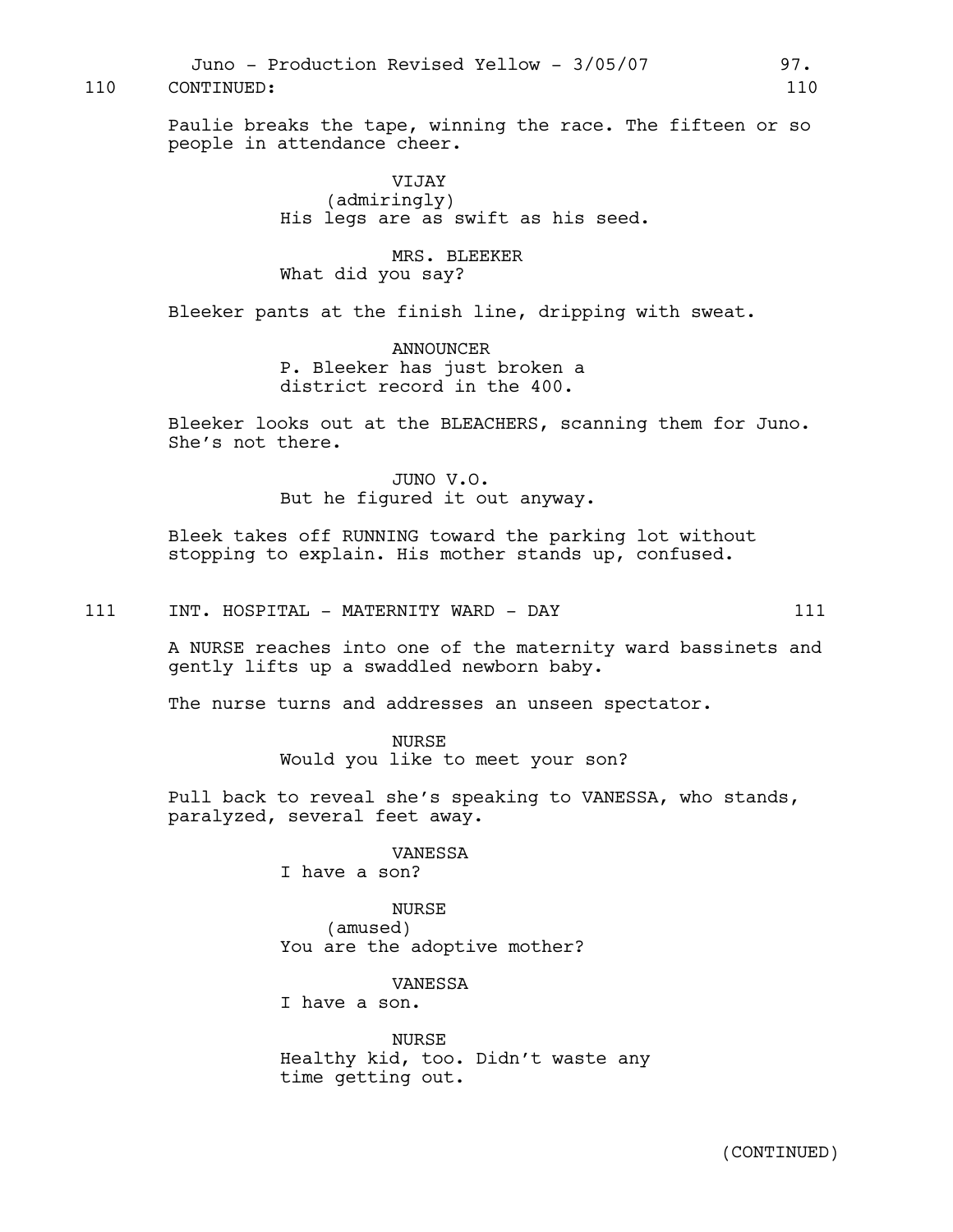110 CONTINUED: 110

Paulie breaks the tape, winning the race. The fifteen or so people in attendance cheer.

VIJAY
(admiringly)
His legs are as swift as his seed.

MRS. BLEEKER
What did you say?

Bleeker pants at the finish line, dripping with sweat.

ANNOUNCER
P. Bleeker has just broken a district record in the 400.

Bleeker looks out at the BLEACHERS, scanning them for Juno. She's not there.

JUNO V.O.
But he figured it out anyway.

Bleek takes off RUNNING toward the parking lot without stopping to explain. His mother stands up, confused.

111 INT. HOSPITAL - MATERNITY WARD - DAY 111

A NURSE reaches into one of the maternity ward bassinets and gently lifts up a swaddled newborn baby.

The nurse turns and addresses an unseen spectator.

NURSE
Would you like to meet your son?

Pull back to reveal she's speaking to VANESSA, who stands, paralyzed, several feet away.

VANESSA
I have a son?

NURSE
(amused)
You are the adoptive mother?

VANESSA
I have a son.

NURSE
Healthy kid, too. Didn't waste any time getting out.

(CONTINUED)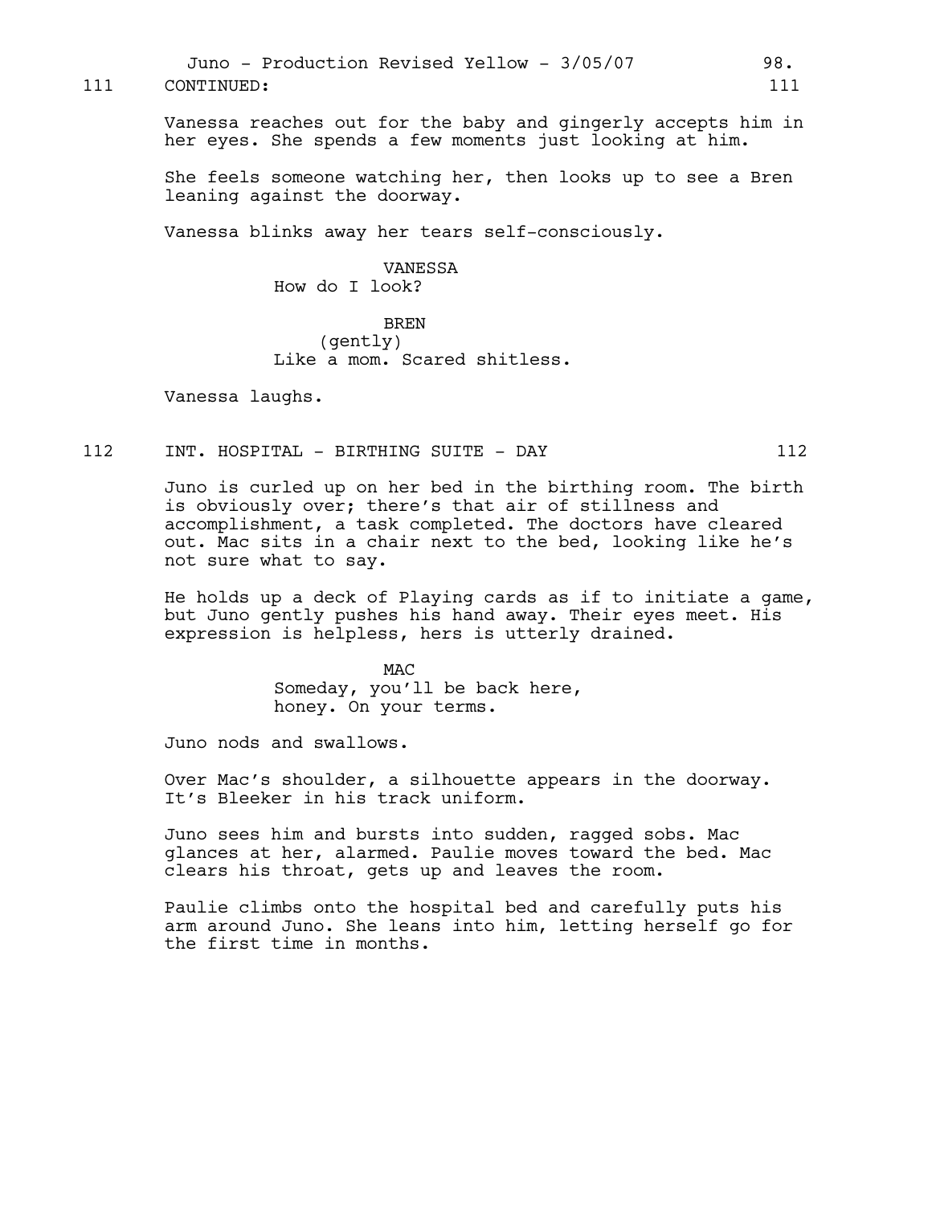111 CONTINUED: 111

Vanessa reaches out for the baby and gingerly accepts him in her eyes. She spends a few moments just looking at him.

She feels someone watching her, then looks up to see a Bren leaning against the doorway.

Vanessa blinks away her tears self-consciously.

VANESSA
How do I look?

BREN
(gently)
Like a mom. Scared shitless.

Vanessa laughs.

112 INT. HOSPITAL - BIRTHING SUITE - DAY 112

Juno is curled up on her bed in the birthing room. The birth is obviously over; there's that air of stillness and accomplishment, a task completed. The doctors have cleared out. Mac sits in a chair next to the bed, looking like he's not sure what to say.

He holds up a deck of Playing cards as if to initiate a game, but Juno gently pushes his hand away. Their eyes meet. His expression is helpless, hers is utterly drained.

MAC
Someday, you'll be back here, honey. On your terms.

Juno nods and swallows.

Over Mac's shoulder, a silhouette appears in the doorway. It's Bleeker in his track uniform.

Juno sees him and bursts into sudden, ragged sobs. Mac glances at her, alarmed. Paulie moves toward the bed. Mac clears his throat, gets up and leaves the room.

Paulie climbs onto the hospital bed and carefully puts his arm around Juno. She leans into him, letting herself go for the first time in months.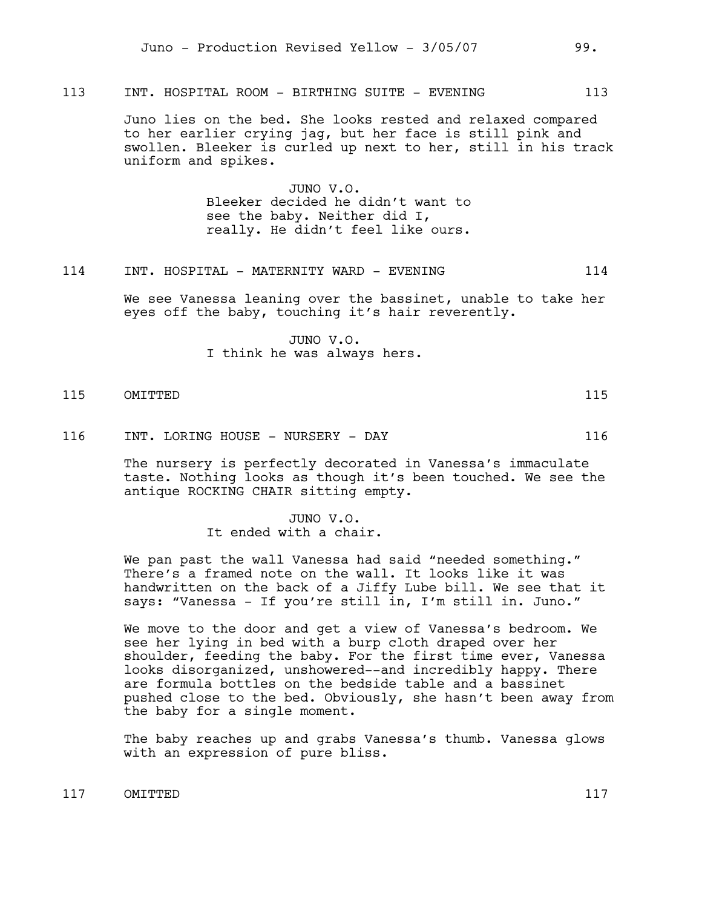113 INT. HOSPITAL ROOM - BIRTHING SUITE - EVENING 113

Juno lies on the bed. She looks rested and relaxed compared to her earlier crying jag, but her face is still pink and swollen. Bleeker is curled up next to her, still in his track uniform and spikes.

JUNO V.O.
Bleeker decided he didn't want to see the baby. Neither did I, really. He didn't feel like ours.

114 INT. HOSPITAL - MATERNITY WARD - EVENING 114

We see Vanessa leaning over the bassinet, unable to take her eyes off the baby, touching it's hair reverently.

JUNO V.O.
I think he was always hers.

115 OMITTED 115

116 INT. LORING HOUSE - NURSERY - DAY 116

The nursery is perfectly decorated in Vanessa's immaculate taste. Nothing looks as though it's been touched. We see the antique ROCKING CHAIR sitting empty.

JUNO V.O.
It ended with a chair.

We pan past the wall Vanessa had said "needed something." There's a framed note on the wall. It looks like it was handwritten on the back of a Jiffy Lube bill. We see that it says: "Vanessa - If you're still in, I'm still in. Juno."

We move to the door and get a view of Vanessa's bedroom. We see her lying in bed with a burp cloth draped over her shoulder, feeding the baby. For the first time ever, Vanessa looks disorganized, unshowered--and incredibly happy. There are formula bottles on the bedside table and a bassinet pushed close to the bed. Obviously, she hasn't been away from the baby for a single moment.

The baby reaches up and grabs Vanessa's thumb. Vanessa glows with an expression of pure bliss.

117 OMITTED 117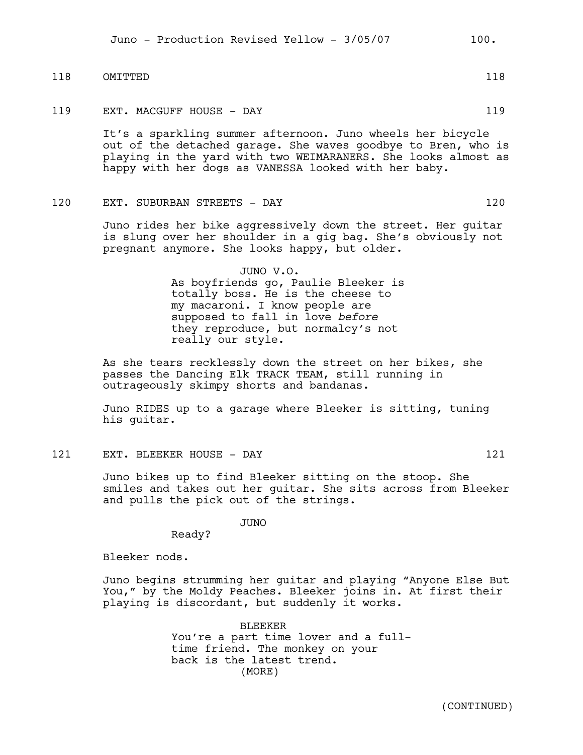118 OMITTED 118

119 EXT. MACGUFF HOUSE - DAY 119

It's a sparkling summer afternoon. Juno wheels her bicycle out of the detached garage. She waves goodbye to Bren, who is playing in the yard with two WEIMARANERS. She looks almost as happy with her dogs as VANESSA looked with her baby.

120 EXT. SUBURBAN STREETS - DAY 120

Juno rides her bike aggressively down the street. Her guitar is slung over her shoulder in a gig bag. She's obviously not pregnant anymore. She looks happy, but older.

JUNO V.O.
As boyfriends go, Paulie Bleeker is totally boss. He is the cheese to my macaroni. I know people are supposed to fall in love *before* they reproduce, but normalcy's not really our style.

As she tears recklessly down the street on her bikes, she passes the Dancing Elk TRACK TEAM, still running in outrageously skimpy shorts and bandanas.

Juno RIDES up to a garage where Bleeker is sitting, tuning his guitar.

121 EXT. BLEEKER HOUSE - DAY 121

Juno bikes up to find Bleeker sitting on the stoop. She smiles and takes out her guitar. She sits across from Bleeker and pulls the pick out of the strings.

JUNO
Ready?

Bleeker nods.

Juno begins strumming her guitar and playing "Anyone Else But You," by the Moldy Peaches. Bleeker joins in. At first their playing is discordant, but suddenly it works.

BLEEKER
You're a part time lover and a full-time friend. The monkey on your back is the latest trend.
(MORE)

(CONTINUED)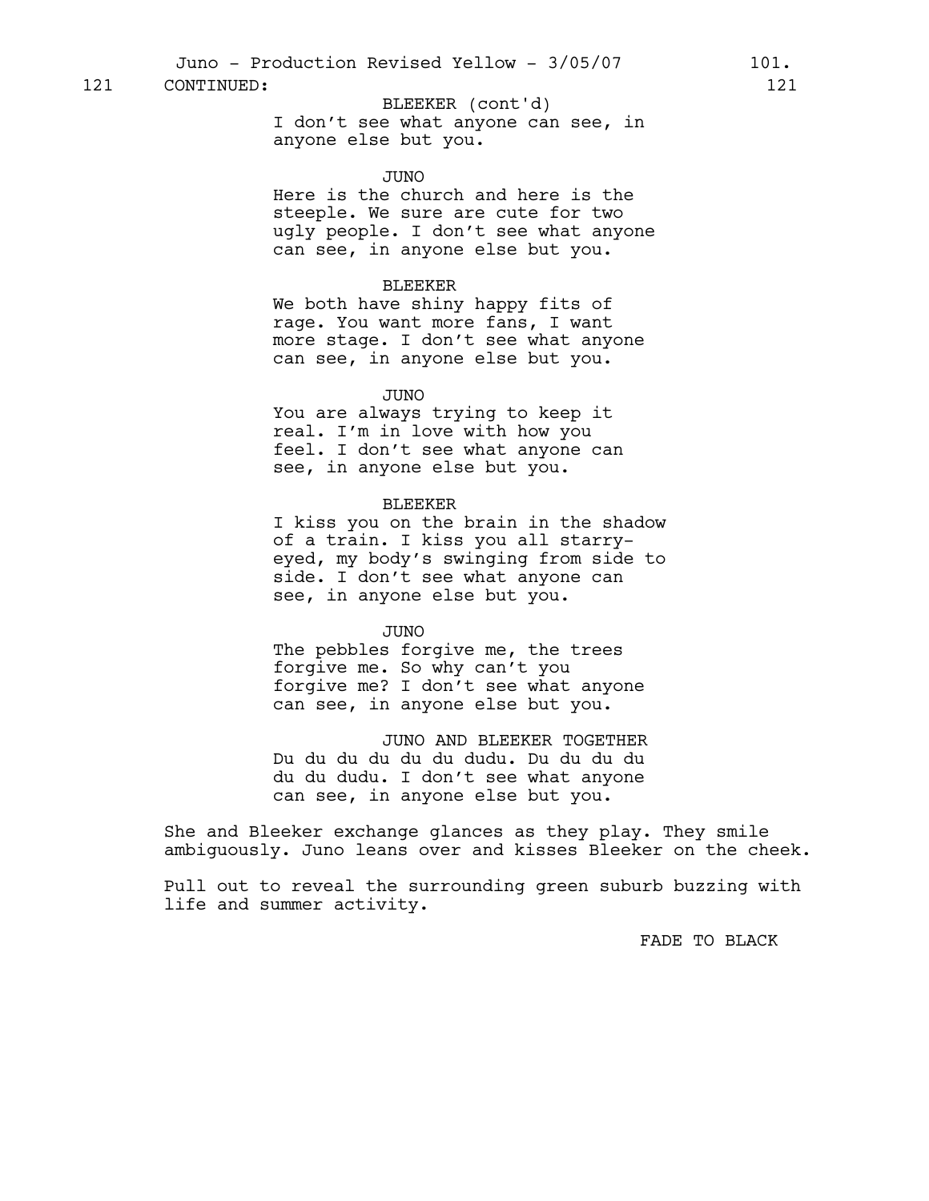121 CONTINUED: 121

BLEEKER (cont'd)
I don't see what anyone can see, in anyone else but you.

JUNO
Here is the church and here is the steeple. We sure are cute for two ugly people. I don't see what anyone can see, in anyone else but you.

BLEEKER
We both have shiny happy fits of rage. You want more fans, I want more stage. I don't see what anyone can see, in anyone else but you.

JUNO
You are always trying to keep it real. I'm in love with how you feel. I don't see what anyone can see, in anyone else but you.

BLEEKER
I kiss you on the brain in the shadow of a train. I kiss you all starry-eyed, my body's swinging from side to side. I don't see what anyone can see, in anyone else but you.

JUNO
The pebbles forgive me, the trees forgive me. So why can't you forgive me? I don't see what anyone can see, in anyone else but you.

JUNO AND BLEEKER TOGETHER
Du du du du du du dudu. Du du du du du du dudu. I don't see what anyone can see, in anyone else but you.

She and Bleeker exchange glances as they play. They smile ambiguously. Juno leans over and kisses Bleeker on the cheek.

Pull out to reveal the surrounding green suburb buzzing with life and summer activity.

FADE TO BLACK